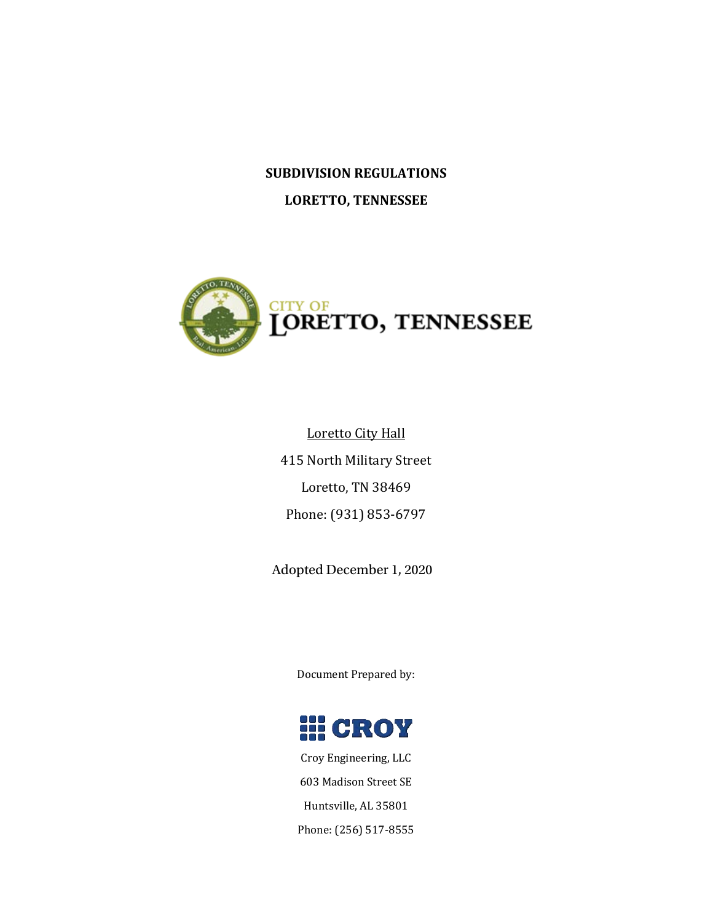# SUBDIVISION REGULATIONS

# LORETTO, TENNESSEE

CITY OF
LORETTO, TENNESSEE

Loretto City Hall

415 North Military Street

Loretto, TN 38469

Phone: (931) 853-6797

Adopted December 1, 2020

Document Prepared by:

CROY

Croy Engineering, LLC

603 Madison Street SE

Huntsville, AL 35801

Phone: (256) 517-8555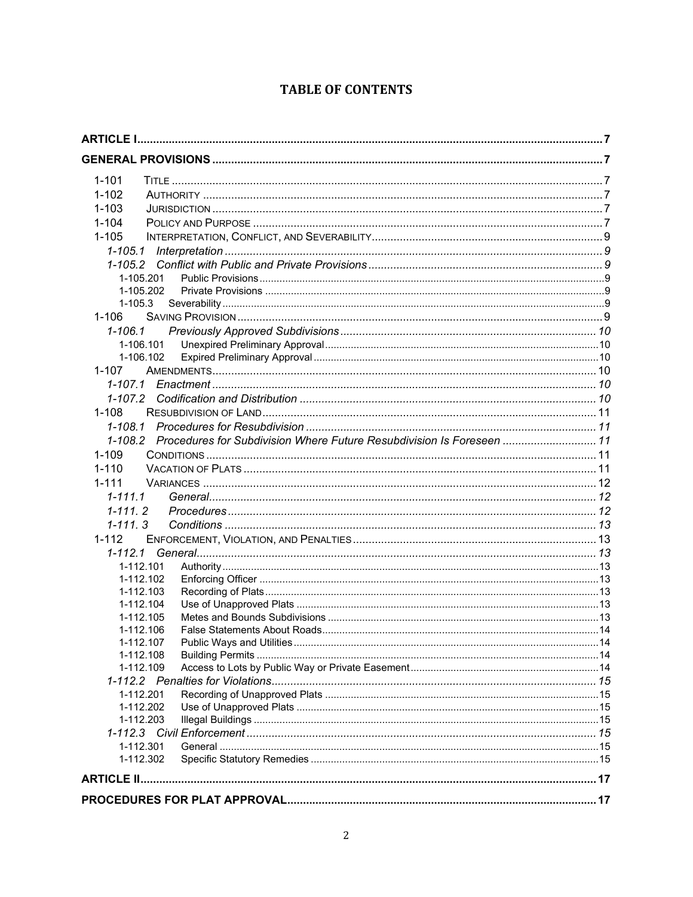# TABLE OF CONTENTS

**ARTICLE I** ........................................................................................................ 7

**GENERAL PROVISIONS** ........................................................................................ 7

- 1-101 TITLE ........................................................................................................ 7
- 1-102 AUTHORITY ............................................................................................... 7
- 1-103 JURISDICTION ........................................................................................... 7
- 1-104 POLICY AND PURPOSE ............................................................................... 7
- 1-105 INTERPRETATION, CONFLICT, AND SEVERABILITY ........................................ 9
  - *1-105.1 Interpretation* ........................................................................ 9
  - *1-105.2 Conflict with Public and Private Provisions* ........................................ 9
    - 1-105.201 Public Provisions ........................................................... 9
    - 1-105.202 Private Provisions .......................................................... 9
    - 1-105.3 Severability ..................................................................... 9
- 1-106 SAVING PROVISION ..................................................................................... 9
  - *1-106.1 Previously Approved Subdivisions* ..................................................... 10
    - 1-106.101 Unexpired Preliminary Approval ........................................ 10
    - 1-106.102 Expired Preliminary Approval ........................................... 10
- 1-107 AMENDMENTS ............................................................................................ 10
  - *1-107.1 Enactment* ........................................................................... 10
  - *1-107.2 Codification and Distribution* ........................................................ 10
- 1-108 RESUBDIVISION OF LAND ............................................................................ 11
  - *1-108.1 Procedures for Resubdivision* ......................................................... 11
  - *1-108.2 Procedures for Subdivision Where Future Resubdivision Is Foreseen* ........... 11
- 1-109 CONDITIONS .............................................................................................. 11
- 1-110 VACATION OF PLATS .................................................................................. 11
- 1-111 VARIANCES ............................................................................................... 12
  - *1-111.1 General* ............................................................................... 12
  - *1-111. 2 Procedures* .......................................................................... 12
  - *1-111. 3 Conditions* .......................................................................... 13
- 1-112 ENFORCEMENT, VIOLATION, AND PENALTIES ............................................... 13
  - *1-112.1 General* ............................................................................... 13
    - 1-112.101 Authority ..................................................................... 13
    - 1-112.102 Enforcing Officer ........................................................... 13
    - 1-112.103 Recording of Plats ......................................................... 13
    - 1-112.104 Use of Unapproved Plats ................................................. 13
    - 1-112.105 Metes and Bounds Subdivisions ........................................ 13
    - 1-112.106 False Statements About Roads .......................................... 14
    - 1-112.107 Public Ways and Utilities .................................................. 14
    - 1-112.108 Building Permits ............................................................ 14
    - 1-112.109 Access to Lots by Public Way or Private Easement ................ 14
  - *1-112.2 Penalties for Violations* ............................................................... 15
    - 1-112.201 Recording of Unapproved Plats ......................................... 15
    - 1-112.202 Use of Unapproved Plats ................................................. 15
    - 1-112.203 Illegal Buildings ............................................................ 15
  - *1-112.3 Civil Enforcement* ...................................................................... 15
    - 1-112.301 General ....................................................................... 15
    - 1-112.302 Specific Statutory Remedies ............................................. 15

**ARTICLE II** ....................................................................................................... 17

**PROCEDURES FOR PLAT APPROVAL** ................................................................... 17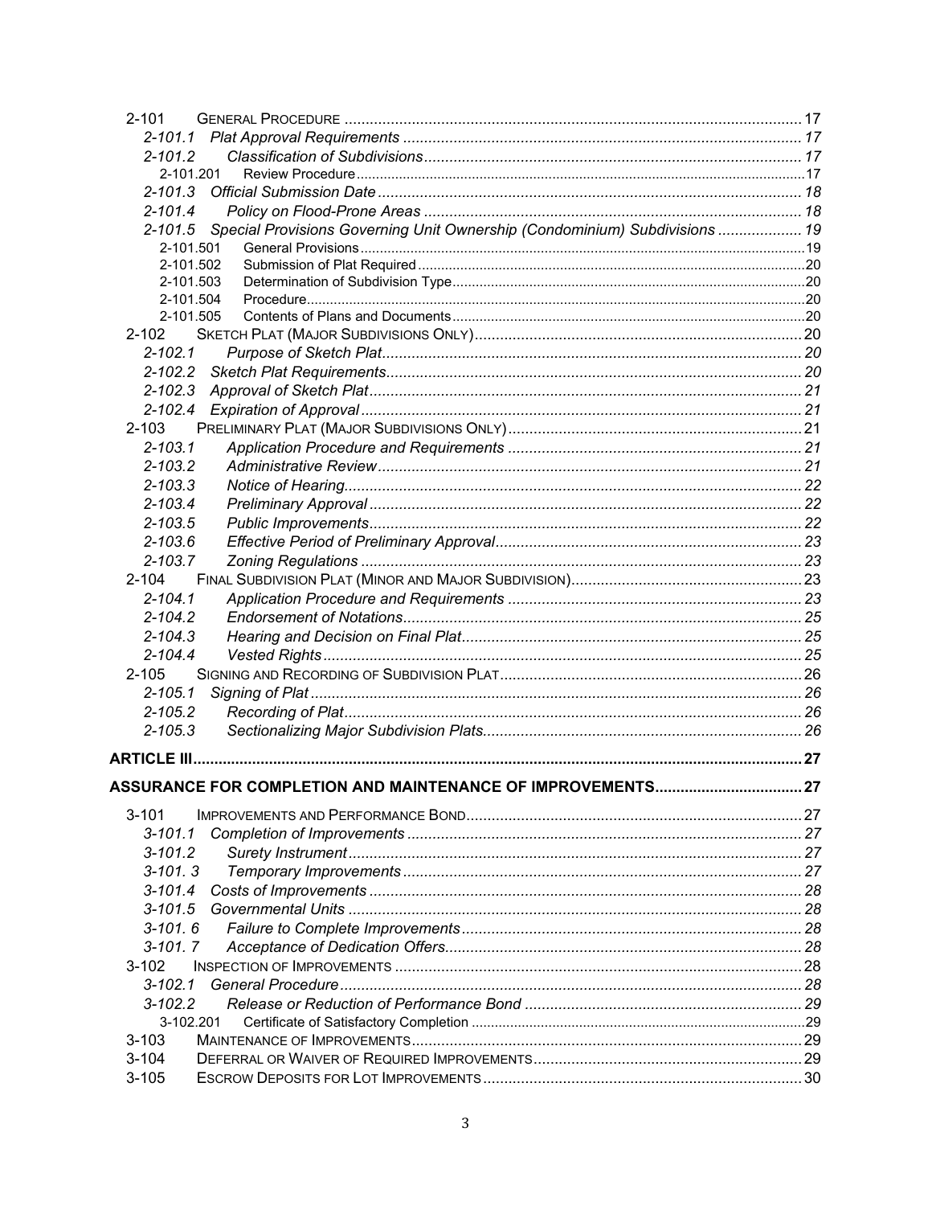2-101 General Procedure ..... 17

*2-101.1 Plat Approval Requirements* ..... 17

*2-101.2 Classification of Subdivisions* ..... 17

2-101.201 Review Procedure ..... 17

*2-101.3 Official Submission Date* ..... 18

*2-101.4 Policy on Flood-Prone Areas* ..... 18

*2-101.5 Special Provisions Governing Unit Ownership (Condominium) Subdivisions* ..... 19

2-101.501 General Provisions ..... 19

2-101.502 Submission of Plat Required ..... 20

2-101.503 Determination of Subdivision Type ..... 20

2-101.504 Procedure ..... 20

2-101.505 Contents of Plans and Documents ..... 20

2-102 Sketch Plat (Major Subdivisions Only) ..... 20

*2-102.1 Purpose of Sketch Plat* ..... 20

*2-102.2 Sketch Plat Requirements* ..... 20

*2-102.3 Approval of Sketch Plat* ..... 21

*2-102.4 Expiration of Approval* ..... 21

2-103 Preliminary Plat (Major Subdivisions Only) ..... 21

*2-103.1 Application Procedure and Requirements* ..... 21

*2-103.2 Administrative Review* ..... 21

*2-103.3 Notice of Hearing* ..... 22

*2-103.4 Preliminary Approval* ..... 22

*2-103.5 Public Improvements* ..... 22

*2-103.6 Effective Period of Preliminary Approval* ..... 23

*2-103.7 Zoning Regulations* ..... 23

2-104 Final Subdivision Plat (Minor and Major Subdivision) ..... 23

*2-104.1 Application Procedure and Requirements* ..... 23

*2-104.2 Endorsement of Notations* ..... 25

*2-104.3 Hearing and Decision on Final Plat* ..... 25

*2-104.4 Vested Rights* ..... 25

2-105 Signing and Recording of Subdivision Plat ..... 26

*2-105.1 Signing of Plat* ..... 26

*2-105.2 Recording of Plat* ..... 26

*2-105.3 Sectionalizing Major Subdivision Plats* ..... 26

**ARTICLE III** ..... **27**

**ASSURANCE FOR COMPLETION AND MAINTENANCE OF IMPROVEMENTS** ..... **27**

3-101 Improvements and Performance Bond ..... 27

*3-101.1 Completion of Improvements* ..... 27

*3-101.2 Surety Instrument* ..... 27

*3-101. 3 Temporary Improvements* ..... 27

*3-101.4 Costs of Improvements* ..... 28

*3-101.5 Governmental Units* ..... 28

*3-101. 6 Failure to Complete Improvements* ..... 28

*3-101. 7 Acceptance of Dedication Offers* ..... 28

3-102 Inspection of Improvements ..... 28

*3-102.1 General Procedure* ..... 28

*3-102.2 Release or Reduction of Performance Bond* ..... 29

3-102.201 Certificate of Satisfactory Completion ..... 29

3-103 Maintenance of Improvements ..... 29

3-104 Deferral or Waiver of Required Improvements ..... 29

3-105 Escrow Deposits for Lot Improvements ..... 30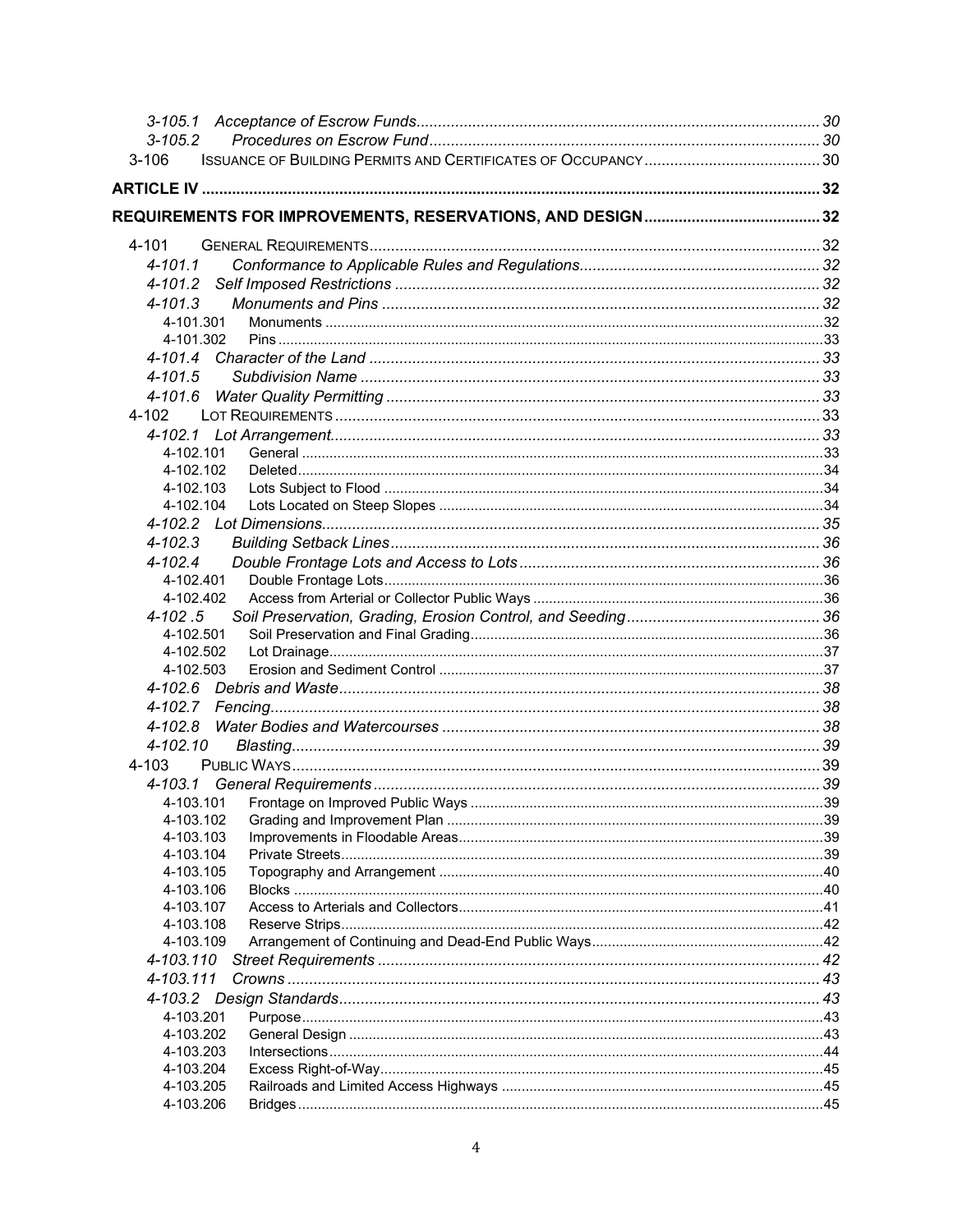3-105.1 Acceptance of Escrow Funds ........ 30
3-105.2 Procedures on Escrow Fund ........ 30
3-106 ISSUANCE OF BUILDING PERMITS AND CERTIFICATES OF OCCUPANCY ........ 30

**ARTICLE IV** ........ 32

**REQUIREMENTS FOR IMPROVEMENTS, RESERVATIONS, AND DESIGN** ........ 32

4-101 GENERAL REQUIREMENTS ........ 32
- *4-101.1 Conformance to Applicable Rules and Regulations* ........ 32
- *4-101.2 Self Imposed Restrictions* ........ 32
- *4-101.3 Monuments and Pins* ........ 32
  - 4-101.301 Monuments ........ 32
  - 4-101.302 Pins ........ 33
- *4-101.4 Character of the Land* ........ 33
- *4-101.5 Subdivision Name* ........ 33
- *4-101.6 Water Quality Permitting* ........ 33

4-102 LOT REQUIREMENTS ........ 33
- *4-102.1 Lot Arrangement* ........ 33
  - 4-102.101 General ........ 33
  - 4-102.102 Deleted ........ 34
  - 4-102.103 Lots Subject to Flood ........ 34
  - 4-102.104 Lots Located on Steep Slopes ........ 34
- *4-102.2 Lot Dimensions* ........ 35
- *4-102.3 Building Setback Lines* ........ 36
- *4-102.4 Double Frontage Lots and Access to Lots* ........ 36
  - 4-102.401 Double Frontage Lots ........ 36
  - 4-102.402 Access from Arterial or Collector Public Ways ........ 36
- *4-102 .5 Soil Preservation, Grading, Erosion Control, and Seeding* ........ 36
  - 4-102.501 Soil Preservation and Final Grading ........ 36
  - 4-102.502 Lot Drainage ........ 37
  - 4-102.503 Erosion and Sediment Control ........ 37
- *4-102.6 Debris and Waste* ........ 38
- *4-102.7 Fencing* ........ 38
- *4-102.8 Water Bodies and Watercourses* ........ 38
- *4-102.10 Blasting* ........ 39

4-103 PUBLIC WAYS ........ 39
- *4-103.1 General Requirements* ........ 39
  - 4-103.101 Frontage on Improved Public Ways ........ 39
  - 4-103.102 Grading and Improvement Plan ........ 39
  - 4-103.103 Improvements in Floodable Areas ........ 39
  - 4-103.104 Private Streets ........ 39
  - 4-103.105 Topography and Arrangement ........ 40
  - 4-103.106 Blocks ........ 40
  - 4-103.107 Access to Arterials and Collectors ........ 41
  - 4-103.108 Reserve Strips ........ 42
  - 4-103.109 Arrangement of Continuing and Dead-End Public Ways ........ 42
- *4-103.110 Street Requirements* ........ 42
- *4-103.111 Crowns* ........ 43
- *4-103.2 Design Standards* ........ 43
  - 4-103.201 Purpose ........ 43
  - 4-103.202 General Design ........ 43
  - 4-103.203 Intersections ........ 44
  - 4-103.204 Excess Right-of-Way ........ 45
  - 4-103.205 Railroads and Limited Access Highways ........ 45
  - 4-103.206 Bridges ........ 45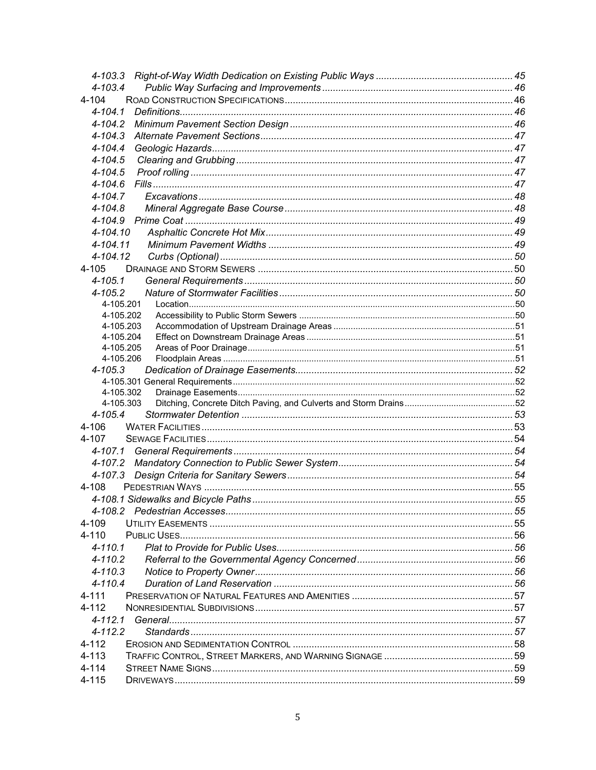4-103.3 Right-of-Way Width Dedication on Existing Public Ways ........ 45
4-103.4 Public Way Surfacing and Improvements ........ 46
4-104 ROAD CONSTRUCTION SPECIFICATIONS ........ 46
4-104.1 Definitions ........ 46
4-104.2 Minimum Pavement Section Design ........ 46
4-104.3 Alternate Pavement Sections ........ 47
4-104.4 Geologic Hazards ........ 47
4-104.5 Clearing and Grubbing ........ 47
4-104.5 Proof rolling ........ 47
4-104.6 Fills ........ 47
4-104.7 Excavations ........ 48
4-104.8 Mineral Aggregate Base Course ........ 48
4-104.9 Prime Coat ........ 49
4-104.10 Asphaltic Concrete Hot Mix ........ 49
4-104.11 Minimum Pavement Widths ........ 49
4-104.12 Curbs (Optional) ........ 50
4-105 DRAINAGE AND STORM SEWERS ........ 50
4-105.1 General Requirements ........ 50
4-105.2 Nature of Stormwater Facilities ........ 50
4-105.201 Location ........ 50
4-105.202 Accessibility to Public Storm Sewers ........ 50
4-105.203 Accommodation of Upstream Drainage Areas ........ 51
4-105.204 Effect on Downstream Drainage Areas ........ 51
4-105.205 Areas of Poor Drainage ........ 51
4-105.206 Floodplain Areas ........ 51
4-105.3 Dedication of Drainage Easements ........ 52
4-105.301 General Requirements ........ 52
4-105.302 Drainage Easements ........ 52
4-105.303 Ditching, Concrete Ditch Paving, and Culverts and Storm Drains ........ 52
4-105.4 Stormwater Detention ........ 53
4-106 WATER FACILITIES ........ 53
4-107 SEWAGE FACILITIES ........ 54
4-107.1 General Requirements ........ 54
4-107.2 Mandatory Connection to Public Sewer System ........ 54
4-107.3 Design Criteria for Sanitary Sewers ........ 54
4-108 PEDESTRIAN WAYS ........ 55
4-108.1 Sidewalks and Bicycle Paths ........ 55
4-108.2 Pedestrian Accesses ........ 55
4-109 UTILITY EASEMENTS ........ 55
4-110 PUBLIC USES ........ 56
4-110.1 Plat to Provide for Public Uses ........ 56
4-110.2 Referral to the Governmental Agency Concerned ........ 56
4-110.3 Notice to Property Owner ........ 56
4-110.4 Duration of Land Reservation ........ 56
4-111 PRESERVATION OF NATURAL FEATURES AND AMENITIES ........ 57
4-112 NONRESIDENTIAL SUBDIVISIONS ........ 57
4-112.1 General ........ 57
4-112.2 Standards ........ 57
4-112 EROSION AND SEDIMENTATION CONTROL ........ 58
4-113 TRAFFIC CONTROL, STREET MARKERS, AND WARNING SIGNAGE ........ 59
4-114 STREET NAME SIGNS ........ 59
4-115 DRIVEWAYS ........ 59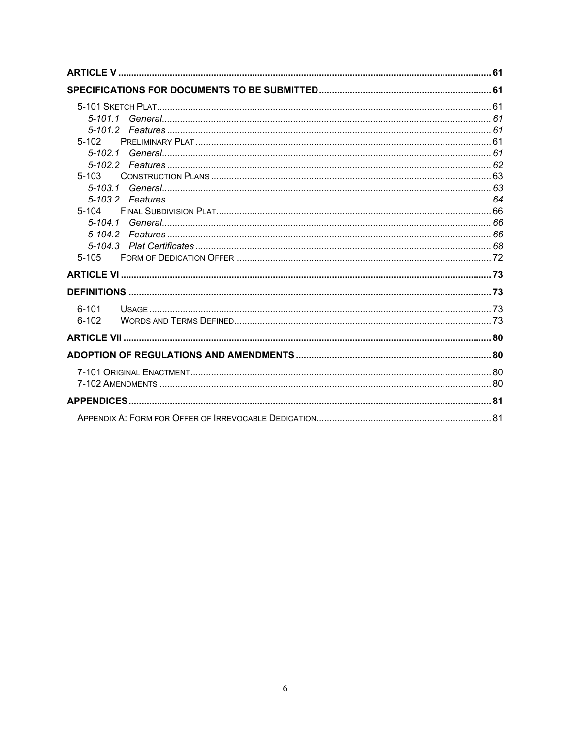**ARTICLE V** ..... 61

**SPECIFICATIONS FOR DOCUMENTS TO BE SUBMITTED** ..... 61

5-101 Sketch Plat ..... 61
- *5-101.1 General* ..... 61
- *5-101.2 Features* ..... 61

5-102 Preliminary Plat ..... 61
- *5-102.1 General* ..... 61
- *5-102.2 Features* ..... 62

5-103 Construction Plans ..... 63
- *5-103.1 General* ..... 63
- *5-103.2 Features* ..... 64

5-104 Final Subdivision Plat ..... 66
- *5-104.1 General* ..... 66
- *5-104.2 Features* ..... 66
- *5-104.3 Plat Certificates* ..... 68

5-105 Form of Dedication Offer ..... 72

**ARTICLE VI** ..... 73

**DEFINITIONS** ..... 73

6-101 Usage ..... 73
6-102 Words and Terms Defined ..... 73

**ARTICLE VII** ..... 80

**ADOPTION OF REGULATIONS AND AMENDMENTS** ..... 80

7-101 Original Enactment ..... 80
7-102 Amendments ..... 80

**APPENDICES** ..... 81

Appendix A: Form for Offer of Irrevocable Dedication ..... 81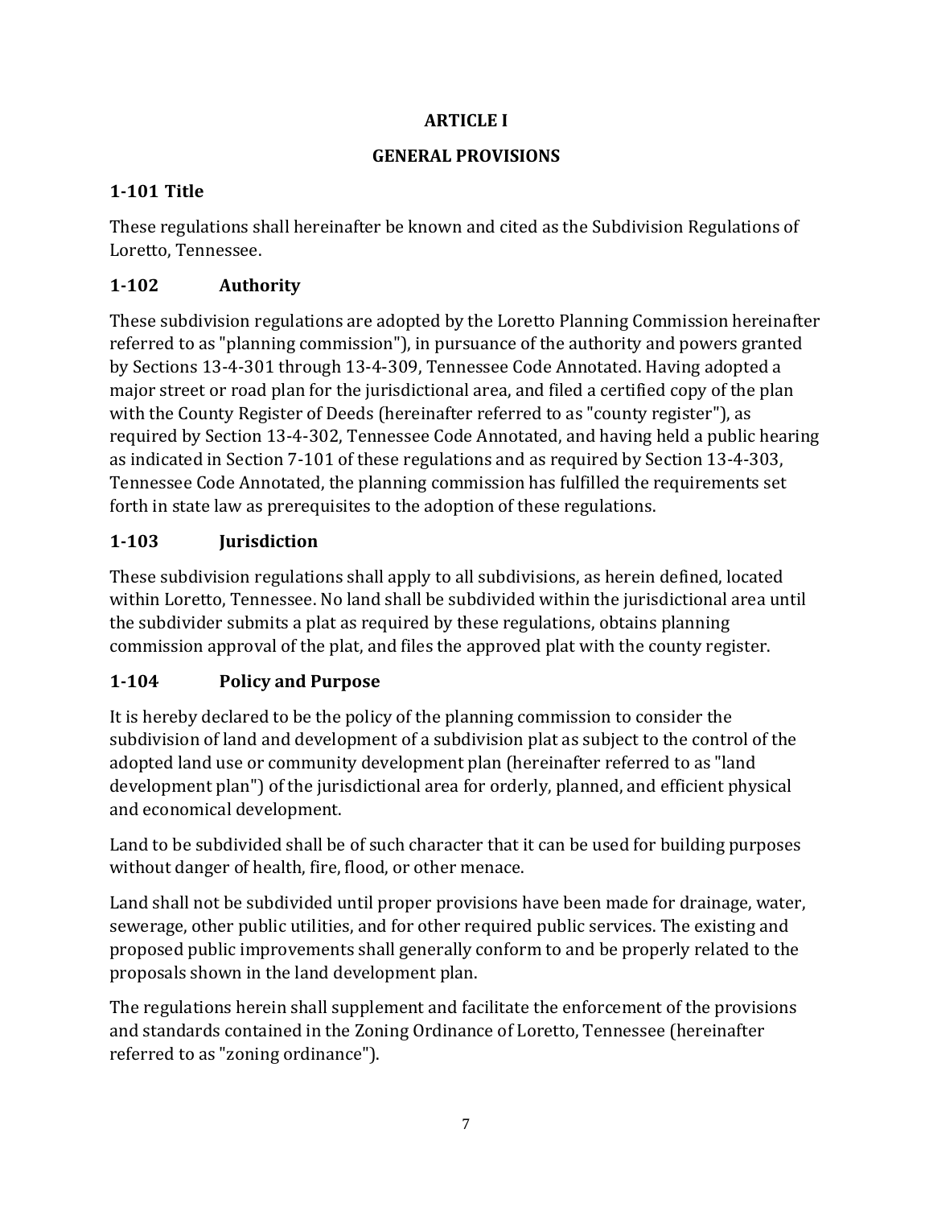# ARTICLE I

## GENERAL PROVISIONS

### 1-101 Title

These regulations shall hereinafter be known and cited as the Subdivision Regulations of Loretto, Tennessee.

### 1-102 Authority

These subdivision regulations are adopted by the Loretto Planning Commission hereinafter referred to as "planning commission"), in pursuance of the authority and powers granted by Sections 13-4-301 through 13-4-309, Tennessee Code Annotated. Having adopted a major street or road plan for the jurisdictional area, and filed a certified copy of the plan with the County Register of Deeds (hereinafter referred to as "county register"), as required by Section 13-4-302, Tennessee Code Annotated, and having held a public hearing as indicated in Section 7-101 of these regulations and as required by Section 13-4-303, Tennessee Code Annotated, the planning commission has fulfilled the requirements set forth in state law as prerequisites to the adoption of these regulations.

### 1-103 Jurisdiction

These subdivision regulations shall apply to all subdivisions, as herein defined, located within Loretto, Tennessee. No land shall be subdivided within the jurisdictional area until the subdivider submits a plat as required by these regulations, obtains planning commission approval of the plat, and files the approved plat with the county register.

### 1-104 Policy and Purpose

It is hereby declared to be the policy of the planning commission to consider the subdivision of land and development of a subdivision plat as subject to the control of the adopted land use or community development plan (hereinafter referred to as "land development plan") of the jurisdictional area for orderly, planned, and efficient physical and economical development.

Land to be subdivided shall be of such character that it can be used for building purposes without danger of health, fire, flood, or other menace.

Land shall not be subdivided until proper provisions have been made for drainage, water, sewerage, other public utilities, and for other required public services. The existing and proposed public improvements shall generally conform to and be properly related to the proposals shown in the land development plan.

The regulations herein shall supplement and facilitate the enforcement of the provisions and standards contained in the Zoning Ordinance of Loretto, Tennessee (hereinafter referred to as "zoning ordinance").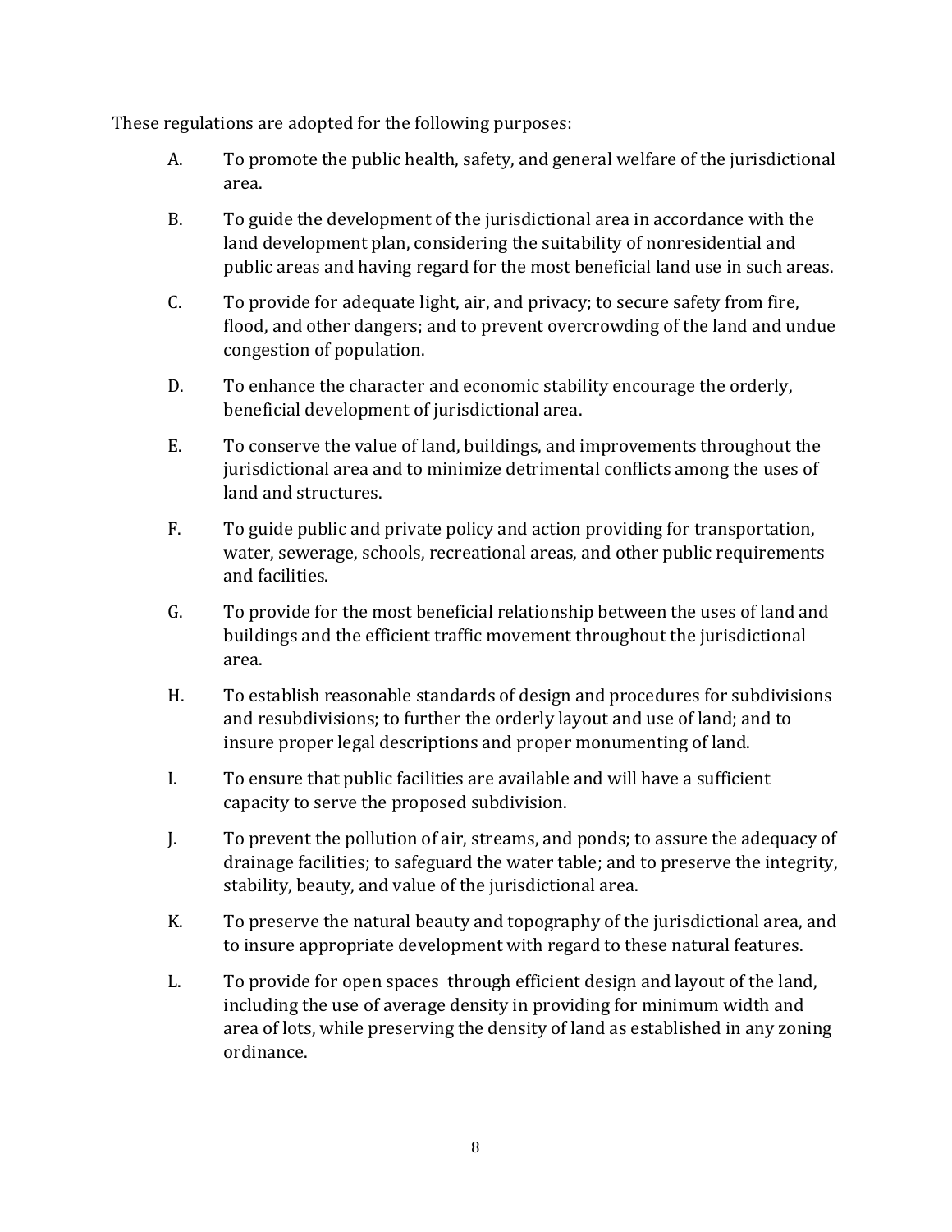These regulations are adopted for the following purposes:

A. To promote the public health, safety, and general welfare of the jurisdictional area.

B. To guide the development of the jurisdictional area in accordance with the land development plan, considering the suitability of nonresidential and public areas and having regard for the most beneficial land use in such areas.

C. To provide for adequate light, air, and privacy; to secure safety from fire, flood, and other dangers; and to prevent overcrowding of the land and undue congestion of population.

D. To enhance the character and economic stability encourage the orderly, beneficial development of jurisdictional area.

E. To conserve the value of land, buildings, and improvements throughout the jurisdictional area and to minimize detrimental conflicts among the uses of land and structures.

F. To guide public and private policy and action providing for transportation, water, sewerage, schools, recreational areas, and other public requirements and facilities.

G. To provide for the most beneficial relationship between the uses of land and buildings and the efficient traffic movement throughout the jurisdictional area.

H. To establish reasonable standards of design and procedures for subdivisions and resubdivisions; to further the orderly layout and use of land; and to insure proper legal descriptions and proper monumenting of land.

I. To ensure that public facilities are available and will have a sufficient capacity to serve the proposed subdivision.

J. To prevent the pollution of air, streams, and ponds; to assure the adequacy of drainage facilities; to safeguard the water table; and to preserve the integrity, stability, beauty, and value of the jurisdictional area.

K. To preserve the natural beauty and topography of the jurisdictional area, and to insure appropriate development with regard to these natural features.

L. To provide for open spaces through efficient design and layout of the land, including the use of average density in providing for minimum width and area of lots, while preserving the density of land as established in any zoning ordinance.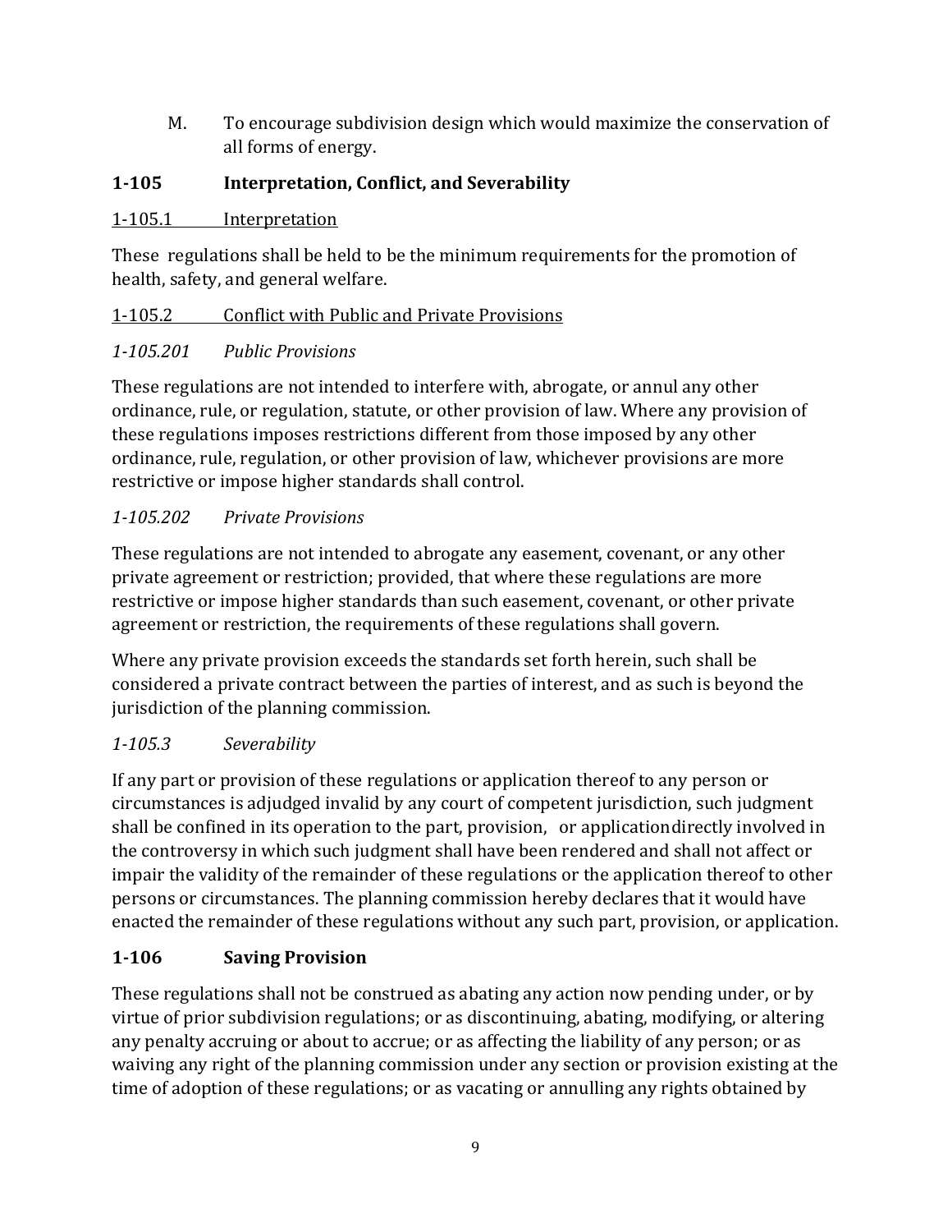M. To encourage subdivision design which would maximize the conservation of all forms of energy.

## 1-105 Interpretation, Conflict, and Severability

1-105.1 Interpretation

These regulations shall be held to be the minimum requirements for the promotion of health, safety, and general welfare.

1-105.2 Conflict with Public and Private Provisions

*1-105.201 Public Provisions*

These regulations are not intended to interfere with, abrogate, or annul any other ordinance, rule, or regulation, statute, or other provision of law. Where any provision of these regulations imposes restrictions different from those imposed by any other ordinance, rule, regulation, or other provision of law, whichever provisions are more restrictive or impose higher standards shall control.

*1-105.202 Private Provisions*

These regulations are not intended to abrogate any easement, covenant, or any other private agreement or restriction; provided, that where these regulations are more restrictive or impose higher standards than such easement, covenant, or other private agreement or restriction, the requirements of these regulations shall govern.

Where any private provision exceeds the standards set forth herein, such shall be considered a private contract between the parties of interest, and as such is beyond the jurisdiction of the planning commission.

*1-105.3 Severability*

If any part or provision of these regulations or application thereof to any person or circumstances is adjudged invalid by any court of competent jurisdiction, such judgment shall be confined in its operation to the part, provision, or applicationdirectly involved in the controversy in which such judgment shall have been rendered and shall not affect or impair the validity of the remainder of these regulations or the application thereof to other persons or circumstances. The planning commission hereby declares that it would have enacted the remainder of these regulations without any such part, provision, or application.

## 1-106 Saving Provision

These regulations shall not be construed as abating any action now pending under, or by virtue of prior subdivision regulations; or as discontinuing, abating, modifying, or altering any penalty accruing or about to accrue; or as affecting the liability of any person; or as waiving any right of the planning commission under any section or provision existing at the time of adoption of these regulations; or as vacating or annulling any rights obtained by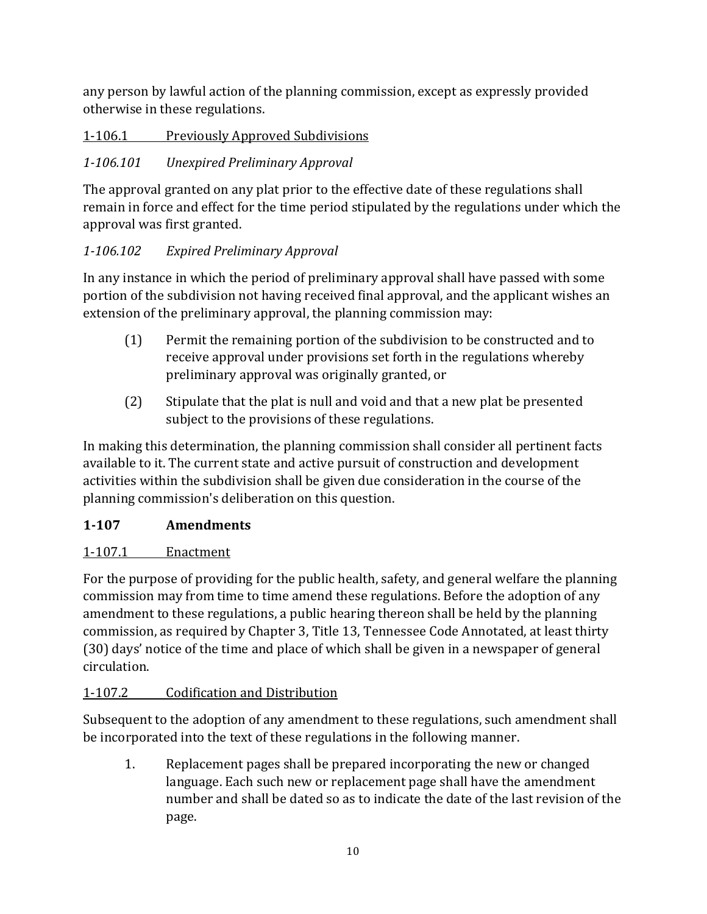any person by lawful action of the planning commission, except as expressly provided otherwise in these regulations.

<u>1-106.1 Previously Approved Subdivisions</u>

*1-106.101 Unexpired Preliminary Approval*

The approval granted on any plat prior to the effective date of these regulations shall remain in force and effect for the time period stipulated by the regulations under which the approval was first granted.

*1-106.102 Expired Preliminary Approval*

In any instance in which the period of preliminary approval shall have passed with some portion of the subdivision not having received final approval, and the applicant wishes an extension of the preliminary approval, the planning commission may:

(1) Permit the remaining portion of the subdivision to be constructed and to receive approval under provisions set forth in the regulations whereby preliminary approval was originally granted, or

(2) Stipulate that the plat is null and void and that a new plat be presented subject to the provisions of these regulations.

In making this determination, the planning commission shall consider all pertinent facts available to it. The current state and active pursuit of construction and development activities within the subdivision shall be given due consideration in the course of the planning commission's deliberation on this question.

## 1-107 Amendments

<u>1-107.1 Enactment</u>

For the purpose of providing for the public health, safety, and general welfare the planning commission may from time to time amend these regulations. Before the adoption of any amendment to these regulations, a public hearing thereon shall be held by the planning commission, as required by Chapter 3, Title 13, Tennessee Code Annotated, at least thirty (30) days' notice of the time and place of which shall be given in a newspaper of general circulation.

<u>1-107.2 Codification and Distribution</u>

Subsequent to the adoption of any amendment to these regulations, such amendment shall be incorporated into the text of these regulations in the following manner.

1. Replacement pages shall be prepared incorporating the new or changed language. Each such new or replacement page shall have the amendment number and shall be dated so as to indicate the date of the last revision of the page.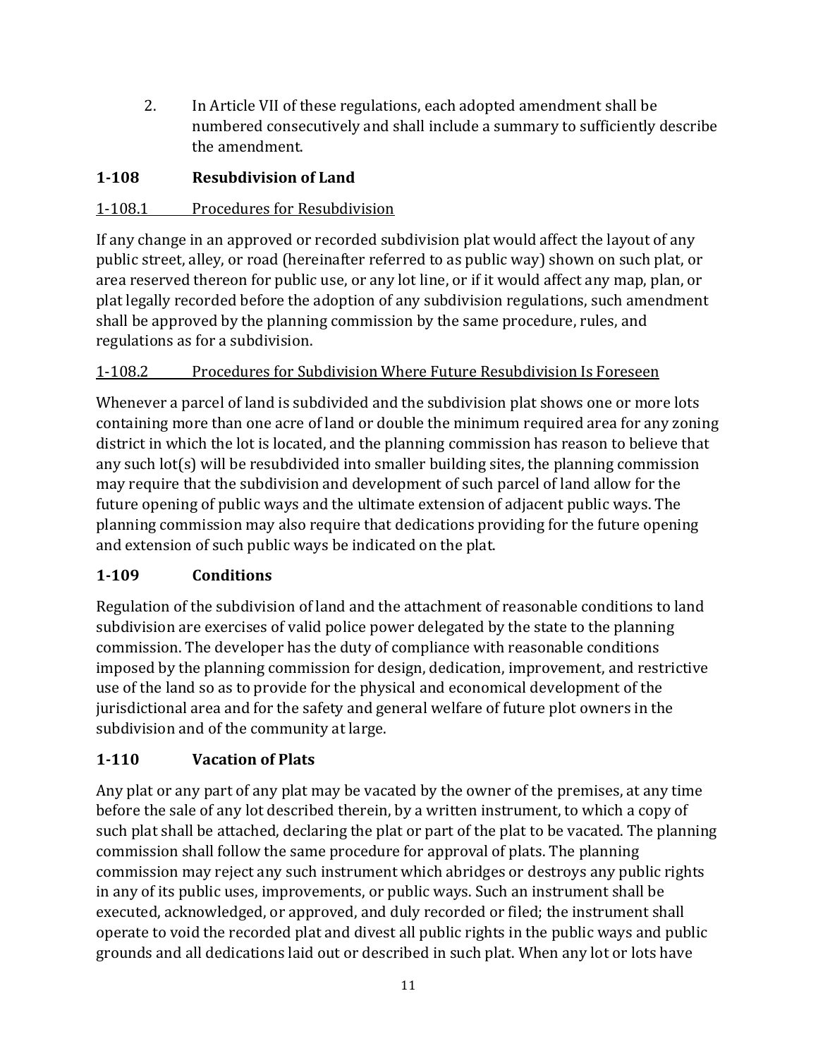2. In Article VII of these regulations, each adopted amendment shall be numbered consecutively and shall include a summary to sufficiently describe the amendment.

## 1-108 Resubdivision of Land

### 1-108.1 Procedures for Resubdivision

If any change in an approved or recorded subdivision plat would affect the layout of any public street, alley, or road (hereinafter referred to as public way) shown on such plat, or area reserved thereon for public use, or any lot line, or if it would affect any map, plan, or plat legally recorded before the adoption of any subdivision regulations, such amendment shall be approved by the planning commission by the same procedure, rules, and regulations as for a subdivision.

### 1-108.2 Procedures for Subdivision Where Future Resubdivision Is Foreseen

Whenever a parcel of land is subdivided and the subdivision plat shows one or more lots containing more than one acre of land or double the minimum required area for any zoning district in which the lot is located, and the planning commission has reason to believe that any such lot(s) will be resubdivided into smaller building sites, the planning commission may require that the subdivision and development of such parcel of land allow for the future opening of public ways and the ultimate extension of adjacent public ways. The planning commission may also require that dedications providing for the future opening and extension of such public ways be indicated on the plat.

## 1-109 Conditions

Regulation of the subdivision of land and the attachment of reasonable conditions to land subdivision are exercises of valid police power delegated by the state to the planning commission. The developer has the duty of compliance with reasonable conditions imposed by the planning commission for design, dedication, improvement, and restrictive use of the land so as to provide for the physical and economical development of the jurisdictional area and for the safety and general welfare of future plot owners in the subdivision and of the community at large.

## 1-110 Vacation of Plats

Any plat or any part of any plat may be vacated by the owner of the premises, at any time before the sale of any lot described therein, by a written instrument, to which a copy of such plat shall be attached, declaring the plat or part of the plat to be vacated. The planning commission shall follow the same procedure for approval of plats. The planning commission may reject any such instrument which abridges or destroys any public rights in any of its public uses, improvements, or public ways. Such an instrument shall be executed, acknowledged, or approved, and duly recorded or filed; the instrument shall operate to void the recorded plat and divest all public rights in the public ways and public grounds and all dedications laid out or described in such plat. When any lot or lots have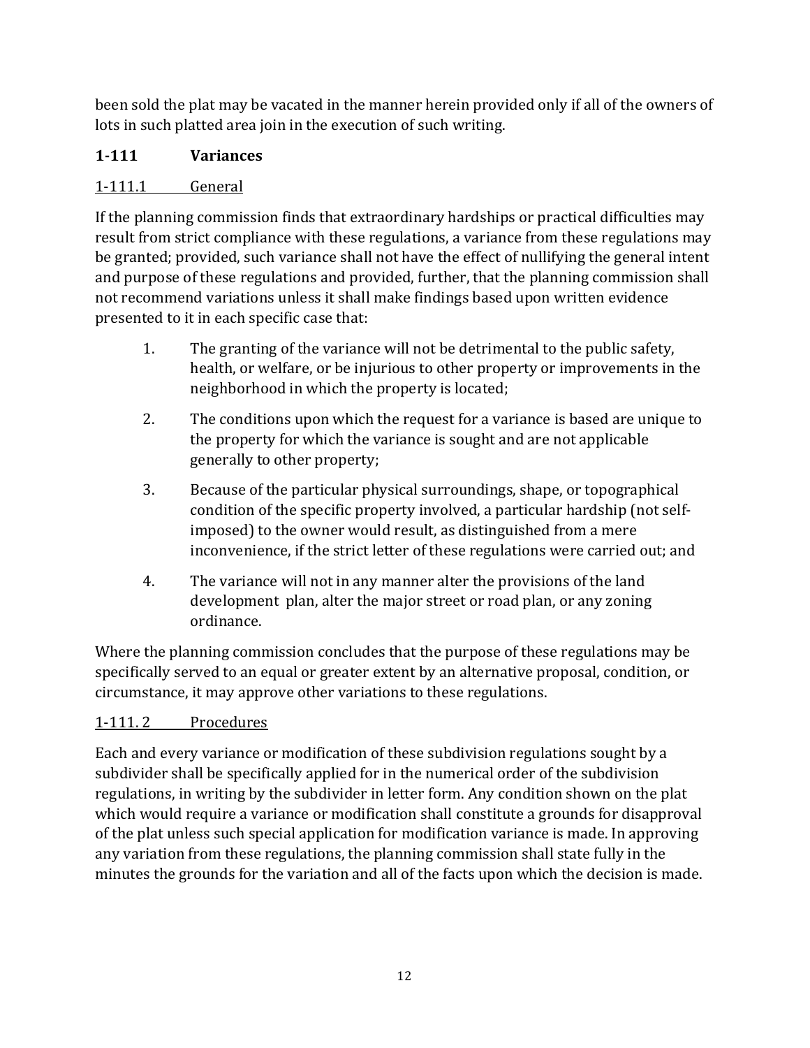been sold the plat may be vacated in the manner herein provided only if all of the owners of lots in such platted area join in the execution of such writing.

## 1-111 Variances

### 1-111.1 General

If the planning commission finds that extraordinary hardships or practical difficulties may result from strict compliance with these regulations, a variance from these regulations may be granted; provided, such variance shall not have the effect of nullifying the general intent and purpose of these regulations and provided, further, that the planning commission shall not recommend variations unless it shall make findings based upon written evidence presented to it in each specific case that:

1. The granting of the variance will not be detrimental to the public safety, health, or welfare, or be injurious to other property or improvements in the neighborhood in which the property is located;
2. The conditions upon which the request for a variance is based are unique to the property for which the variance is sought and are not applicable generally to other property;
3. Because of the particular physical surroundings, shape, or topographical condition of the specific property involved, a particular hardship (not self-imposed) to the owner would result, as distinguished from a mere inconvenience, if the strict letter of these regulations were carried out; and
4. The variance will not in any manner alter the provisions of the land development plan, alter the major street or road plan, or any zoning ordinance.

Where the planning commission concludes that the purpose of these regulations may be specifically served to an equal or greater extent by an alternative proposal, condition, or circumstance, it may approve other variations to these regulations.

### 1-111. 2 Procedures

Each and every variance or modification of these subdivision regulations sought by a subdivider shall be specifically applied for in the numerical order of the subdivision regulations, in writing by the subdivider in letter form. Any condition shown on the plat which would require a variance or modification shall constitute a grounds for disapproval of the plat unless such special application for modification variance is made. In approving any variation from these regulations, the planning commission shall state fully in the minutes the grounds for the variation and all of the facts upon which the decision is made.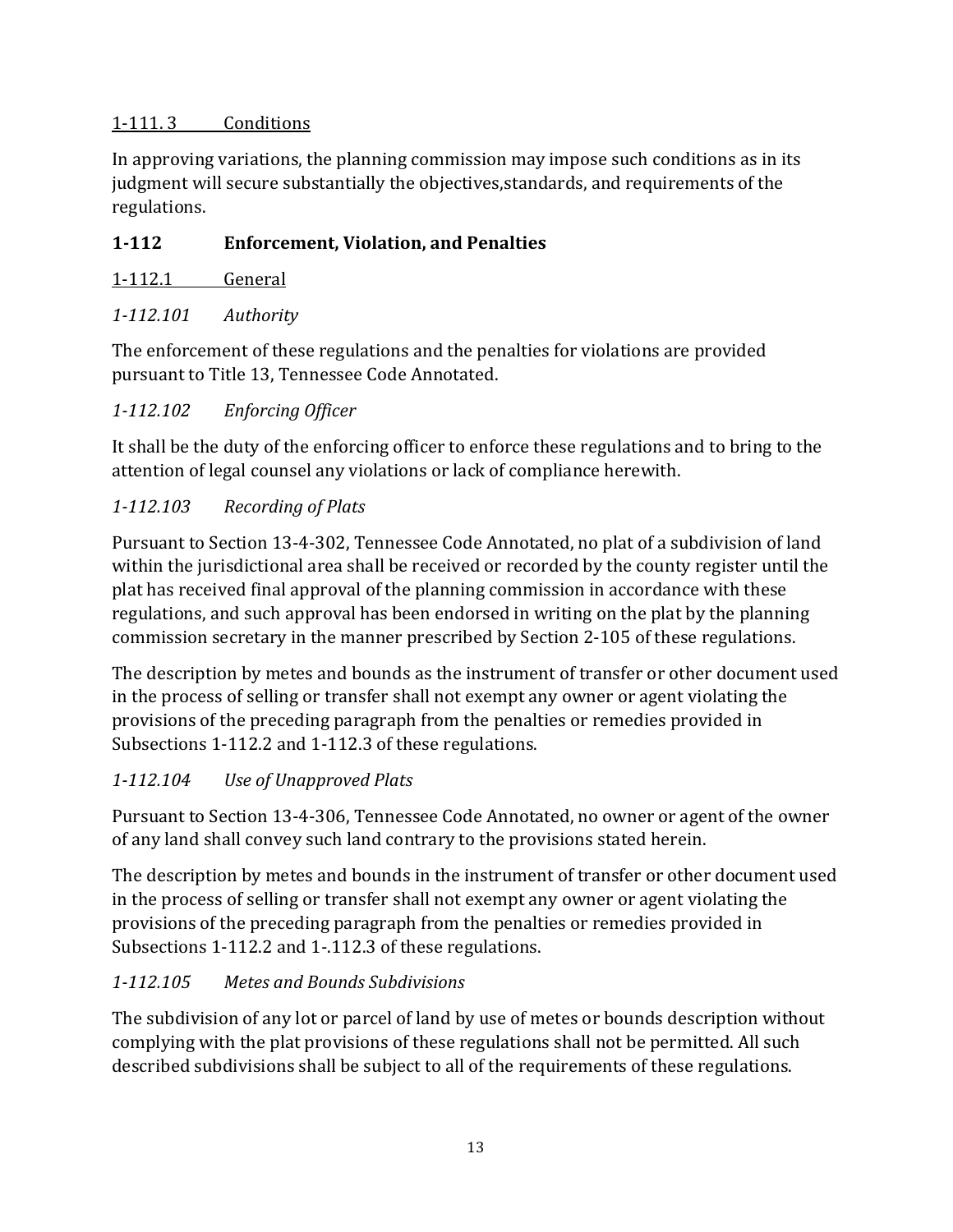<u>1-111. 3 Conditions</u>

In approving variations, the planning commission may impose such conditions as in its judgment will secure substantially the objectives,standards, and requirements of the regulations.

## **1-112 Enforcement, Violation, and Penalties**

<u>1-112.1 General</u>

*1-112.101 Authority*

The enforcement of these regulations and the penalties for violations are provided pursuant to Title 13, Tennessee Code Annotated.

*1-112.102 Enforcing Officer*

It shall be the duty of the enforcing officer to enforce these regulations and to bring to the attention of legal counsel any violations or lack of compliance herewith.

*1-112.103 Recording of Plats*

Pursuant to Section 13-4-302, Tennessee Code Annotated, no plat of a subdivision of land within the jurisdictional area shall be received or recorded by the county register until the plat has received final approval of the planning commission in accordance with these regulations, and such approval has been endorsed in writing on the plat by the planning commission secretary in the manner prescribed by Section 2-105 of these regulations.

The description by metes and bounds as the instrument of transfer or other document used in the process of selling or transfer shall not exempt any owner or agent violating the provisions of the preceding paragraph from the penalties or remedies provided in Subsections 1-112.2 and 1-112.3 of these regulations.

*1-112.104 Use of Unapproved Plats*

Pursuant to Section 13-4-306, Tennessee Code Annotated, no owner or agent of the owner of any land shall convey such land contrary to the provisions stated herein.

The description by metes and bounds in the instrument of transfer or other document used in the process of selling or transfer shall not exempt any owner or agent violating the provisions of the preceding paragraph from the penalties or remedies provided in Subsections 1-112.2 and 1-.112.3 of these regulations.

*1-112.105 Metes and Bounds Subdivisions*

The subdivision of any lot or parcel of land by use of metes or bounds description without complying with the plat provisions of these regulations shall not be permitted. All such described subdivisions shall be subject to all of the requirements of these regulations.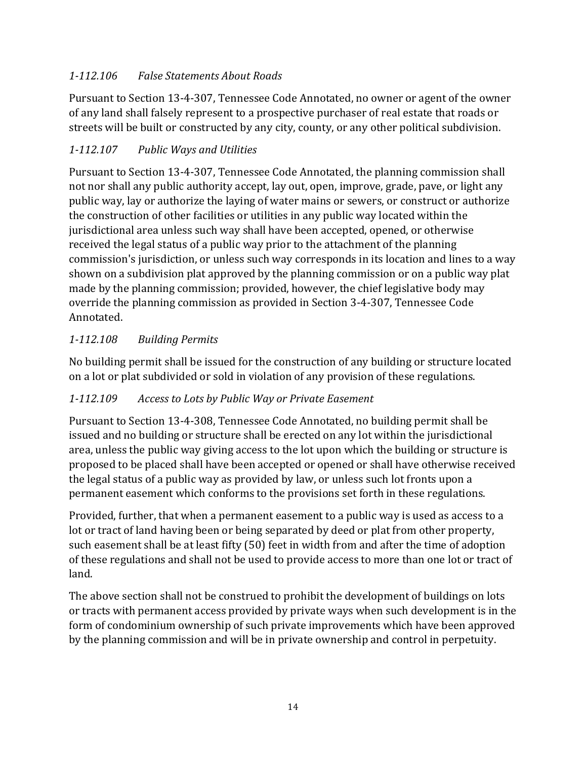### *1-112.106 False Statements About Roads*

Pursuant to Section 13-4-307, Tennessee Code Annotated, no owner or agent of the owner of any land shall falsely represent to a prospective purchaser of real estate that roads or streets will be built or constructed by any city, county, or any other political subdivision.

### *1-112.107 Public Ways and Utilities*

Pursuant to Section 13-4-307, Tennessee Code Annotated, the planning commission shall not nor shall any public authority accept, lay out, open, improve, grade, pave, or light any public way, lay or authorize the laying of water mains or sewers, or construct or authorize the construction of other facilities or utilities in any public way located within the jurisdictional area unless such way shall have been accepted, opened, or otherwise received the legal status of a public way prior to the attachment of the planning commission's jurisdiction, or unless such way corresponds in its location and lines to a way shown on a subdivision plat approved by the planning commission or on a public way plat made by the planning commission; provided, however, the chief legislative body may override the planning commission as provided in Section 3-4-307, Tennessee Code Annotated.

### *1-112.108 Building Permits*

No building permit shall be issued for the construction of any building or structure located on a lot or plat subdivided or sold in violation of any provision of these regulations.

### *1-112.109 Access to Lots by Public Way or Private Easement*

Pursuant to Section 13-4-308, Tennessee Code Annotated, no building permit shall be issued and no building or structure shall be erected on any lot within the jurisdictional area, unless the public way giving access to the lot upon which the building or structure is proposed to be placed shall have been accepted or opened or shall have otherwise received the legal status of a public way as provided by law, or unless such lot fronts upon a permanent easement which conforms to the provisions set forth in these regulations.

Provided, further, that when a permanent easement to a public way is used as access to a lot or tract of land having been or being separated by deed or plat from other property, such easement shall be at least fifty (50) feet in width from and after the time of adoption of these regulations and shall not be used to provide access to more than one lot or tract of land.

The above section shall not be construed to prohibit the development of buildings on lots or tracts with permanent access provided by private ways when such development is in the form of condominium ownership of such private improvements which have been approved by the planning commission and will be in private ownership and control in perpetuity.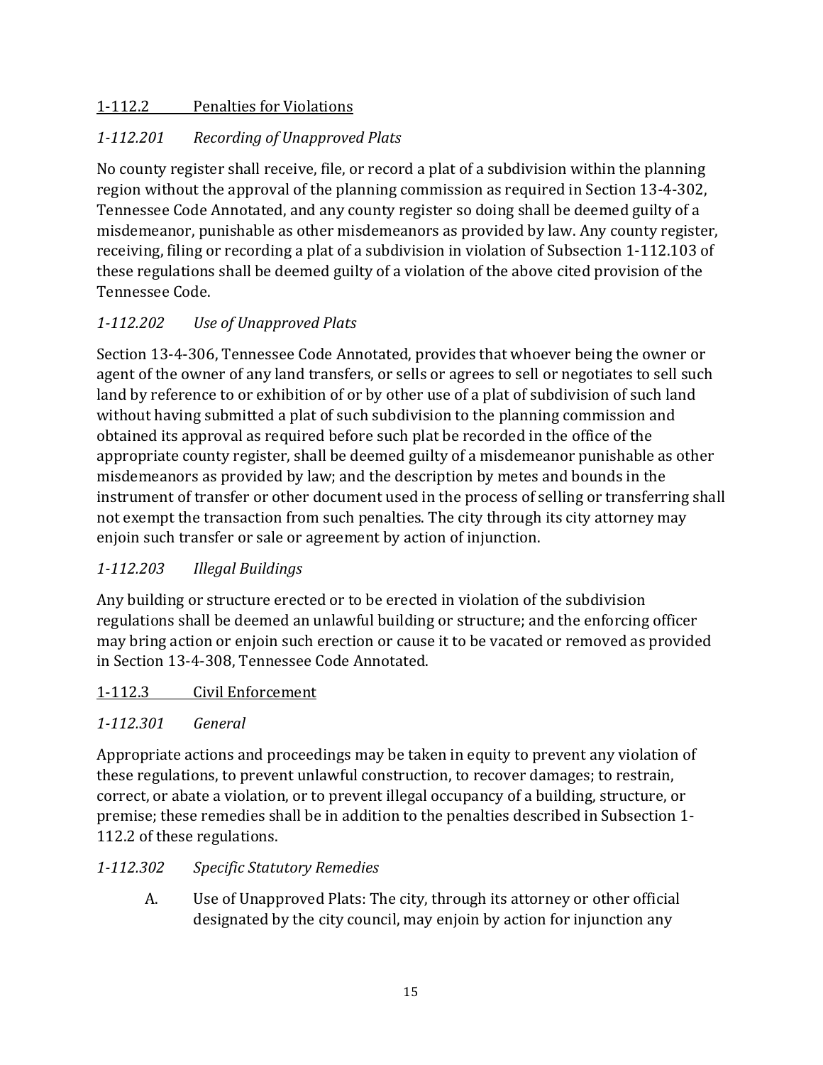## 1-112.2 Penalties for Violations

### *1-112.201 Recording of Unapproved Plats*

No county register shall receive, file, or record a plat of a subdivision within the planning region without the approval of the planning commission as required in Section 13-4-302, Tennessee Code Annotated, and any county register so doing shall be deemed guilty of a misdemeanor, punishable as other misdemeanors as provided by law. Any county register, receiving, filing or recording a plat of a subdivision in violation of Subsection 1-112.103 of these regulations shall be deemed guilty of a violation of the above cited provision of the Tennessee Code.

### *1-112.202 Use of Unapproved Plats*

Section 13-4-306, Tennessee Code Annotated, provides that whoever being the owner or agent of the owner of any land transfers, or sells or agrees to sell or negotiates to sell such land by reference to or exhibition of or by other use of a plat of subdivision of such land without having submitted a plat of such subdivision to the planning commission and obtained its approval as required before such plat be recorded in the office of the appropriate county register, shall be deemed guilty of a misdemeanor punishable as other misdemeanors as provided by law; and the description by metes and bounds in the instrument of transfer or other document used in the process of selling or transferring shall not exempt the transaction from such penalties. The city through its city attorney may enjoin such transfer or sale or agreement by action of injunction.

### *1-112.203 Illegal Buildings*

Any building or structure erected or to be erected in violation of the subdivision regulations shall be deemed an unlawful building or structure; and the enforcing officer may bring action or enjoin such erection or cause it to be vacated or removed as provided in Section 13-4-308, Tennessee Code Annotated.

## 1-112.3 Civil Enforcement

### *1-112.301 General*

Appropriate actions and proceedings may be taken in equity to prevent any violation of these regulations, to prevent unlawful construction, to recover damages; to restrain, correct, or abate a violation, or to prevent illegal occupancy of a building, structure, or premise; these remedies shall be in addition to the penalties described in Subsection 1-112.2 of these regulations.

### *1-112.302 Specific Statutory Remedies*

A. Use of Unapproved Plats: The city, through its attorney or other official designated by the city council, may enjoin by action for injunction any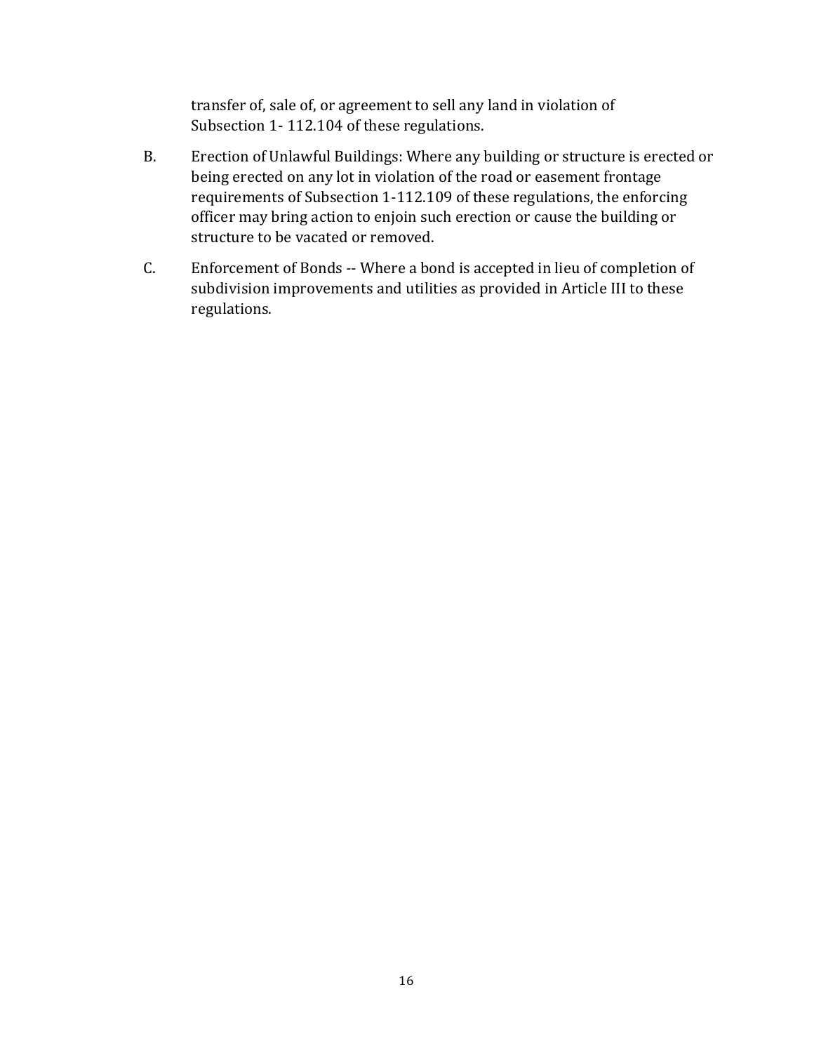transfer of, sale of, or agreement to sell any land in violation of Subsection 1- 112.104 of these regulations.

B. Erection of Unlawful Buildings: Where any building or structure is erected or being erected on any lot in violation of the road or easement frontage requirements of Subsection 1-112.109 of these regulations, the enforcing officer may bring action to enjoin such erection or cause the building or structure to be vacated or removed.

C. Enforcement of Bonds -- Where a bond is accepted in lieu of completion of subdivision improvements and utilities as provided in Article III to these regulations.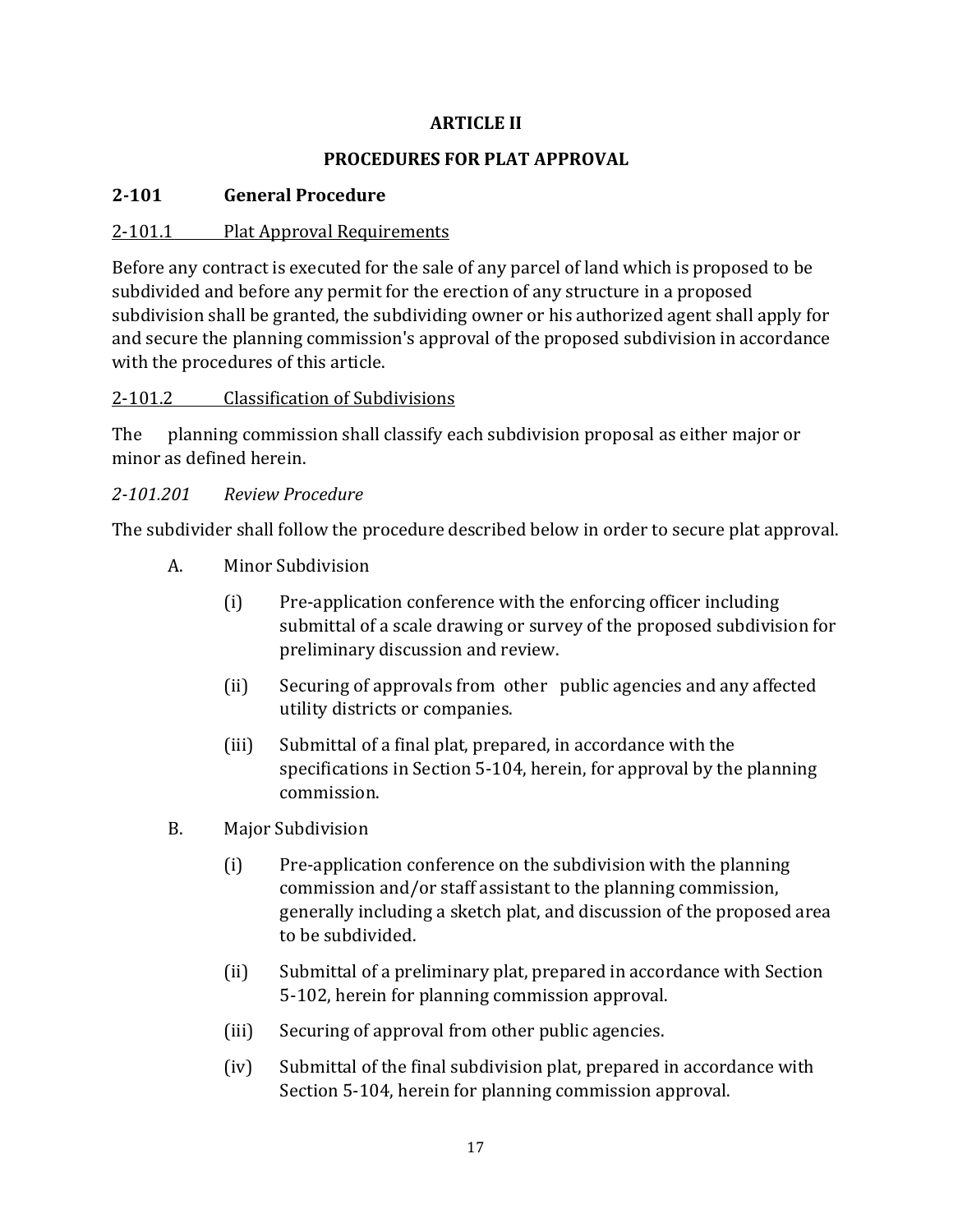# ARTICLE II

## PROCEDURES FOR PLAT APPROVAL

### 2-101 General Procedure

<u>2-101.1 Plat Approval Requirements</u>

Before any contract is executed for the sale of any parcel of land which is proposed to be subdivided and before any permit for the erection of any structure in a proposed subdivision shall be granted, the subdividing owner or his authorized agent shall apply for and secure the planning commission's approval of the proposed subdivision in accordance with the procedures of this article.

<u>2-101.2 Classification of Subdivisions</u>

The planning commission shall classify each subdivision proposal as either major or minor as defined herein.

*2-101.201 Review Procedure*

The subdivider shall follow the procedure described below in order to secure plat approval.

A. Minor Subdivision

   (i) Pre-application conference with the enforcing officer including submittal of a scale drawing or survey of the proposed subdivision for preliminary discussion and review.

   (ii) Securing of approvals from other public agencies and any affected utility districts or companies.

   (iii) Submittal of a final plat, prepared, in accordance with the specifications in Section 5-104, herein, for approval by the planning commission.

B. Major Subdivision

   (i) Pre-application conference on the subdivision with the planning commission and/or staff assistant to the planning commission, generally including a sketch plat, and discussion of the proposed area to be subdivided.

   (ii) Submittal of a preliminary plat, prepared in accordance with Section 5-102, herein for planning commission approval.

   (iii) Securing of approval from other public agencies.

   (iv) Submittal of the final subdivision plat, prepared in accordance with Section 5-104, herein for planning commission approval.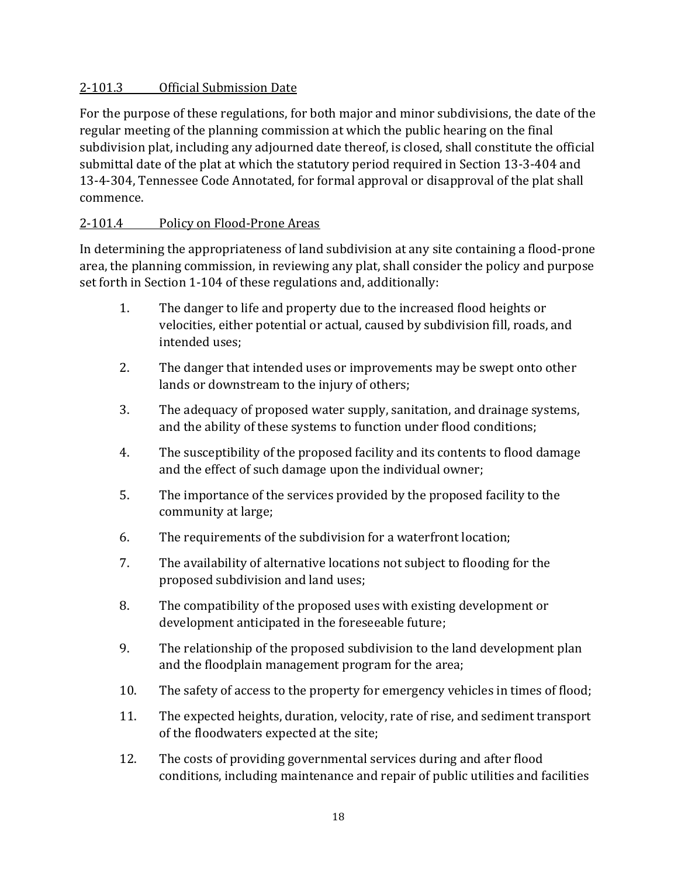### 2-101.3 Official Submission Date

For the purpose of these regulations, for both major and minor subdivisions, the date of the regular meeting of the planning commission at which the public hearing on the final subdivision plat, including any adjourned date thereof, is closed, shall constitute the official submittal date of the plat at which the statutory period required in Section 13-3-404 and 13-4-304, Tennessee Code Annotated, for formal approval or disapproval of the plat shall commence.

### 2-101.4 Policy on Flood-Prone Areas

In determining the appropriateness of land subdivision at any site containing a flood-prone area, the planning commission, in reviewing any plat, shall consider the policy and purpose set forth in Section 1-104 of these regulations and, additionally:

1. The danger to life and property due to the increased flood heights or velocities, either potential or actual, caused by subdivision fill, roads, and intended uses;
2. The danger that intended uses or improvements may be swept onto other lands or downstream to the injury of others;
3. The adequacy of proposed water supply, sanitation, and drainage systems, and the ability of these systems to function under flood conditions;
4. The susceptibility of the proposed facility and its contents to flood damage and the effect of such damage upon the individual owner;
5. The importance of the services provided by the proposed facility to the community at large;
6. The requirements of the subdivision for a waterfront location;
7. The availability of alternative locations not subject to flooding for the proposed subdivision and land uses;
8. The compatibility of the proposed uses with existing development or development anticipated in the foreseeable future;
9. The relationship of the proposed subdivision to the land development plan and the floodplain management program for the area;
10. The safety of access to the property for emergency vehicles in times of flood;
11. The expected heights, duration, velocity, rate of rise, and sediment transport of the floodwaters expected at the site;
12. The costs of providing governmental services during and after flood conditions, including maintenance and repair of public utilities and facilities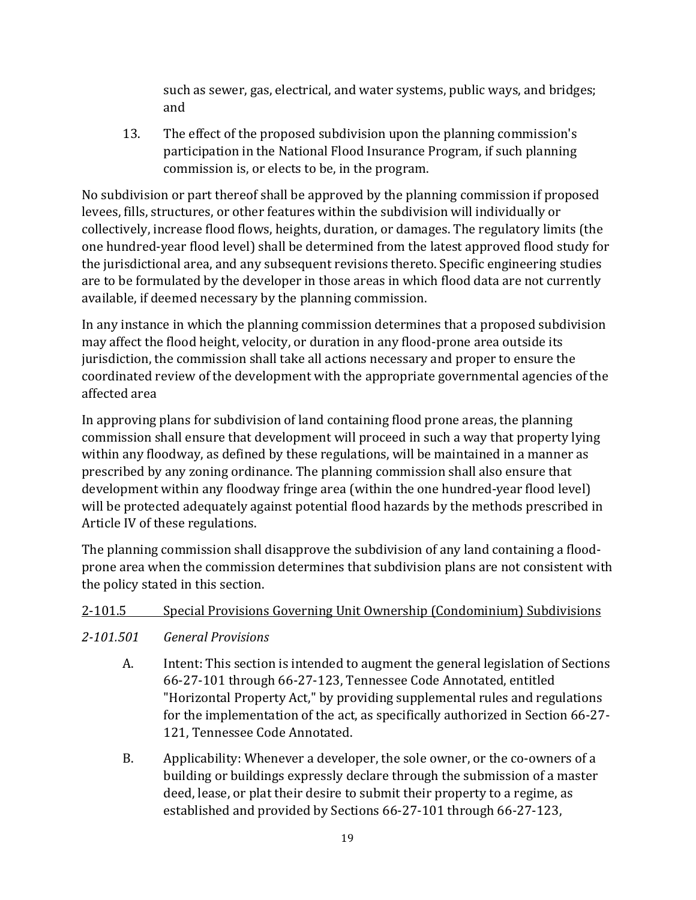such as sewer, gas, electrical, and water systems, public ways, and bridges; and

13. The effect of the proposed subdivision upon the planning commission's participation in the National Flood Insurance Program, if such planning commission is, or elects to be, in the program.

No subdivision or part thereof shall be approved by the planning commission if proposed levees, fills, structures, or other features within the subdivision will individually or collectively, increase flood flows, heights, duration, or damages. The regulatory limits (the one hundred-year flood level) shall be determined from the latest approved flood study for the jurisdictional area, and any subsequent revisions thereto. Specific engineering studies are to be formulated by the developer in those areas in which flood data are not currently available, if deemed necessary by the planning commission.

In any instance in which the planning commission determines that a proposed subdivision may affect the flood height, velocity, or duration in any flood-prone area outside its jurisdiction, the commission shall take all actions necessary and proper to ensure the coordinated review of the development with the appropriate governmental agencies of the affected area

In approving plans for subdivision of land containing flood prone areas, the planning commission shall ensure that development will proceed in such a way that property lying within any floodway, as defined by these regulations, will be maintained in a manner as prescribed by any zoning ordinance. The planning commission shall also ensure that development within any floodway fringe area (within the one hundred-year flood level) will be protected adequately against potential flood hazards by the methods prescribed in Article IV of these regulations.

The planning commission shall disapprove the subdivision of any land containing a flood-prone area when the commission determines that subdivision plans are not consistent with the policy stated in this section.

<u>2-101.5 Special Provisions Governing Unit Ownership (Condominium) Subdivisions</u>

*2-101.501 General Provisions*

A. Intent: This section is intended to augment the general legislation of Sections 66-27-101 through 66-27-123, Tennessee Code Annotated, entitled "Horizontal Property Act," by providing supplemental rules and regulations for the implementation of the act, as specifically authorized in Section 66-27-121, Tennessee Code Annotated.

B. Applicability: Whenever a developer, the sole owner, or the co-owners of a building or buildings expressly declare through the submission of a master deed, lease, or plat their desire to submit their property to a regime, as established and provided by Sections 66-27-101 through 66-27-123,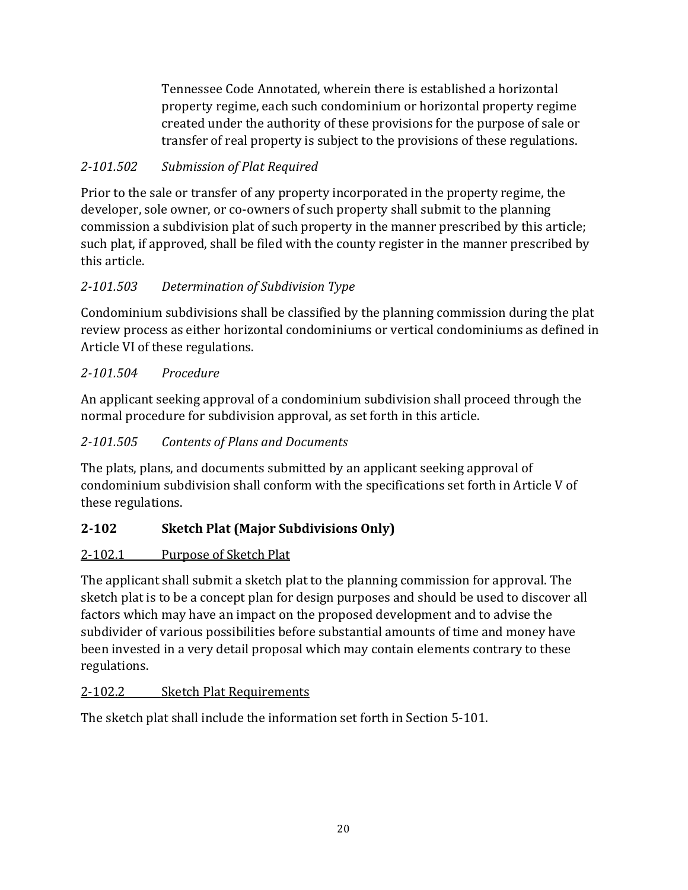Tennessee Code Annotated, wherein there is established a horizontal property regime, each such condominium or horizontal property regime created under the authority of these provisions for the purpose of sale or transfer of real property is subject to the provisions of these regulations.

*2-101.502 Submission of Plat Required*

Prior to the sale or transfer of any property incorporated in the property regime, the developer, sole owner, or co-owners of such property shall submit to the planning commission a subdivision plat of such property in the manner prescribed by this article; such plat, if approved, shall be filed with the county register in the manner prescribed by this article.

*2-101.503 Determination of Subdivision Type*

Condominium subdivisions shall be classified by the planning commission during the plat review process as either horizontal condominiums or vertical condominiums as defined in Article VI of these regulations.

*2-101.504 Procedure*

An applicant seeking approval of a condominium subdivision shall proceed through the normal procedure for subdivision approval, as set forth in this article.

*2-101.505 Contents of Plans and Documents*

The plats, plans, and documents submitted by an applicant seeking approval of condominium subdivision shall conform with the specifications set forth in Article V of these regulations.

## 2-102 Sketch Plat (Major Subdivisions Only)

### 2-102.1 Purpose of Sketch Plat

The applicant shall submit a sketch plat to the planning commission for approval. The sketch plat is to be a concept plan for design purposes and should be used to discover all factors which may have an impact on the proposed development and to advise the subdivider of various possibilities before substantial amounts of time and money have been invested in a very detail proposal which may contain elements contrary to these regulations.

### 2-102.2 Sketch Plat Requirements

The sketch plat shall include the information set forth in Section 5-101.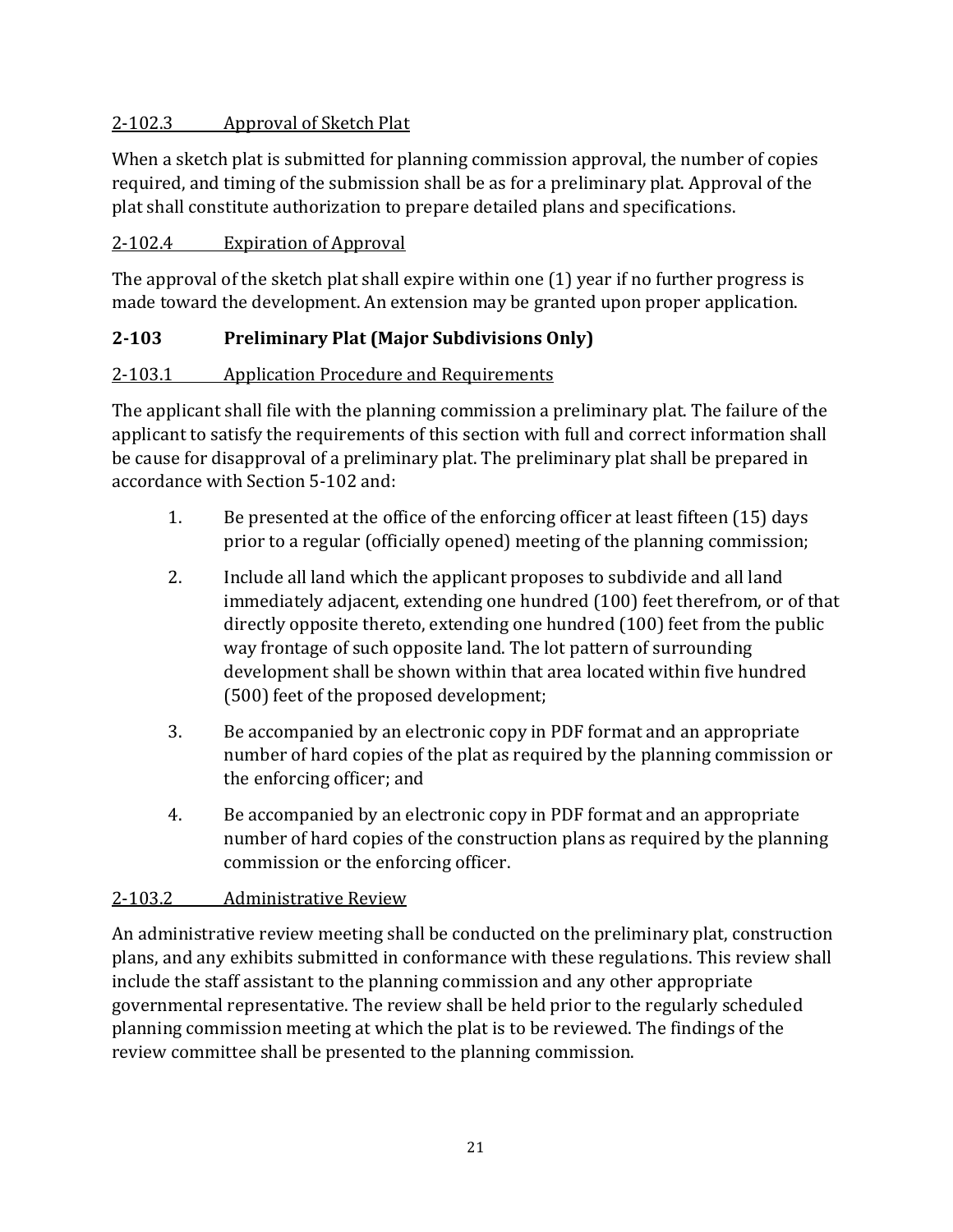2-102.3 Approval of Sketch Plat

When a sketch plat is submitted for planning commission approval, the number of copies required, and timing of the submission shall be as for a preliminary plat. Approval of the plat shall constitute authorization to prepare detailed plans and specifications.

2-102.4 Expiration of Approval

The approval of the sketch plat shall expire within one (1) year if no further progress is made toward the development. An extension may be granted upon proper application.

## 2-103 Preliminary Plat (Major Subdivisions Only)

2-103.1 Application Procedure and Requirements

The applicant shall file with the planning commission a preliminary plat. The failure of the applicant to satisfy the requirements of this section with full and correct information shall be cause for disapproval of a preliminary plat. The preliminary plat shall be prepared in accordance with Section 5-102 and:

1. Be presented at the office of the enforcing officer at least fifteen (15) days prior to a regular (officially opened) meeting of the planning commission;

2. Include all land which the applicant proposes to subdivide and all land immediately adjacent, extending one hundred (100) feet therefrom, or of that directly opposite thereto, extending one hundred (100) feet from the public way frontage of such opposite land. The lot pattern of surrounding development shall be shown within that area located within five hundred (500) feet of the proposed development;

3. Be accompanied by an electronic copy in PDF format and an appropriate number of hard copies of the plat as required by the planning commission or the enforcing officer; and

4. Be accompanied by an electronic copy in PDF format and an appropriate number of hard copies of the construction plans as required by the planning commission or the enforcing officer.

2-103.2 Administrative Review

An administrative review meeting shall be conducted on the preliminary plat, construction plans, and any exhibits submitted in conformance with these regulations. This review shall include the staff assistant to the planning commission and any other appropriate governmental representative. The review shall be held prior to the regularly scheduled planning commission meeting at which the plat is to be reviewed. The findings of the review committee shall be presented to the planning commission.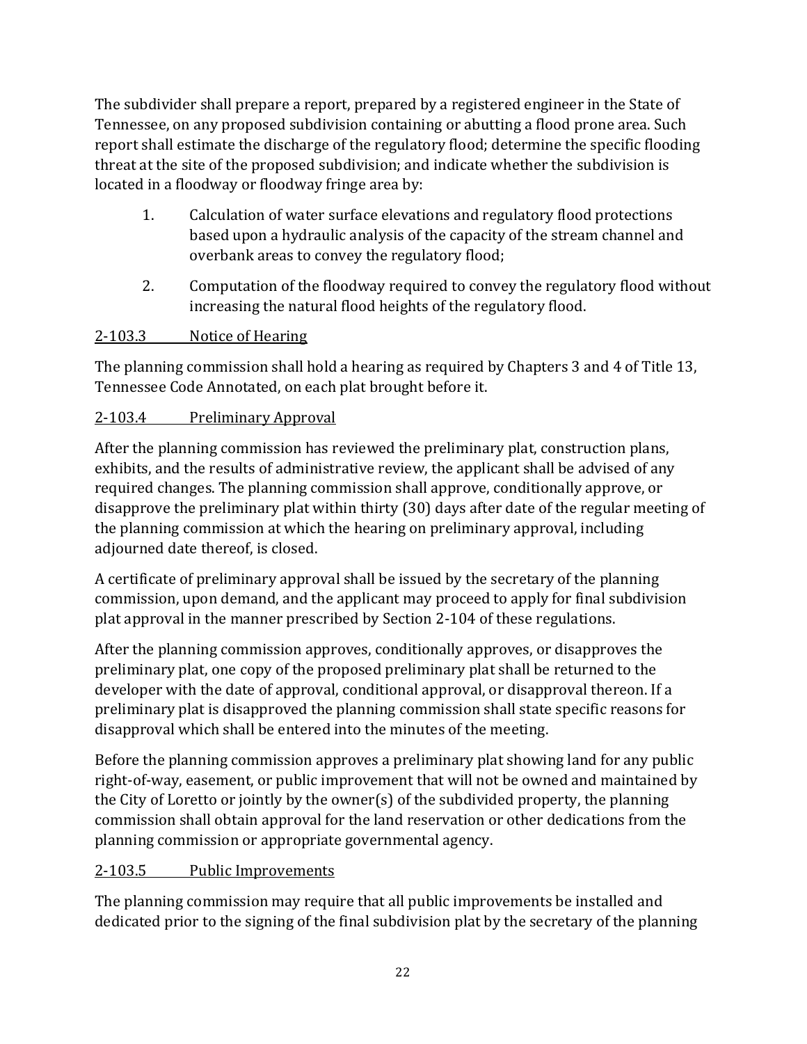The subdivider shall prepare a report, prepared by a registered engineer in the State of Tennessee, on any proposed subdivision containing or abutting a flood prone area. Such report shall estimate the discharge of the regulatory flood; determine the specific flooding threat at the site of the proposed subdivision; and indicate whether the subdivision is located in a floodway or floodway fringe area by:

1. Calculation of water surface elevations and regulatory flood protections based upon a hydraulic analysis of the capacity of the stream channel and overbank areas to convey the regulatory flood;
2. Computation of the floodway required to convey the regulatory flood without increasing the natural flood heights of the regulatory flood.

### 2-103.3 Notice of Hearing

The planning commission shall hold a hearing as required by Chapters 3 and 4 of Title 13, Tennessee Code Annotated, on each plat brought before it.

### 2-103.4 Preliminary Approval

After the planning commission has reviewed the preliminary plat, construction plans, exhibits, and the results of administrative review, the applicant shall be advised of any required changes. The planning commission shall approve, conditionally approve, or disapprove the preliminary plat within thirty (30) days after date of the regular meeting of the planning commission at which the hearing on preliminary approval, including adjourned date thereof, is closed.

A certificate of preliminary approval shall be issued by the secretary of the planning commission, upon demand, and the applicant may proceed to apply for final subdivision plat approval in the manner prescribed by Section 2-104 of these regulations.

After the planning commission approves, conditionally approves, or disapproves the preliminary plat, one copy of the proposed preliminary plat shall be returned to the developer with the date of approval, conditional approval, or disapproval thereon. If a preliminary plat is disapproved the planning commission shall state specific reasons for disapproval which shall be entered into the minutes of the meeting.

Before the planning commission approves a preliminary plat showing land for any public right-of-way, easement, or public improvement that will not be owned and maintained by the City of Loretto or jointly by the owner(s) of the subdivided property, the planning commission shall obtain approval for the land reservation or other dedications from the planning commission or appropriate governmental agency.

### 2-103.5 Public Improvements

The planning commission may require that all public improvements be installed and dedicated prior to the signing of the final subdivision plat by the secretary of the planning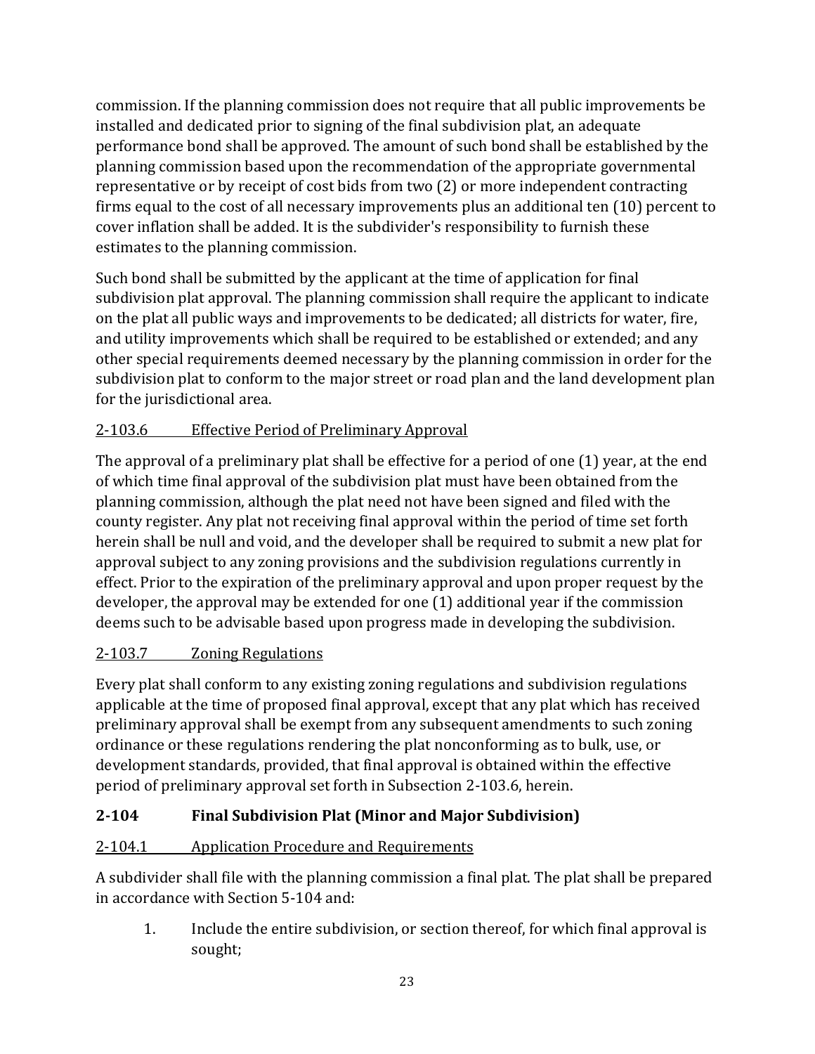commission. If the planning commission does not require that all public improvements be installed and dedicated prior to signing of the final subdivision plat, an adequate performance bond shall be approved. The amount of such bond shall be established by the planning commission based upon the recommendation of the appropriate governmental representative or by receipt of cost bids from two (2) or more independent contracting firms equal to the cost of all necessary improvements plus an additional ten (10) percent to cover inflation shall be added. It is the subdivider's responsibility to furnish these estimates to the planning commission.

Such bond shall be submitted by the applicant at the time of application for final subdivision plat approval. The planning commission shall require the applicant to indicate on the plat all public ways and improvements to be dedicated; all districts for water, fire, and utility improvements which shall be required to be established or extended; and any other special requirements deemed necessary by the planning commission in order for the subdivision plat to conform to the major street or road plan and the land development plan for the jurisdictional area.

<u>2-103.6 Effective Period of Preliminary Approval</u>

The approval of a preliminary plat shall be effective for a period of one (1) year, at the end of which time final approval of the subdivision plat must have been obtained from the planning commission, although the plat need not have been signed and filed with the county register. Any plat not receiving final approval within the period of time set forth herein shall be null and void, and the developer shall be required to submit a new plat for approval subject to any zoning provisions and the subdivision regulations currently in effect. Prior to the expiration of the preliminary approval and upon proper request by the developer, the approval may be extended for one (1) additional year if the commission deems such to be advisable based upon progress made in developing the subdivision.

<u>2-103.7 Zoning Regulations</u>

Every plat shall conform to any existing zoning regulations and subdivision regulations applicable at the time of proposed final approval, except that any plat which has received preliminary approval shall be exempt from any subsequent amendments to such zoning ordinance or these regulations rendering the plat nonconforming as to bulk, use, or development standards, provided, that final approval is obtained within the effective period of preliminary approval set forth in Subsection 2-103.6, herein.

## 2-104 Final Subdivision Plat (Minor and Major Subdivision)

<u>2-104.1 Application Procedure and Requirements</u>

A subdivider shall file with the planning commission a final plat. The plat shall be prepared in accordance with Section 5-104 and:

1. Include the entire subdivision, or section thereof, for which final approval is sought;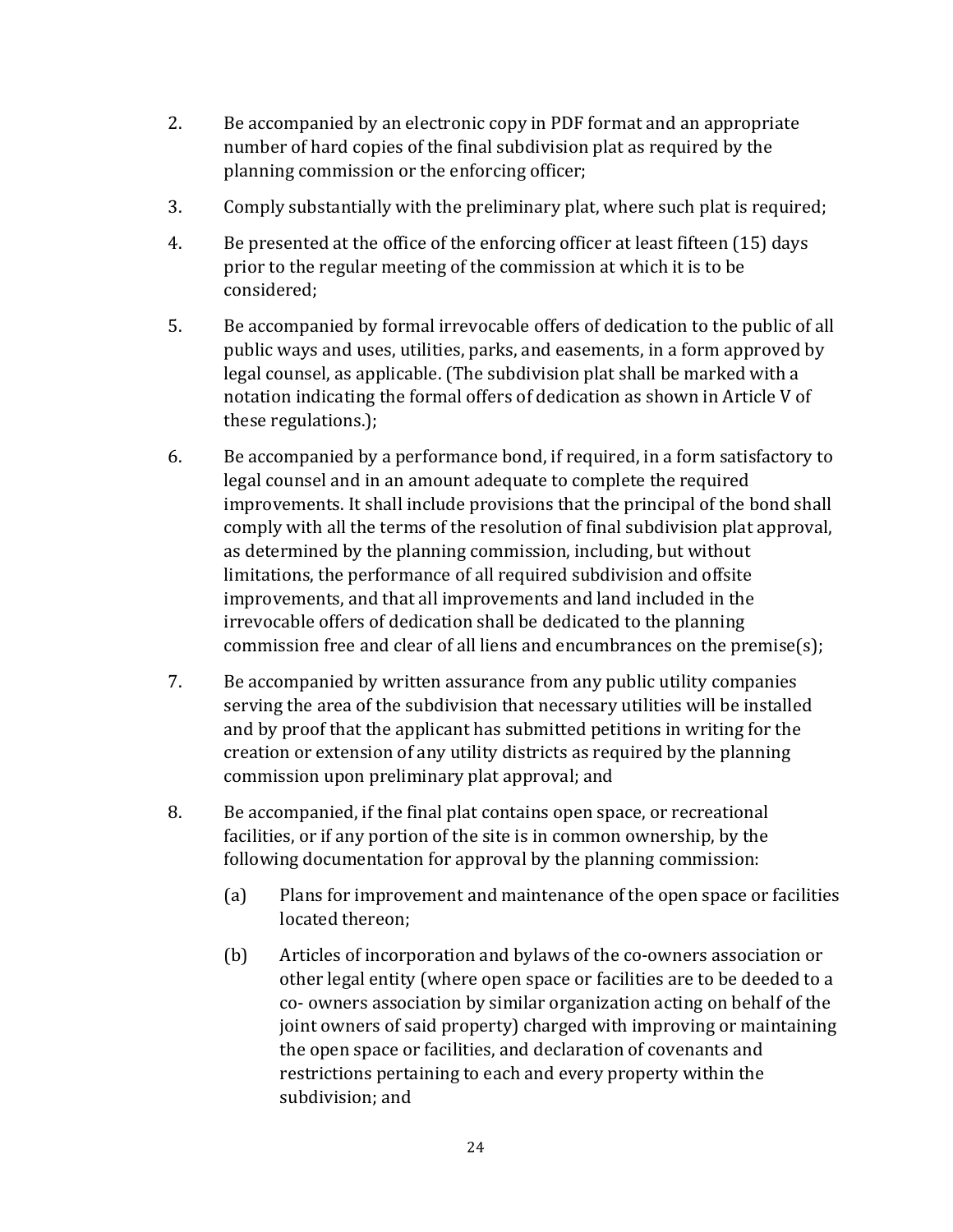2. Be accompanied by an electronic copy in PDF format and an appropriate number of hard copies of the final subdivision plat as required by the planning commission or the enforcing officer;

3. Comply substantially with the preliminary plat, where such plat is required;

4. Be presented at the office of the enforcing officer at least fifteen (15) days prior to the regular meeting of the commission at which it is to be considered;

5. Be accompanied by formal irrevocable offers of dedication to the public of all public ways and uses, utilities, parks, and easements, in a form approved by legal counsel, as applicable. (The subdivision plat shall be marked with a notation indicating the formal offers of dedication as shown in Article V of these regulations.);

6. Be accompanied by a performance bond, if required, in a form satisfactory to legal counsel and in an amount adequate to complete the required improvements. It shall include provisions that the principal of the bond shall comply with all the terms of the resolution of final subdivision plat approval, as determined by the planning commission, including, but without limitations, the performance of all required subdivision and offsite improvements, and that all improvements and land included in the irrevocable offers of dedication shall be dedicated to the planning commission free and clear of all liens and encumbrances on the premise(s);

7. Be accompanied by written assurance from any public utility companies serving the area of the subdivision that necessary utilities will be installed and by proof that the applicant has submitted petitions in writing for the creation or extension of any utility districts as required by the planning commission upon preliminary plat approval; and

8. Be accompanied, if the final plat contains open space, or recreational facilities, or if any portion of the site is in common ownership, by the following documentation for approval by the planning commission:

   (a) Plans for improvement and maintenance of the open space or facilities located thereon;

   (b) Articles of incorporation and bylaws of the co-owners association or other legal entity (where open space or facilities are to be deeded to a co- owners association by similar organization acting on behalf of the joint owners of said property) charged with improving or maintaining the open space or facilities, and declaration of covenants and restrictions pertaining to each and every property within the subdivision; and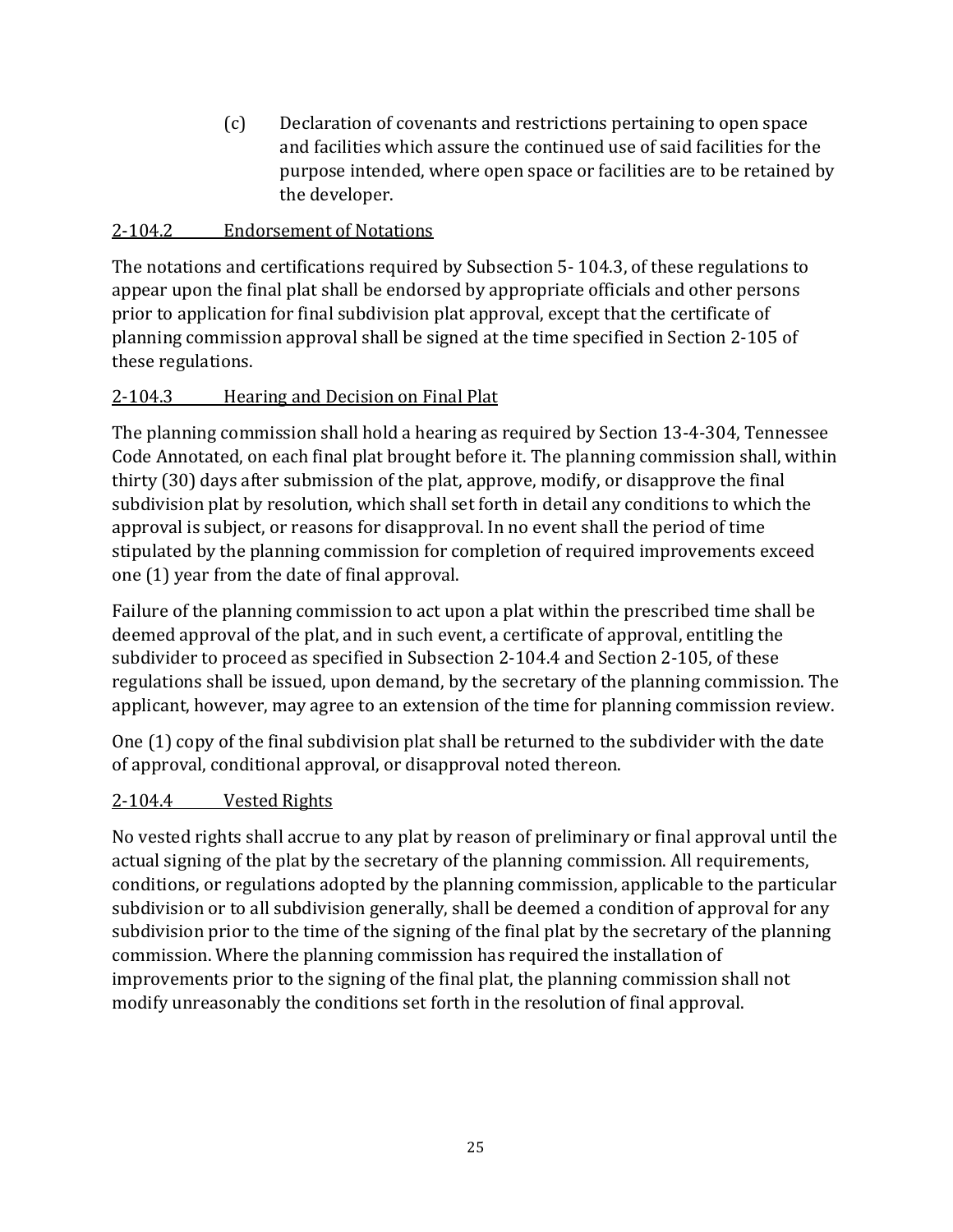(c) Declaration of covenants and restrictions pertaining to open space and facilities which assure the continued use of said facilities for the purpose intended, where open space or facilities are to be retained by the developer.

<u>2-104.2 Endorsement of Notations</u>

The notations and certifications required by Subsection 5- 104.3, of these regulations to appear upon the final plat shall be endorsed by appropriate officials and other persons prior to application for final subdivision plat approval, except that the certificate of planning commission approval shall be signed at the time specified in Section 2-105 of these regulations.

<u>2-104.3 Hearing and Decision on Final Plat</u>

The planning commission shall hold a hearing as required by Section 13-4-304, Tennessee Code Annotated, on each final plat brought before it. The planning commission shall, within thirty (30) days after submission of the plat, approve, modify, or disapprove the final subdivision plat by resolution, which shall set forth in detail any conditions to which the approval is subject, or reasons for disapproval. In no event shall the period of time stipulated by the planning commission for completion of required improvements exceed one (1) year from the date of final approval.

Failure of the planning commission to act upon a plat within the prescribed time shall be deemed approval of the plat, and in such event, a certificate of approval, entitling the subdivider to proceed as specified in Subsection 2-104.4 and Section 2-105, of these regulations shall be issued, upon demand, by the secretary of the planning commission. The applicant, however, may agree to an extension of the time for planning commission review.

One (1) copy of the final subdivision plat shall be returned to the subdivider with the date of approval, conditional approval, or disapproval noted thereon.

<u>2-104.4 Vested Rights</u>

No vested rights shall accrue to any plat by reason of preliminary or final approval until the actual signing of the plat by the secretary of the planning commission. All requirements, conditions, or regulations adopted by the planning commission, applicable to the particular subdivision or to all subdivision generally, shall be deemed a condition of approval for any subdivision prior to the time of the signing of the final plat by the secretary of the planning commission. Where the planning commission has required the installation of improvements prior to the signing of the final plat, the planning commission shall not modify unreasonably the conditions set forth in the resolution of final approval.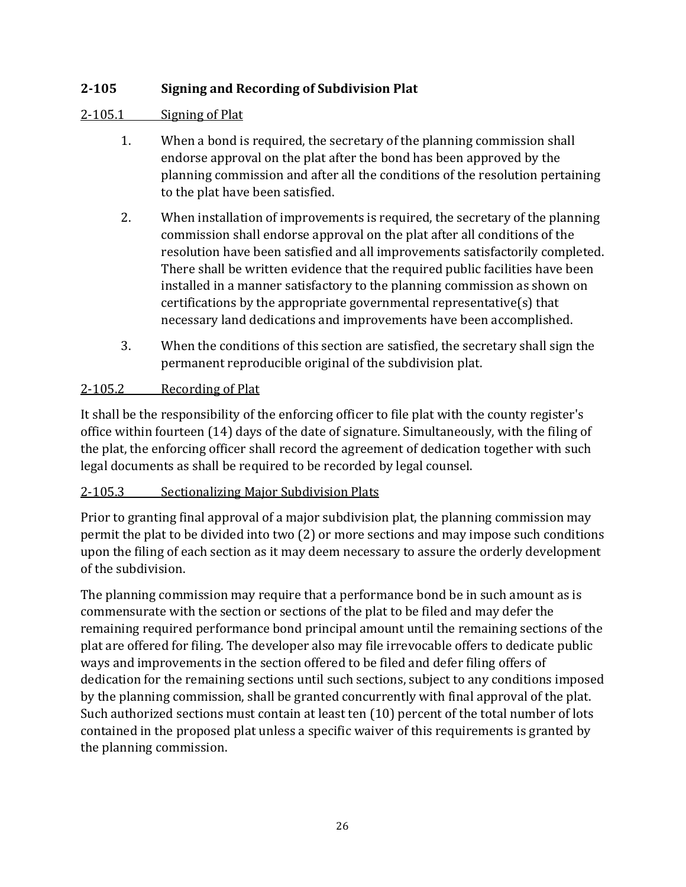## 2-105 Signing and Recording of Subdivision Plat

### 2-105.1 Signing of Plat

1. When a bond is required, the secretary of the planning commission shall endorse approval on the plat after the bond has been approved by the planning commission and after all the conditions of the resolution pertaining to the plat have been satisfied.

2. When installation of improvements is required, the secretary of the planning commission shall endorse approval on the plat after all conditions of the resolution have been satisfied and all improvements satisfactorily completed. There shall be written evidence that the required public facilities have been installed in a manner satisfactory to the planning commission as shown on certifications by the appropriate governmental representative(s) that necessary land dedications and improvements have been accomplished.

3. When the conditions of this section are satisfied, the secretary shall sign the permanent reproducible original of the subdivision plat.

### 2-105.2 Recording of Plat

It shall be the responsibility of the enforcing officer to file plat with the county register's office within fourteen (14) days of the date of signature. Simultaneously, with the filing of the plat, the enforcing officer shall record the agreement of dedication together with such legal documents as shall be required to be recorded by legal counsel.

### 2-105.3 Sectionalizing Major Subdivision Plats

Prior to granting final approval of a major subdivision plat, the planning commission may permit the plat to be divided into two (2) or more sections and may impose such conditions upon the filing of each section as it may deem necessary to assure the orderly development of the subdivision.

The planning commission may require that a performance bond be in such amount as is commensurate with the section or sections of the plat to be filed and may defer the remaining required performance bond principal amount until the remaining sections of the plat are offered for filing. The developer also may file irrevocable offers to dedicate public ways and improvements in the section offered to be filed and defer filing offers of dedication for the remaining sections until such sections, subject to any conditions imposed by the planning commission, shall be granted concurrently with final approval of the plat. Such authorized sections must contain at least ten (10) percent of the total number of lots contained in the proposed plat unless a specific waiver of this requirements is granted by the planning commission.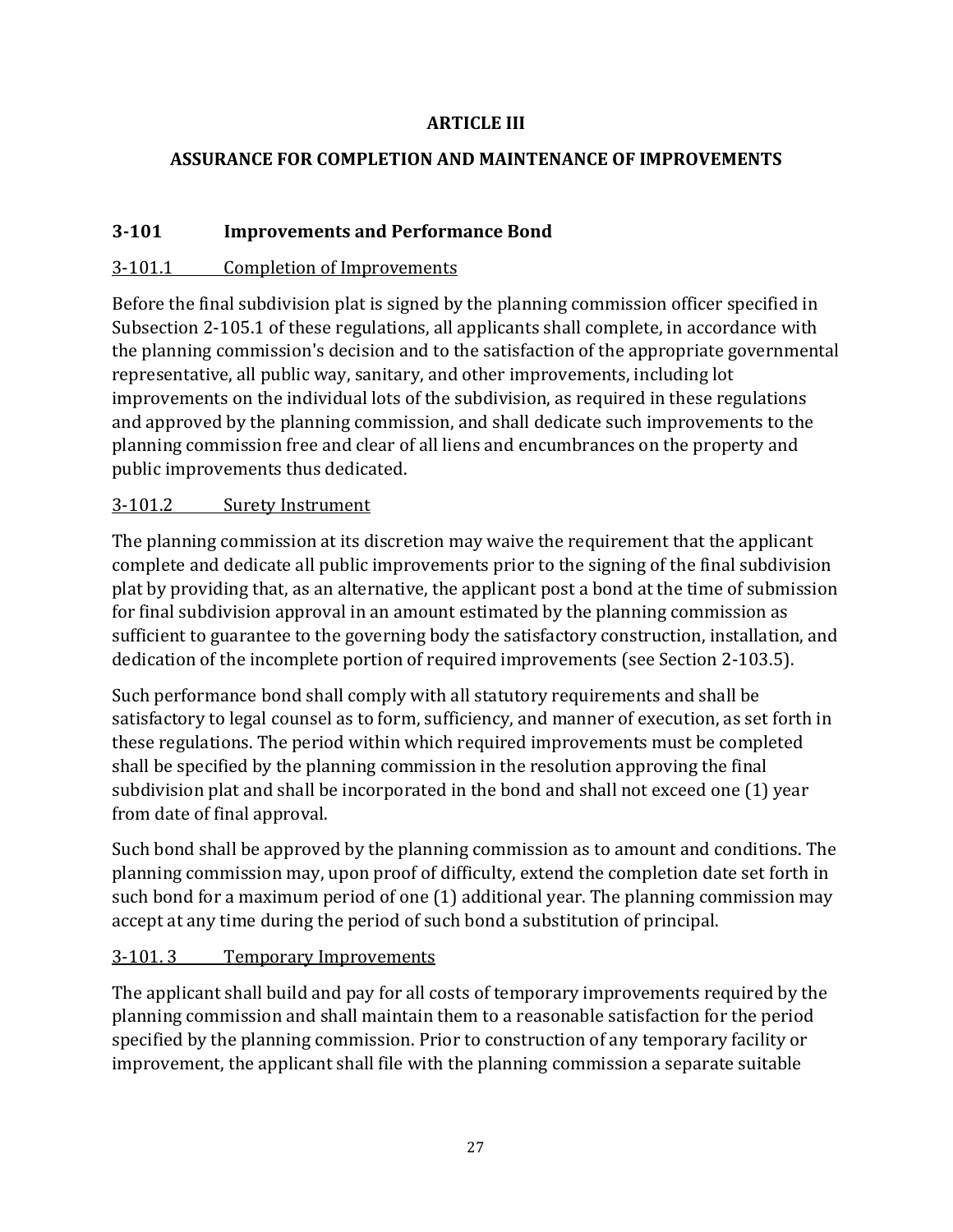# ARTICLE III

# ASSURANCE FOR COMPLETION AND MAINTENANCE OF IMPROVEMENTS

## 3-101 Improvements and Performance Bond

### 3-101.1 Completion of Improvements

Before the final subdivision plat is signed by the planning commission officer specified in Subsection 2-105.1 of these regulations, all applicants shall complete, in accordance with the planning commission's decision and to the satisfaction of the appropriate governmental representative, all public way, sanitary, and other improvements, including lot improvements on the individual lots of the subdivision, as required in these regulations and approved by the planning commission, and shall dedicate such improvements to the planning commission free and clear of all liens and encumbrances on the property and public improvements thus dedicated.

### 3-101.2 Surety Instrument

The planning commission at its discretion may waive the requirement that the applicant complete and dedicate all public improvements prior to the signing of the final subdivision plat by providing that, as an alternative, the applicant post a bond at the time of submission for final subdivision approval in an amount estimated by the planning commission as sufficient to guarantee to the governing body the satisfactory construction, installation, and dedication of the incomplete portion of required improvements (see Section 2-103.5).

Such performance bond shall comply with all statutory requirements and shall be satisfactory to legal counsel as to form, sufficiency, and manner of execution, as set forth in these regulations. The period within which required improvements must be completed shall be specified by the planning commission in the resolution approving the final subdivision plat and shall be incorporated in the bond and shall not exceed one (1) year from date of final approval.

Such bond shall be approved by the planning commission as to amount and conditions. The planning commission may, upon proof of difficulty, extend the completion date set forth in such bond for a maximum period of one (1) additional year. The planning commission may accept at any time during the period of such bond a substitution of principal.

### 3-101. 3 Temporary Improvements

The applicant shall build and pay for all costs of temporary improvements required by the planning commission and shall maintain them to a reasonable satisfaction for the period specified by the planning commission. Prior to construction of any temporary facility or improvement, the applicant shall file with the planning commission a separate suitable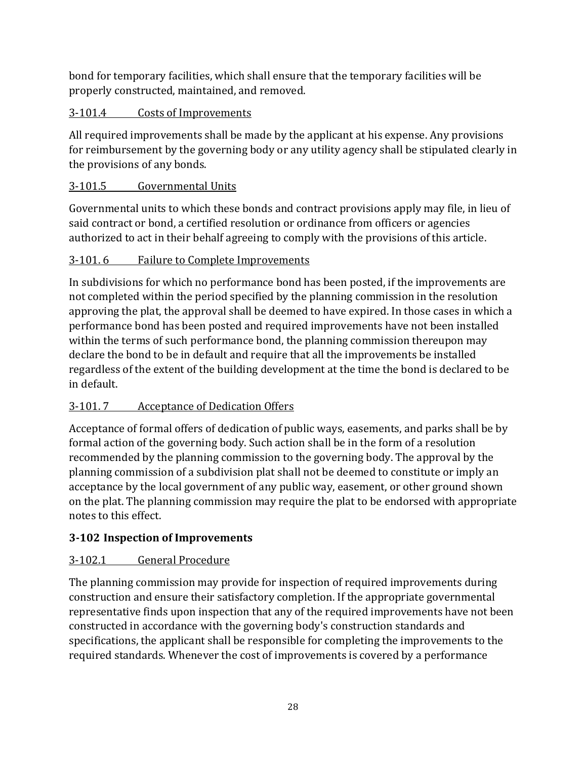bond for temporary facilities, which shall ensure that the temporary facilities will be properly constructed, maintained, and removed.

<u>3-101.4 Costs of Improvements</u>

All required improvements shall be made by the applicant at his expense. Any provisions for reimbursement by the governing body or any utility agency shall be stipulated clearly in the provisions of any bonds.

<u>3-101.5 Governmental Units</u>

Governmental units to which these bonds and contract provisions apply may file, in lieu of said contract or bond, a certified resolution or ordinance from officers or agencies authorized to act in their behalf agreeing to comply with the provisions of this article.

<u>3-101. 6 Failure to Complete Improvements</u>

In subdivisions for which no performance bond has been posted, if the improvements are not completed within the period specified by the planning commission in the resolution approving the plat, the approval shall be deemed to have expired. In those cases in which a performance bond has been posted and required improvements have not been installed within the terms of such performance bond, the planning commission thereupon may declare the bond to be in default and require that all the improvements be installed regardless of the extent of the building development at the time the bond is declared to be in default.

<u>3-101. 7 Acceptance of Dedication Offers</u>

Acceptance of formal offers of dedication of public ways, easements, and parks shall be by formal action of the governing body. Such action shall be in the form of a resolution recommended by the planning commission to the governing body. The approval by the planning commission of a subdivision plat shall not be deemed to constitute or imply an acceptance by the local government of any public way, easement, or other ground shown on the plat. The planning commission may require the plat to be endorsed with appropriate notes to this effect.

### 3-102 Inspection of Improvements

<u>3-102.1 General Procedure</u>

The planning commission may provide for inspection of required improvements during construction and ensure their satisfactory completion. If the appropriate governmental representative finds upon inspection that any of the required improvements have not been constructed in accordance with the governing body's construction standards and specifications, the applicant shall be responsible for completing the improvements to the required standards. Whenever the cost of improvements is covered by a performance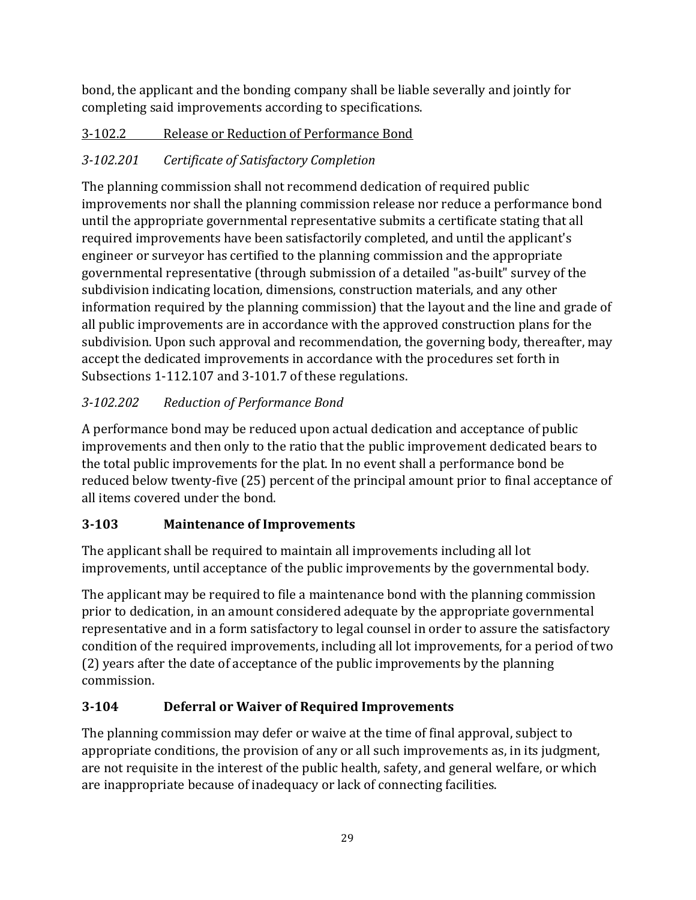bond, the applicant and the bonding company shall be liable severally and jointly for completing said improvements according to specifications.

### 3-102.2 Release or Reduction of Performance Bond

#### *3-102.201 Certificate of Satisfactory Completion*

The planning commission shall not recommend dedication of required public improvements nor shall the planning commission release nor reduce a performance bond until the appropriate governmental representative submits a certificate stating that all required improvements have been satisfactorily completed, and until the applicant's engineer or surveyor has certified to the planning commission and the appropriate governmental representative (through submission of a detailed "as-built" survey of the subdivision indicating location, dimensions, construction materials, and any other information required by the planning commission) that the layout and the line and grade of all public improvements are in accordance with the approved construction plans for the subdivision. Upon such approval and recommendation, the governing body, thereafter, may accept the dedicated improvements in accordance with the procedures set forth in Subsections 1-112.107 and 3-101.7 of these regulations.

#### *3-102.202 Reduction of Performance Bond*

A performance bond may be reduced upon actual dedication and acceptance of public improvements and then only to the ratio that the public improvement dedicated bears to the total public improvements for the plat. In no event shall a performance bond be reduced below twenty-five (25) percent of the principal amount prior to final acceptance of all items covered under the bond.

## 3-103 Maintenance of Improvements

The applicant shall be required to maintain all improvements including all lot improvements, until acceptance of the public improvements by the governmental body.

The applicant may be required to file a maintenance bond with the planning commission prior to dedication, in an amount considered adequate by the appropriate governmental representative and in a form satisfactory to legal counsel in order to assure the satisfactory condition of the required improvements, including all lot improvements, for a period of two (2) years after the date of acceptance of the public improvements by the planning commission.

## 3-104 Deferral or Waiver of Required Improvements

The planning commission may defer or waive at the time of final approval, subject to appropriate conditions, the provision of any or all such improvements as, in its judgment, are not requisite in the interest of the public health, safety, and general welfare, or which are inappropriate because of inadequacy or lack of connecting facilities.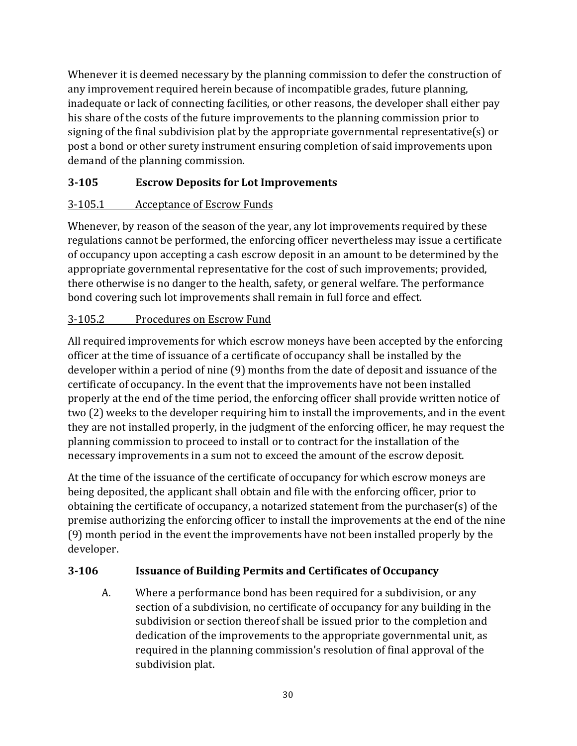Whenever it is deemed necessary by the planning commission to defer the construction of any improvement required herein because of incompatible grades, future planning, inadequate or lack of connecting facilities, or other reasons, the developer shall either pay his share of the costs of the future improvements to the planning commission prior to signing of the final subdivision plat by the appropriate governmental representative(s) or post a bond or other surety instrument ensuring completion of said improvements upon demand of the planning commission.

### 3-105 Escrow Deposits for Lot Improvements

#### 3-105.1 Acceptance of Escrow Funds

Whenever, by reason of the season of the year, any lot improvements required by these regulations cannot be performed, the enforcing officer nevertheless may issue a certificate of occupancy upon accepting a cash escrow deposit in an amount to be determined by the appropriate governmental representative for the cost of such improvements; provided, there otherwise is no danger to the health, safety, or general welfare. The performance bond covering such lot improvements shall remain in full force and effect.

#### 3-105.2 Procedures on Escrow Fund

All required improvements for which escrow moneys have been accepted by the enforcing officer at the time of issuance of a certificate of occupancy shall be installed by the developer within a period of nine (9) months from the date of deposit and issuance of the certificate of occupancy. In the event that the improvements have not been installed properly at the end of the time period, the enforcing officer shall provide written notice of two (2) weeks to the developer requiring him to install the improvements, and in the event they are not installed properly, in the judgment of the enforcing officer, he may request the planning commission to proceed to install or to contract for the installation of the necessary improvements in a sum not to exceed the amount of the escrow deposit.

At the time of the issuance of the certificate of occupancy for which escrow moneys are being deposited, the applicant shall obtain and file with the enforcing officer, prior to obtaining the certificate of occupancy, a notarized statement from the purchaser(s) of the premise authorizing the enforcing officer to install the improvements at the end of the nine (9) month period in the event the improvements have not been installed properly by the developer.

### 3-106 Issuance of Building Permits and Certificates of Occupancy

A. Where a performance bond has been required for a subdivision, or any section of a subdivision, no certificate of occupancy for any building in the subdivision or section thereof shall be issued prior to the completion and dedication of the improvements to the appropriate governmental unit, as required in the planning commission's resolution of final approval of the subdivision plat.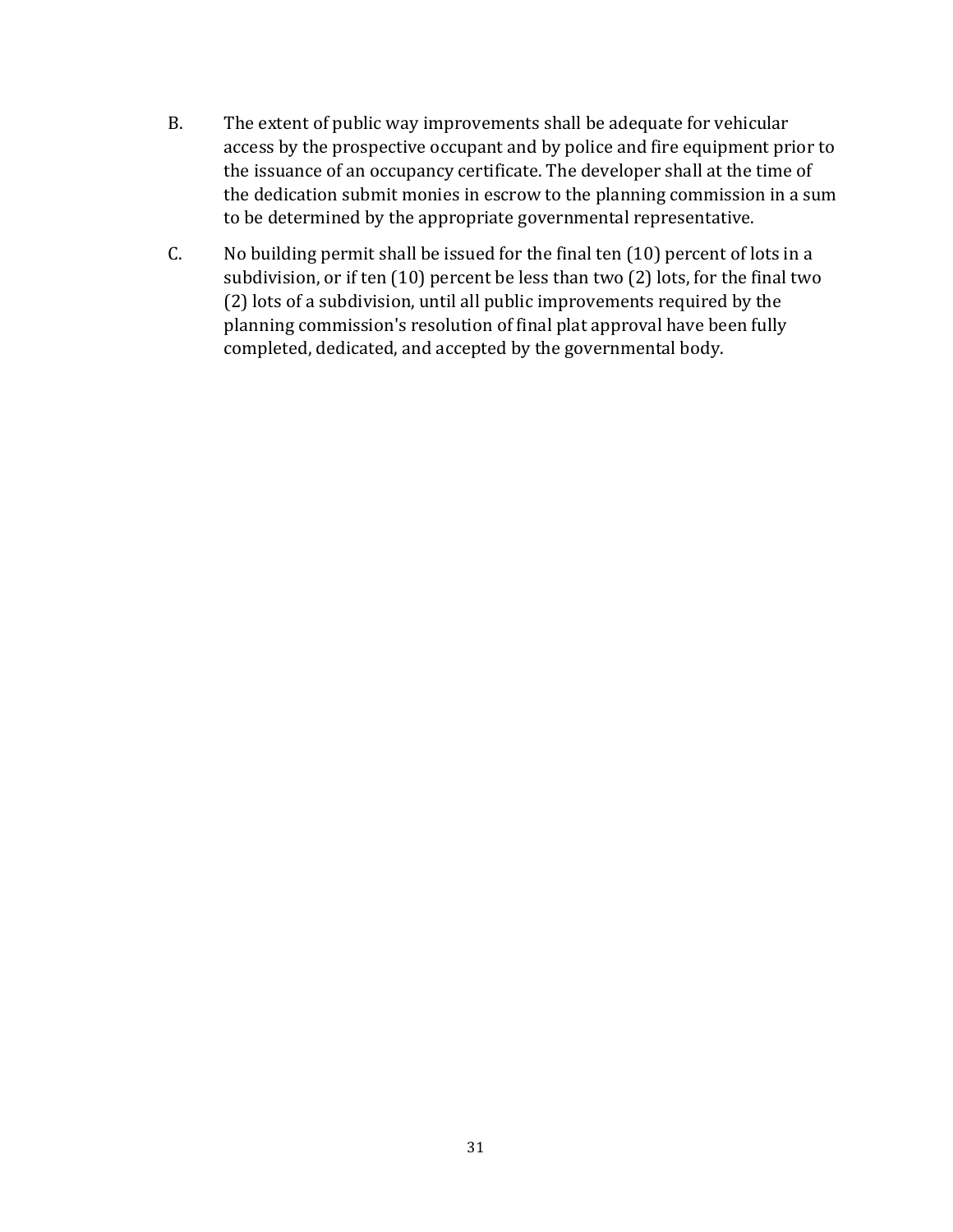B. The extent of public way improvements shall be adequate for vehicular access by the prospective occupant and by police and fire equipment prior to the issuance of an occupancy certificate. The developer shall at the time of the dedication submit monies in escrow to the planning commission in a sum to be determined by the appropriate governmental representative.

C. No building permit shall be issued for the final ten (10) percent of lots in a subdivision, or if ten (10) percent be less than two (2) lots, for the final two (2) lots of a subdivision, until all public improvements required by the planning commission's resolution of final plat approval have been fully completed, dedicated, and accepted by the governmental body.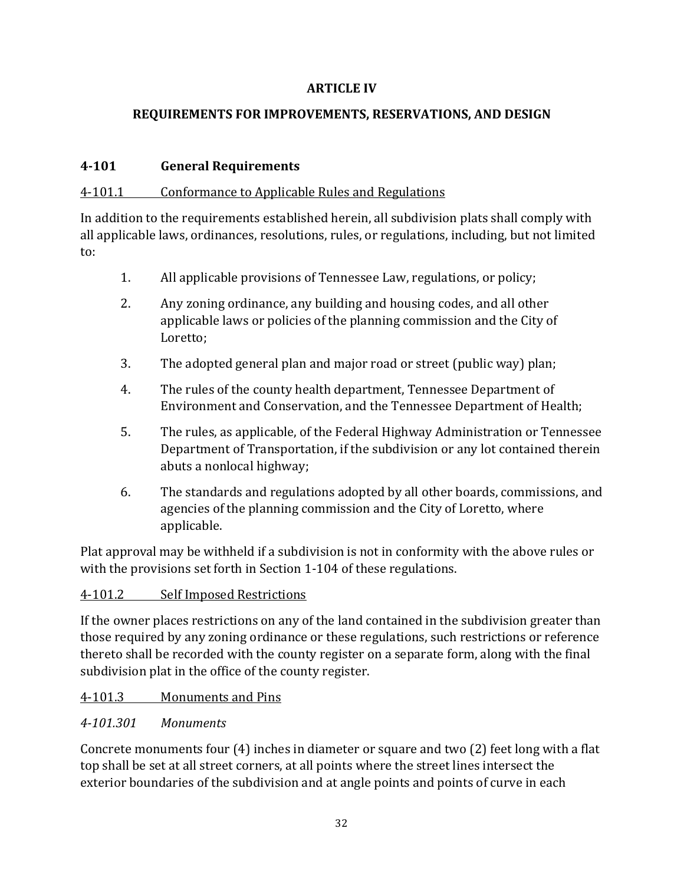# ARTICLE IV

# REQUIREMENTS FOR IMPROVEMENTS, RESERVATIONS, AND DESIGN

## 4-101 General Requirements

### 4-101.1 Conformance to Applicable Rules and Regulations

In addition to the requirements established herein, all subdivision plats shall comply with all applicable laws, ordinances, resolutions, rules, or regulations, including, but not limited to:

1. All applicable provisions of Tennessee Law, regulations, or policy;
2. Any zoning ordinance, any building and housing codes, and all other applicable laws or policies of the planning commission and the City of Loretto;
3. The adopted general plan and major road or street (public way) plan;
4. The rules of the county health department, Tennessee Department of Environment and Conservation, and the Tennessee Department of Health;
5. The rules, as applicable, of the Federal Highway Administration or Tennessee Department of Transportation, if the subdivision or any lot contained therein abuts a nonlocal highway;
6. The standards and regulations adopted by all other boards, commissions, and agencies of the planning commission and the City of Loretto, where applicable.

Plat approval may be withheld if a subdivision is not in conformity with the above rules or with the provisions set forth in Section 1-104 of these regulations.

### 4-101.2 Self Imposed Restrictions

If the owner places restrictions on any of the land contained in the subdivision greater than those required by any zoning ordinance or these regulations, such restrictions or reference thereto shall be recorded with the county register on a separate form, along with the final subdivision plat in the office of the county register.

### 4-101.3 Monuments and Pins

#### *4-101.301 Monuments*

Concrete monuments four (4) inches in diameter or square and two (2) feet long with a flat top shall be set at all street corners, at all points where the street lines intersect the exterior boundaries of the subdivision and at angle points and points of curve in each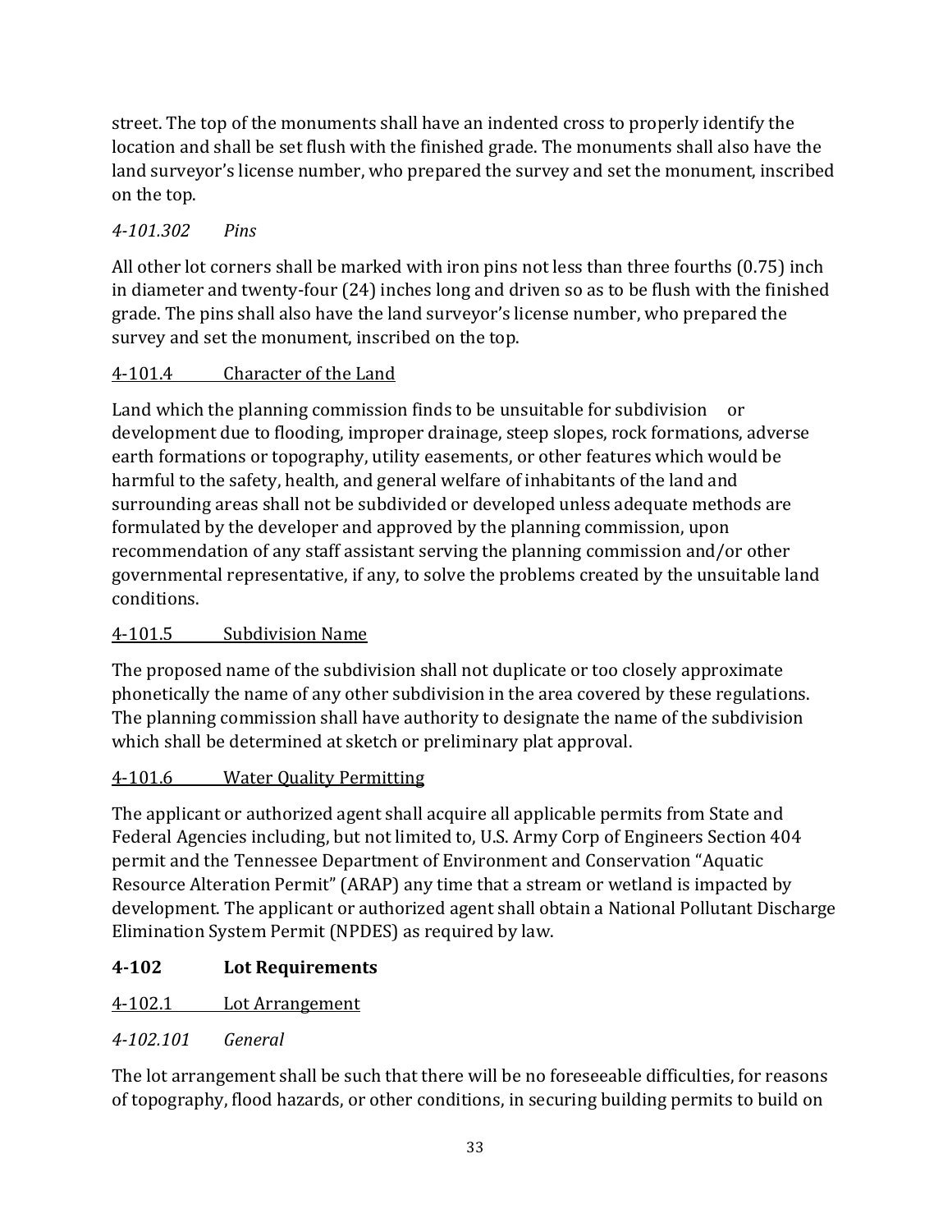street. The top of the monuments shall have an indented cross to properly identify the location and shall be set flush with the finished grade. The monuments shall also have the land surveyor's license number, who prepared the survey and set the monument, inscribed on the top.

*4-101.302 Pins*

All other lot corners shall be marked with iron pins not less than three fourths (0.75) inch in diameter and twenty-four (24) inches long and driven so as to be flush with the finished grade. The pins shall also have the land surveyor's license number, who prepared the survey and set the monument, inscribed on the top.

<u>4-101.4 Character of the Land</u>

Land which the planning commission finds to be unsuitable for subdivision or development due to flooding, improper drainage, steep slopes, rock formations, adverse earth formations or topography, utility easements, or other features which would be harmful to the safety, health, and general welfare of inhabitants of the land and surrounding areas shall not be subdivided or developed unless adequate methods are formulated by the developer and approved by the planning commission, upon recommendation of any staff assistant serving the planning commission and/or other governmental representative, if any, to solve the problems created by the unsuitable land conditions.

<u>4-101.5 Subdivision Name</u>

The proposed name of the subdivision shall not duplicate or too closely approximate phonetically the name of any other subdivision in the area covered by these regulations. The planning commission shall have authority to designate the name of the subdivision which shall be determined at sketch or preliminary plat approval.

<u>4-101.6 Water Quality Permitting</u>

The applicant or authorized agent shall acquire all applicable permits from State and Federal Agencies including, but not limited to, U.S. Army Corp of Engineers Section 404 permit and the Tennessee Department of Environment and Conservation "Aquatic Resource Alteration Permit" (ARAP) any time that a stream or wetland is impacted by development. The applicant or authorized agent shall obtain a National Pollutant Discharge Elimination System Permit (NPDES) as required by law.

**4-102 Lot Requirements**

<u>4-102.1 Lot Arrangement</u>

*4-102.101 General*

The lot arrangement shall be such that there will be no foreseeable difficulties, for reasons of topography, flood hazards, or other conditions, in securing building permits to build on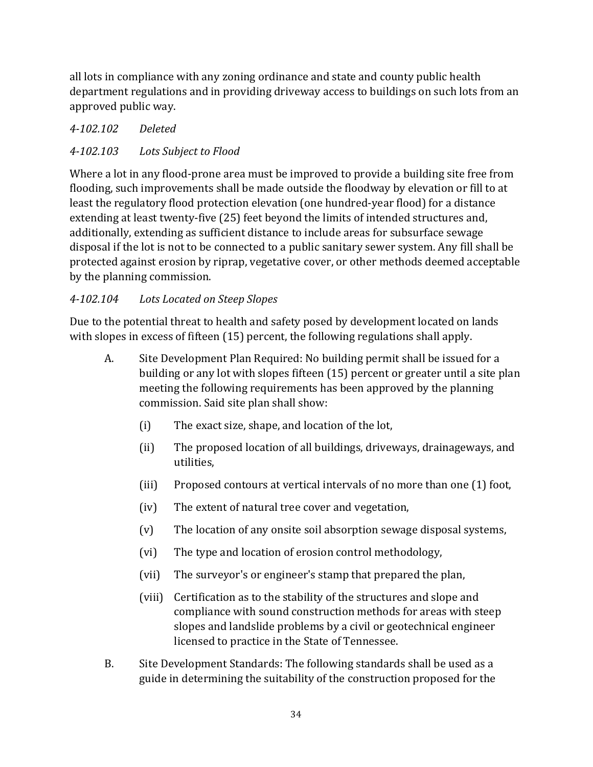all lots in compliance with any zoning ordinance and state and county public health department regulations and in providing driveway access to buildings on such lots from an approved public way.

*4-102.102 Deleted*

*4-102.103 Lots Subject to Flood*

Where a lot in any flood-prone area must be improved to provide a building site free from flooding, such improvements shall be made outside the floodway by elevation or fill to at least the regulatory flood protection elevation (one hundred-year flood) for a distance extending at least twenty-five (25) feet beyond the limits of intended structures and, additionally, extending as sufficient distance to include areas for subsurface sewage disposal if the lot is not to be connected to a public sanitary sewer system. Any fill shall be protected against erosion by riprap, vegetative cover, or other methods deemed acceptable by the planning commission.

*4-102.104 Lots Located on Steep Slopes*

Due to the potential threat to health and safety posed by development located on lands with slopes in excess of fifteen (15) percent, the following regulations shall apply.

A. Site Development Plan Required: No building permit shall be issued for a building or any lot with slopes fifteen (15) percent or greater until a site plan meeting the following requirements has been approved by the planning commission. Said site plan shall show:

   (i) The exact size, shape, and location of the lot,

   (ii) The proposed location of all buildings, driveways, drainageways, and utilities,

   (iii) Proposed contours at vertical intervals of no more than one (1) foot,

   (iv) The extent of natural tree cover and vegetation,

   (v) The location of any onsite soil absorption sewage disposal systems,

   (vi) The type and location of erosion control methodology,

   (vii) The surveyor's or engineer's stamp that prepared the plan,

   (viii) Certification as to the stability of the structures and slope and compliance with sound construction methods for areas with steep slopes and landslide problems by a civil or geotechnical engineer licensed to practice in the State of Tennessee.

B. Site Development Standards: The following standards shall be used as a guide in determining the suitability of the construction proposed for the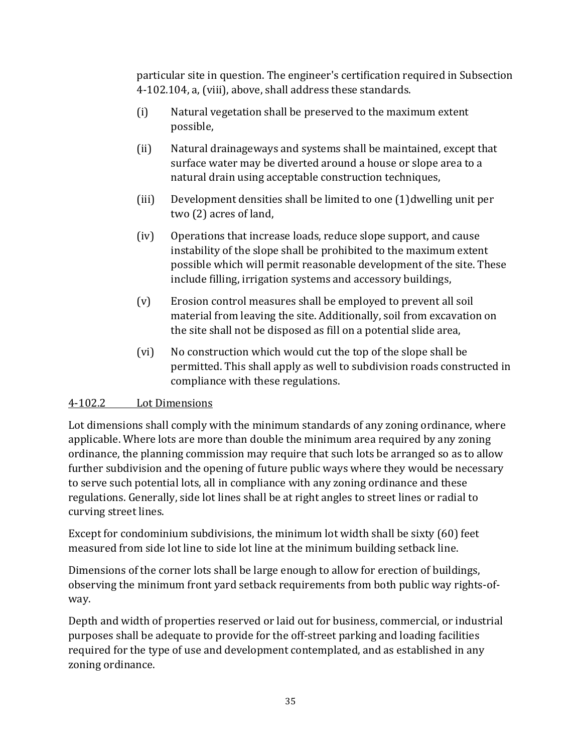particular site in question. The engineer's certification required in Subsection 4-102.104, a, (viii), above, shall address these standards.

(i) Natural vegetation shall be preserved to the maximum extent possible,

(ii) Natural drainageways and systems shall be maintained, except that surface water may be diverted around a house or slope area to a natural drain using acceptable construction techniques,

(iii) Development densities shall be limited to one (1)dwelling unit per two (2) acres of land,

(iv) Operations that increase loads, reduce slope support, and cause instability of the slope shall be prohibited to the maximum extent possible which will permit reasonable development of the site. These include filling, irrigation systems and accessory buildings,

(v) Erosion control measures shall be employed to prevent all soil material from leaving the site. Additionally, soil from excavation on the site shall not be disposed as fill on a potential slide area,

(vi) No construction which would cut the top of the slope shall be permitted. This shall apply as well to subdivision roads constructed in compliance with these regulations.

<u>4-102.2 Lot Dimensions</u>

Lot dimensions shall comply with the minimum standards of any zoning ordinance, where applicable. Where lots are more than double the minimum area required by any zoning ordinance, the planning commission may require that such lots be arranged so as to allow further subdivision and the opening of future public ways where they would be necessary to serve such potential lots, all in compliance with any zoning ordinance and these regulations. Generally, side lot lines shall be at right angles to street lines or radial to curving street lines.

Except for condominium subdivisions, the minimum lot width shall be sixty (60) feet measured from side lot line to side lot line at the minimum building setback line.

Dimensions of the corner lots shall be large enough to allow for erection of buildings, observing the minimum front yard setback requirements from both public way rights-of-way.

Depth and width of properties reserved or laid out for business, commercial, or industrial purposes shall be adequate to provide for the off-street parking and loading facilities required for the type of use and development contemplated, and as established in any zoning ordinance.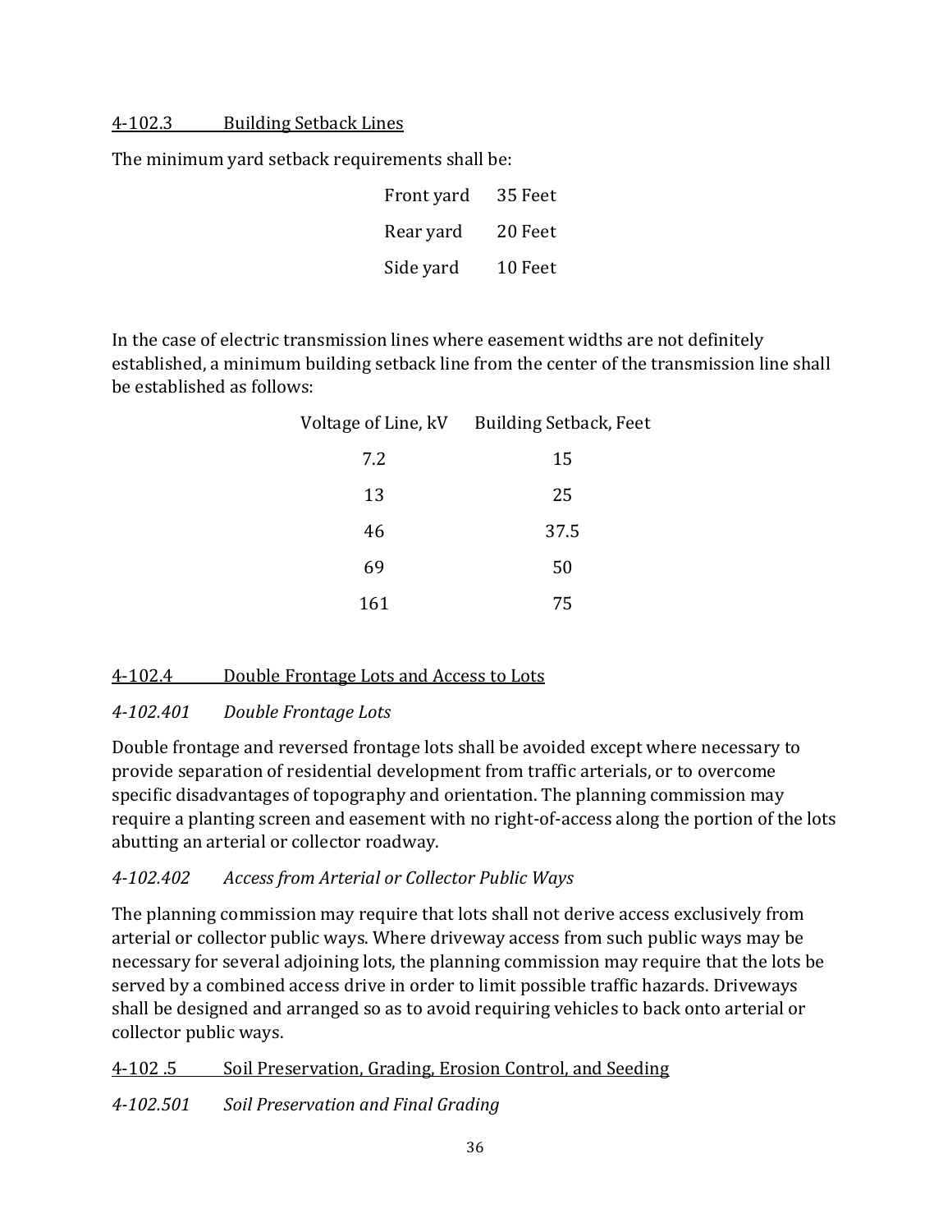## 4-102.3 Building Setback Lines

The minimum yard setback requirements shall be:

| | |
|---|---|
| Front yard | 35 Feet |
| Rear yard | 20 Feet |
| Side yard | 10 Feet |

In the case of electric transmission lines where easement widths are not definitely established, a minimum building setback line from the center of the transmission line shall be established as follows:

| Voltage of Line, kV | Building Setback, Feet |
|---|---|
| 7.2 | 15 |
| 13 | 25 |
| 46 | 37.5 |
| 69 | 50 |
| 161 | 75 |

## 4-102.4 Double Frontage Lots and Access to Lots

### *4-102.401 Double Frontage Lots*

Double frontage and reversed frontage lots shall be avoided except where necessary to provide separation of residential development from traffic arterials, or to overcome specific disadvantages of topography and orientation. The planning commission may require a planting screen and easement with no right-of-access along the portion of the lots abutting an arterial or collector roadway.

### *4-102.402 Access from Arterial or Collector Public Ways*

The planning commission may require that lots shall not derive access exclusively from arterial or collector public ways. Where driveway access from such public ways may be necessary for several adjoining lots, the planning commission may require that the lots be served by a combined access drive in order to limit possible traffic hazards. Driveways shall be designed and arranged so as to avoid requiring vehicles to back onto arterial or collector public ways.

## 4-102 .5 Soil Preservation, Grading, Erosion Control, and Seeding

### *4-102.501 Soil Preservation and Final Grading*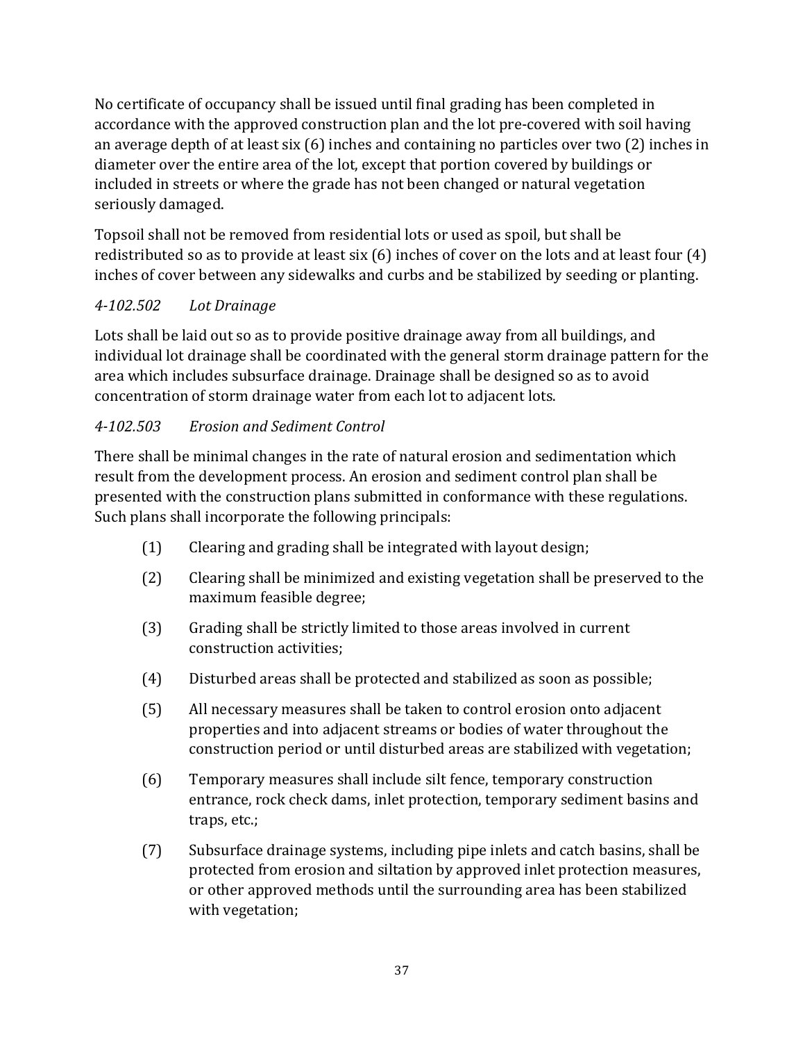No certificate of occupancy shall be issued until final grading has been completed in accordance with the approved construction plan and the lot pre-covered with soil having an average depth of at least six (6) inches and containing no particles over two (2) inches in diameter over the entire area of the lot, except that portion covered by buildings or included in streets or where the grade has not been changed or natural vegetation seriously damaged.

Topsoil shall not be removed from residential lots or used as spoil, but shall be redistributed so as to provide at least six (6) inches of cover on the lots and at least four (4) inches of cover between any sidewalks and curbs and be stabilized by seeding or planting.

### *4-102.502 Lot Drainage*

Lots shall be laid out so as to provide positive drainage away from all buildings, and individual lot drainage shall be coordinated with the general storm drainage pattern for the area which includes subsurface drainage. Drainage shall be designed so as to avoid concentration of storm drainage water from each lot to adjacent lots.

### *4-102.503 Erosion and Sediment Control*

There shall be minimal changes in the rate of natural erosion and sedimentation which result from the development process. An erosion and sediment control plan shall be presented with the construction plans submitted in conformance with these regulations. Such plans shall incorporate the following principals:

(1) Clearing and grading shall be integrated with layout design;

(2) Clearing shall be minimized and existing vegetation shall be preserved to the maximum feasible degree;

(3) Grading shall be strictly limited to those areas involved in current construction activities;

(4) Disturbed areas shall be protected and stabilized as soon as possible;

(5) All necessary measures shall be taken to control erosion onto adjacent properties and into adjacent streams or bodies of water throughout the construction period or until disturbed areas are stabilized with vegetation;

(6) Temporary measures shall include silt fence, temporary construction entrance, rock check dams, inlet protection, temporary sediment basins and traps, etc.;

(7) Subsurface drainage systems, including pipe inlets and catch basins, shall be protected from erosion and siltation by approved inlet protection measures, or other approved methods until the surrounding area has been stabilized with vegetation;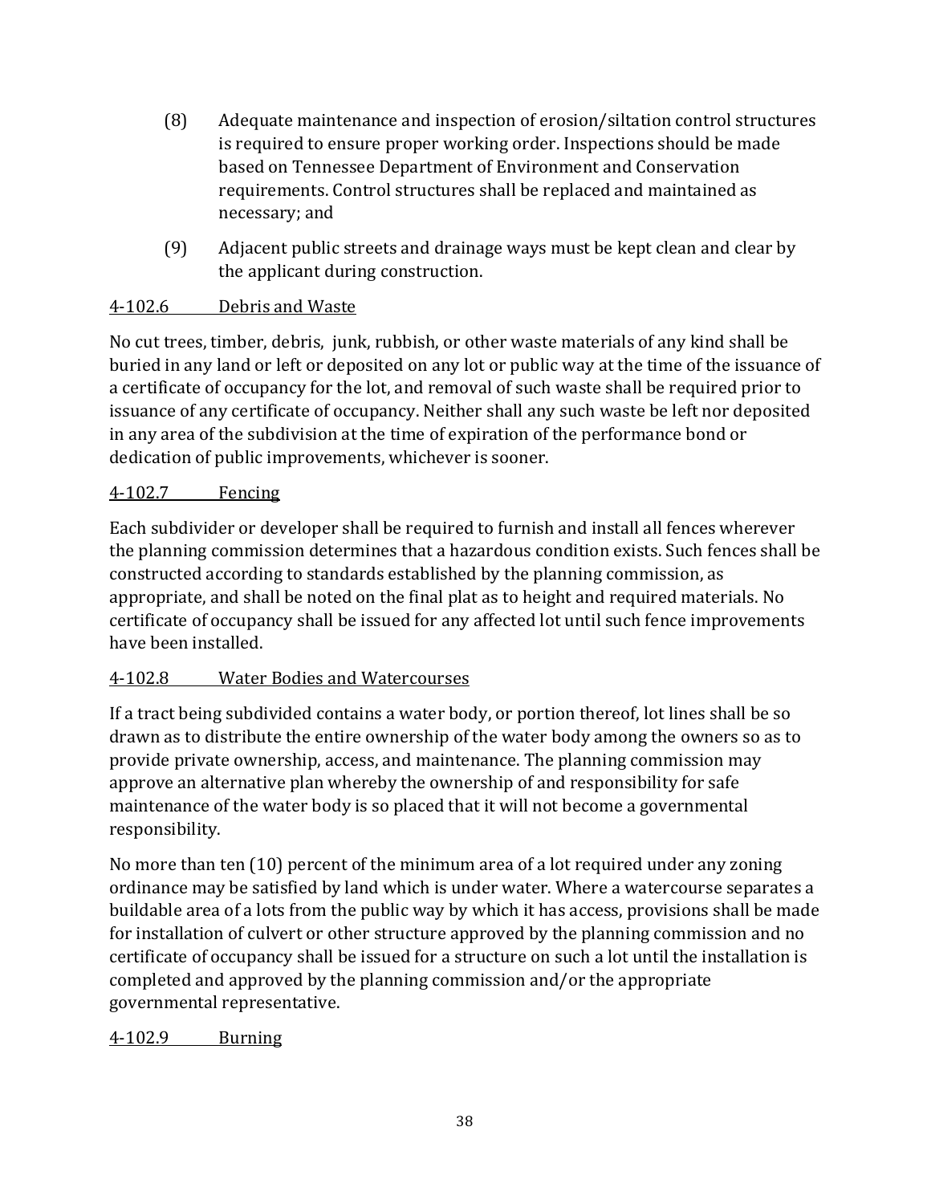(8) Adequate maintenance and inspection of erosion/siltation control structures is required to ensure proper working order. Inspections should be made based on Tennessee Department of Environment and Conservation requirements. Control structures shall be replaced and maintained as necessary; and

(9) Adjacent public streets and drainage ways must be kept clean and clear by the applicant during construction.

<u>4-102.6 Debris and Waste</u>

No cut trees, timber, debris, junk, rubbish, or other waste materials of any kind shall be buried in any land or left or deposited on any lot or public way at the time of the issuance of a certificate of occupancy for the lot, and removal of such waste shall be required prior to issuance of any certificate of occupancy. Neither shall any such waste be left nor deposited in any area of the subdivision at the time of expiration of the performance bond or dedication of public improvements, whichever is sooner.

<u>4-102.7 Fencing</u>

Each subdivider or developer shall be required to furnish and install all fences wherever the planning commission determines that a hazardous condition exists. Such fences shall be constructed according to standards established by the planning commission, as appropriate, and shall be noted on the final plat as to height and required materials. No certificate of occupancy shall be issued for any affected lot until such fence improvements have been installed.

<u>4-102.8 Water Bodies and Watercourses</u>

If a tract being subdivided contains a water body, or portion thereof, lot lines shall be so drawn as to distribute the entire ownership of the water body among the owners so as to provide private ownership, access, and maintenance. The planning commission may approve an alternative plan whereby the ownership of and responsibility for safe maintenance of the water body is so placed that it will not become a governmental responsibility.

No more than ten (10) percent of the minimum area of a lot required under any zoning ordinance may be satisfied by land which is under water. Where a watercourse separates a buildable area of a lots from the public way by which it has access, provisions shall be made for installation of culvert or other structure approved by the planning commission and no certificate of occupancy shall be issued for a structure on such a lot until the installation is completed and approved by the planning commission and/or the appropriate governmental representative.

<u>4-102.9 Burning</u>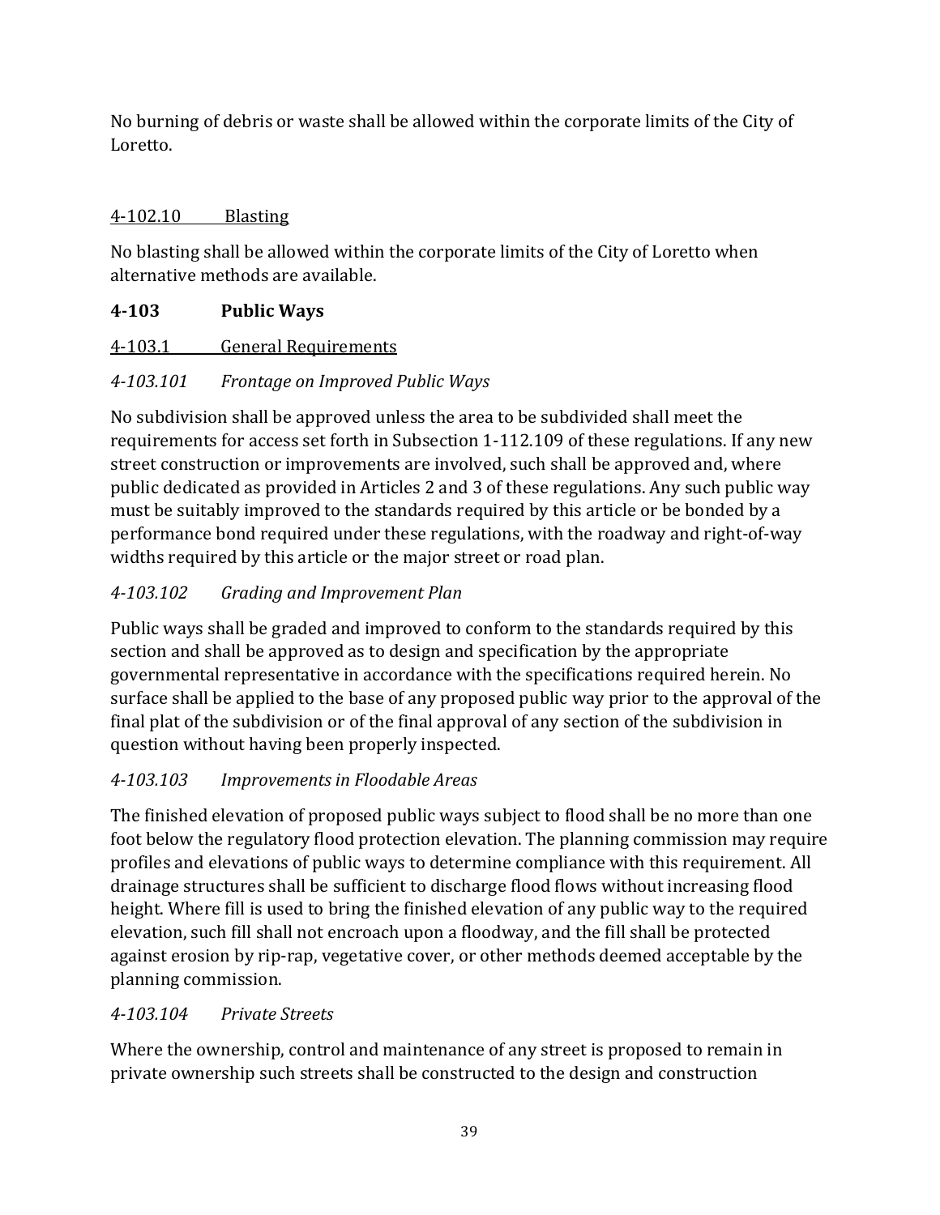No burning of debris or waste shall be allowed within the corporate limits of the City of Loretto.

<u>4-102.10 Blasting</u>

No blasting shall be allowed within the corporate limits of the City of Loretto when alternative methods are available.

**4-103 Public Ways**

<u>4-103.1 General Requirements</u>

*4-103.101 Frontage on Improved Public Ways*

No subdivision shall be approved unless the area to be subdivided shall meet the requirements for access set forth in Subsection 1-112.109 of these regulations. If any new street construction or improvements are involved, such shall be approved and, where public dedicated as provided in Articles 2 and 3 of these regulations. Any such public way must be suitably improved to the standards required by this article or be bonded by a performance bond required under these regulations, with the roadway and right-of-way widths required by this article or the major street or road plan.

*4-103.102 Grading and Improvement Plan*

Public ways shall be graded and improved to conform to the standards required by this section and shall be approved as to design and specification by the appropriate governmental representative in accordance with the specifications required herein. No surface shall be applied to the base of any proposed public way prior to the approval of the final plat of the subdivision or of the final approval of any section of the subdivision in question without having been properly inspected.

*4-103.103 Improvements in Floodable Areas*

The finished elevation of proposed public ways subject to flood shall be no more than one foot below the regulatory flood protection elevation. The planning commission may require profiles and elevations of public ways to determine compliance with this requirement. All drainage structures shall be sufficient to discharge flood flows without increasing flood height. Where fill is used to bring the finished elevation of any public way to the required elevation, such fill shall not encroach upon a floodway, and the fill shall be protected against erosion by rip-rap, vegetative cover, or other methods deemed acceptable by the planning commission.

*4-103.104 Private Streets*

Where the ownership, control and maintenance of any street is proposed to remain in private ownership such streets shall be constructed to the design and construction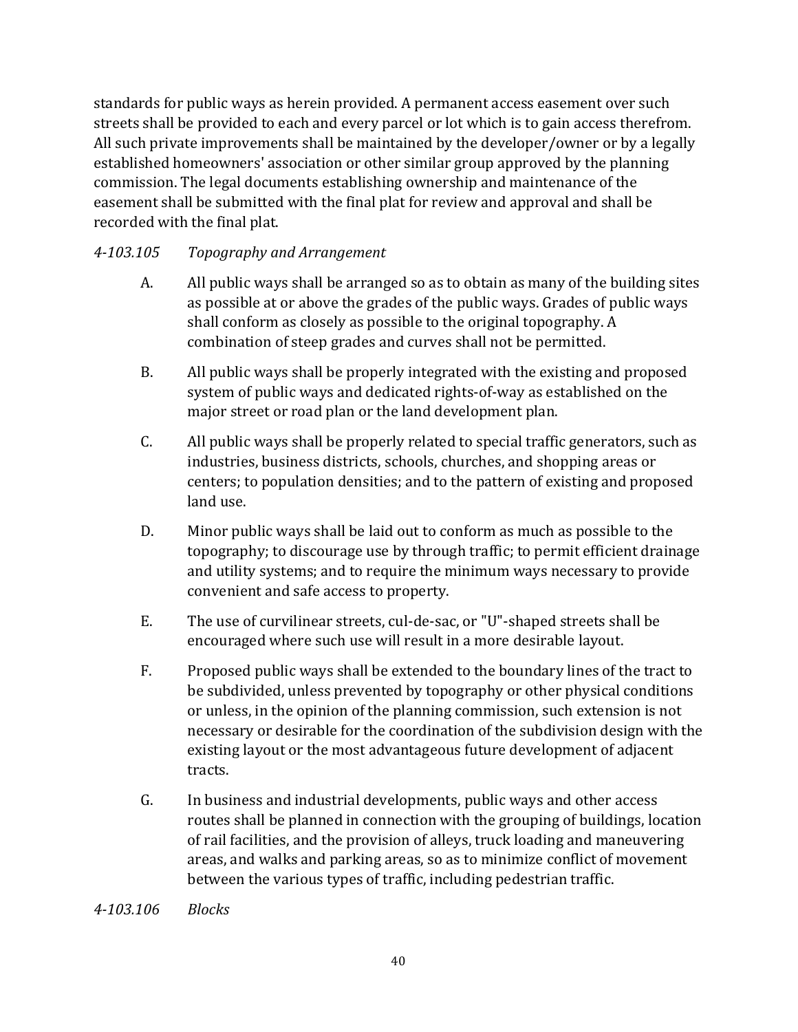standards for public ways as herein provided. A permanent access easement over such streets shall be provided to each and every parcel or lot which is to gain access therefrom. All such private improvements shall be maintained by the developer/owner or by a legally established homeowners' association or other similar group approved by the planning commission. The legal documents establishing ownership and maintenance of the easement shall be submitted with the final plat for review and approval and shall be recorded with the final plat.

*4-103.105 Topography and Arrangement*

A. All public ways shall be arranged so as to obtain as many of the building sites as possible at or above the grades of the public ways. Grades of public ways shall conform as closely as possible to the original topography. A combination of steep grades and curves shall not be permitted.

B. All public ways shall be properly integrated with the existing and proposed system of public ways and dedicated rights-of-way as established on the major street or road plan or the land development plan.

C. All public ways shall be properly related to special traffic generators, such as industries, business districts, schools, churches, and shopping areas or centers; to population densities; and to the pattern of existing and proposed land use.

D. Minor public ways shall be laid out to conform as much as possible to the topography; to discourage use by through traffic; to permit efficient drainage and utility systems; and to require the minimum ways necessary to provide convenient and safe access to property.

E. The use of curvilinear streets, cul-de-sac, or "U"-shaped streets shall be encouraged where such use will result in a more desirable layout.

F. Proposed public ways shall be extended to the boundary lines of the tract to be subdivided, unless prevented by topography or other physical conditions or unless, in the opinion of the planning commission, such extension is not necessary or desirable for the coordination of the subdivision design with the existing layout or the most advantageous future development of adjacent tracts.

G. In business and industrial developments, public ways and other access routes shall be planned in connection with the grouping of buildings, location of rail facilities, and the provision of alleys, truck loading and maneuvering areas, and walks and parking areas, so as to minimize conflict of movement between the various types of traffic, including pedestrian traffic.

*4-103.106 Blocks*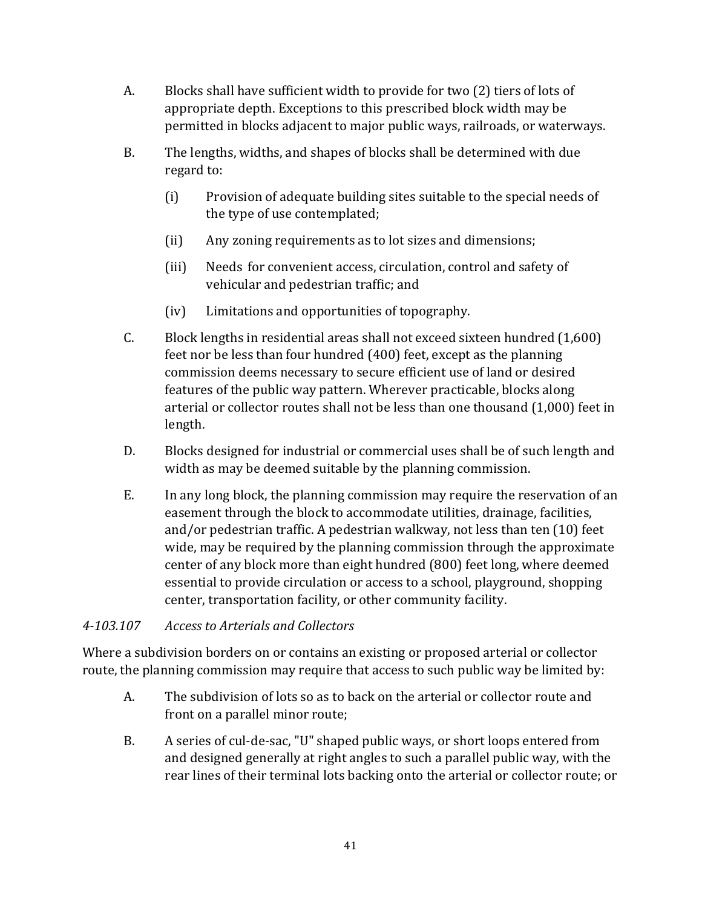A. Blocks shall have sufficient width to provide for two (2) tiers of lots of appropriate depth. Exceptions to this prescribed block width may be permitted in blocks adjacent to major public ways, railroads, or waterways.

B. The lengths, widths, and shapes of blocks shall be determined with due regard to:

   (i) Provision of adequate building sites suitable to the special needs of the type of use contemplated;

   (ii) Any zoning requirements as to lot sizes and dimensions;

   (iii) Needs for convenient access, circulation, control and safety of vehicular and pedestrian traffic; and

   (iv) Limitations and opportunities of topography.

C. Block lengths in residential areas shall not exceed sixteen hundred (1,600) feet nor be less than four hundred (400) feet, except as the planning commission deems necessary to secure efficient use of land or desired features of the public way pattern. Wherever practicable, blocks along arterial or collector routes shall not be less than one thousand (1,000) feet in length.

D. Blocks designed for industrial or commercial uses shall be of such length and width as may be deemed suitable by the planning commission.

E. In any long block, the planning commission may require the reservation of an easement through the block to accommodate utilities, drainage, facilities, and/or pedestrian traffic. A pedestrian walkway, not less than ten (10) feet wide, may be required by the planning commission through the approximate center of any block more than eight hundred (800) feet long, where deemed essential to provide circulation or access to a school, playground, shopping center, transportation facility, or other community facility.

*4-103.107 Access to Arterials and Collectors*

Where a subdivision borders on or contains an existing or proposed arterial or collector route, the planning commission may require that access to such public way be limited by:

A. The subdivision of lots so as to back on the arterial or collector route and front on a parallel minor route;

B. A series of cul-de-sac, "U" shaped public ways, or short loops entered from and designed generally at right angles to such a parallel public way, with the rear lines of their terminal lots backing onto the arterial or collector route; or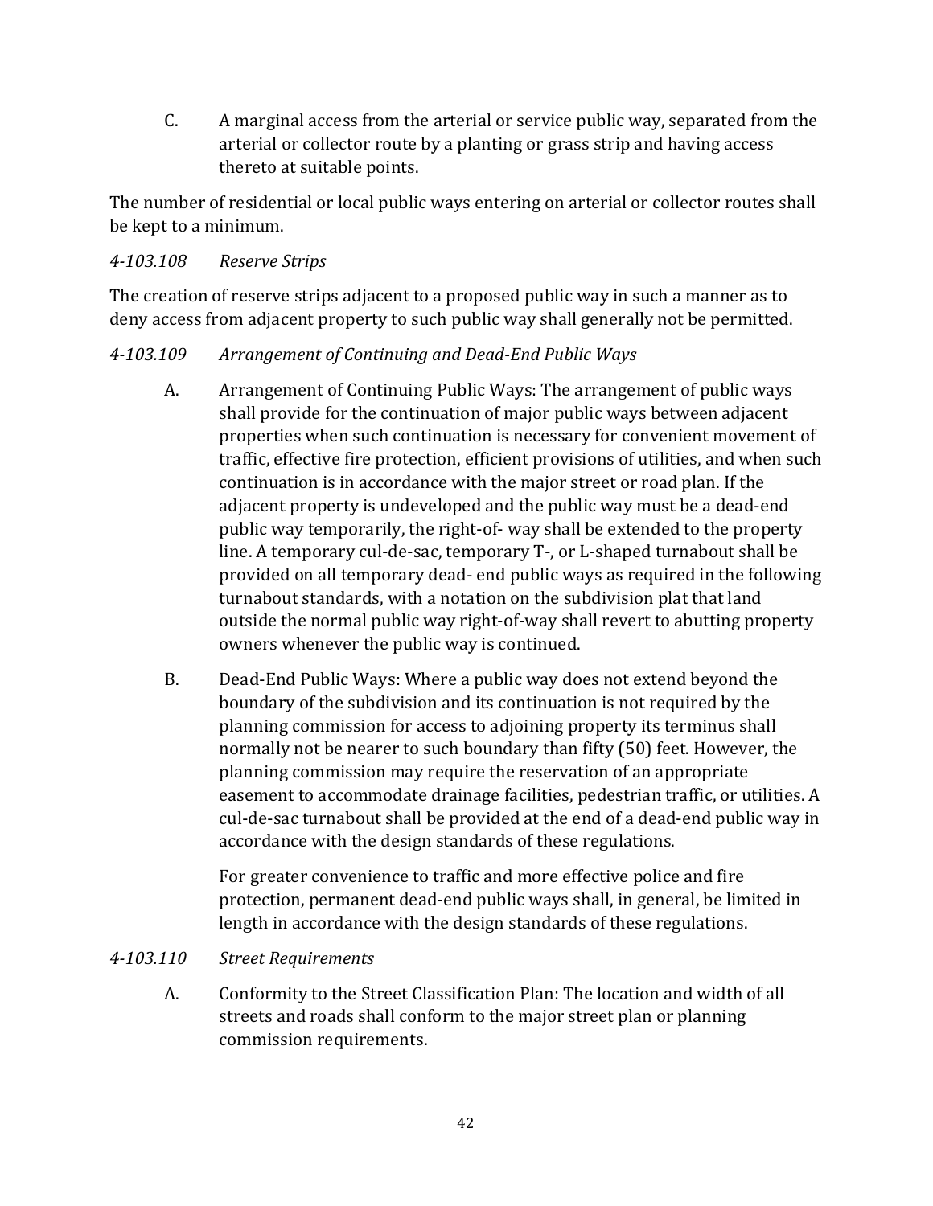C. A marginal access from the arterial or service public way, separated from the arterial or collector route by a planting or grass strip and having access thereto at suitable points.

The number of residential or local public ways entering on arterial or collector routes shall be kept to a minimum.

*4-103.108 Reserve Strips*

The creation of reserve strips adjacent to a proposed public way in such a manner as to deny access from adjacent property to such public way shall generally not be permitted.

*4-103.109 Arrangement of Continuing and Dead-End Public Ways*

A. Arrangement of Continuing Public Ways: The arrangement of public ways shall provide for the continuation of major public ways between adjacent properties when such continuation is necessary for convenient movement of traffic, effective fire protection, efficient provisions of utilities, and when such continuation is in accordance with the major street or road plan. If the adjacent property is undeveloped and the public way must be a dead-end public way temporarily, the right-of- way shall be extended to the property line. A temporary cul-de-sac, temporary T-, or L-shaped turnabout shall be provided on all temporary dead- end public ways as required in the following turnabout standards, with a notation on the subdivision plat that land outside the normal public way right-of-way shall revert to abutting property owners whenever the public way is continued.

B. Dead-End Public Ways: Where a public way does not extend beyond the boundary of the subdivision and its continuation is not required by the planning commission for access to adjoining property its terminus shall normally not be nearer to such boundary than fifty (50) feet. However, the planning commission may require the reservation of an appropriate easement to accommodate drainage facilities, pedestrian traffic, or utilities. A cul-de-sac turnabout shall be provided at the end of a dead-end public way in accordance with the design standards of these regulations.

   For greater convenience to traffic and more effective police and fire protection, permanent dead-end public ways shall, in general, be limited in length in accordance with the design standards of these regulations.

*4-103.110 Street Requirements*

A. Conformity to the Street Classification Plan: The location and width of all streets and roads shall conform to the major street plan or planning commission requirements.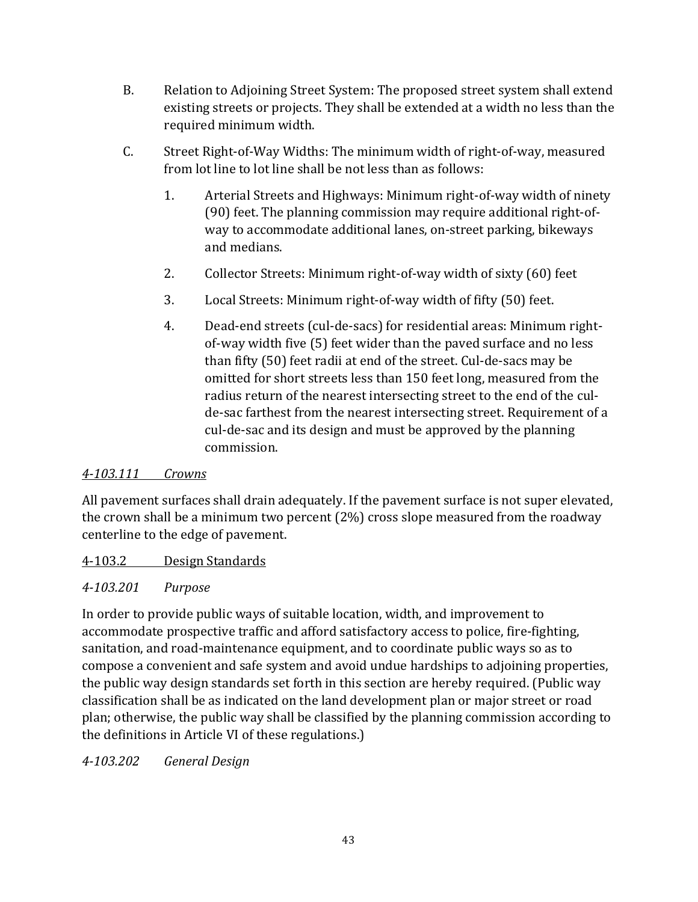B. Relation to Adjoining Street System: The proposed street system shall extend existing streets or projects. They shall be extended at a width no less than the required minimum width.

C. Street Right-of-Way Widths: The minimum width of right-of-way, measured from lot line to lot line shall be not less than as follows:

1. Arterial Streets and Highways: Minimum right-of-way width of ninety (90) feet. The planning commission may require additional right-of-way to accommodate additional lanes, on-street parking, bikeways and medians.

2. Collector Streets: Minimum right-of-way width of sixty (60) feet

3. Local Streets: Minimum right-of-way width of fifty (50) feet.

4. Dead-end streets (cul-de-sacs) for residential areas: Minimum right-of-way width five (5) feet wider than the paved surface and no less than fifty (50) feet radii at end of the street. Cul-de-sacs may be omitted for short streets less than 150 feet long, measured from the radius return of the nearest intersecting street to the end of the cul-de-sac farthest from the nearest intersecting street. Requirement of a cul-de-sac and its design and must be approved by the planning commission.

*4-103.111 Crowns*

All pavement surfaces shall drain adequately. If the pavement surface is not super elevated, the crown shall be a minimum two percent (2%) cross slope measured from the roadway centerline to the edge of pavement.

## 4-103.2 Design Standards

*4-103.201 Purpose*

In order to provide public ways of suitable location, width, and improvement to accommodate prospective traffic and afford satisfactory access to police, fire-fighting, sanitation, and road-maintenance equipment, and to coordinate public ways so as to compose a convenient and safe system and avoid undue hardships to adjoining properties, the public way design standards set forth in this section are hereby required. (Public way classification shall be as indicated on the land development plan or major street or road plan; otherwise, the public way shall be classified by the planning commission according to the definitions in Article VI of these regulations.)

*4-103.202 General Design*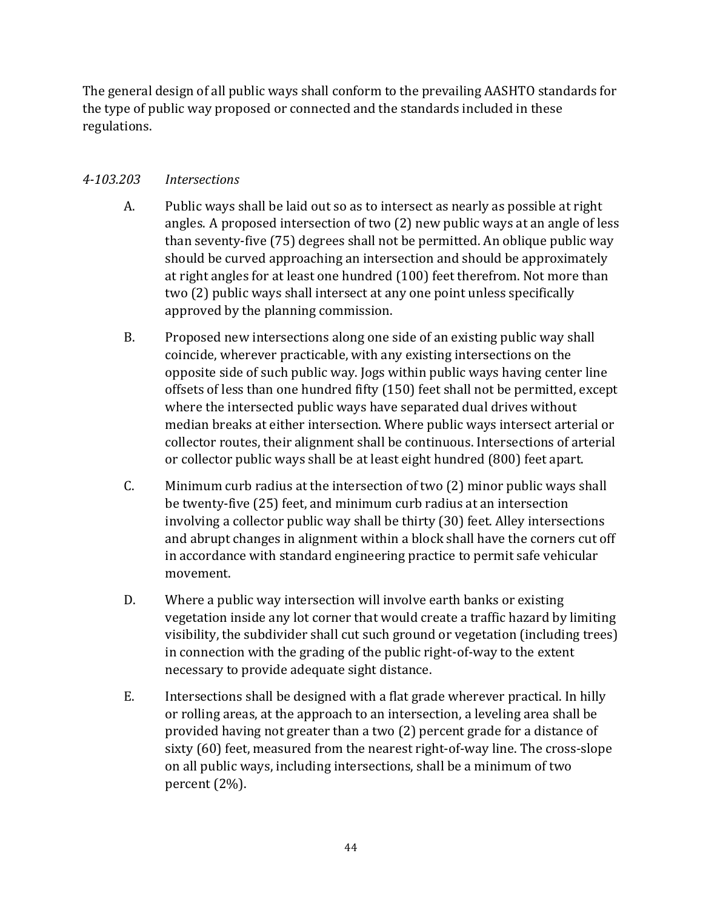The general design of all public ways shall conform to the prevailing AASHTO standards for the type of public way proposed or connected and the standards included in these regulations.

### *4-103.203 Intersections*

A. Public ways shall be laid out so as to intersect as nearly as possible at right angles. A proposed intersection of two (2) new public ways at an angle of less than seventy-five (75) degrees shall not be permitted. An oblique public way should be curved approaching an intersection and should be approximately at right angles for at least one hundred (100) feet therefrom. Not more than two (2) public ways shall intersect at any one point unless specifically approved by the planning commission.

B. Proposed new intersections along one side of an existing public way shall coincide, wherever practicable, with any existing intersections on the opposite side of such public way. Jogs within public ways having center line offsets of less than one hundred fifty (150) feet shall not be permitted, except where the intersected public ways have separated dual drives without median breaks at either intersection. Where public ways intersect arterial or collector routes, their alignment shall be continuous. Intersections of arterial or collector public ways shall be at least eight hundred (800) feet apart.

C. Minimum curb radius at the intersection of two (2) minor public ways shall be twenty-five (25) feet, and minimum curb radius at an intersection involving a collector public way shall be thirty (30) feet. Alley intersections and abrupt changes in alignment within a block shall have the corners cut off in accordance with standard engineering practice to permit safe vehicular movement.

D. Where a public way intersection will involve earth banks or existing vegetation inside any lot corner that would create a traffic hazard by limiting visibility, the subdivider shall cut such ground or vegetation (including trees) in connection with the grading of the public right-of-way to the extent necessary to provide adequate sight distance.

E. Intersections shall be designed with a flat grade wherever practical. In hilly or rolling areas, at the approach to an intersection, a leveling area shall be provided having not greater than a two (2) percent grade for a distance of sixty (60) feet, measured from the nearest right-of-way line. The cross-slope on all public ways, including intersections, shall be a minimum of two percent (2%).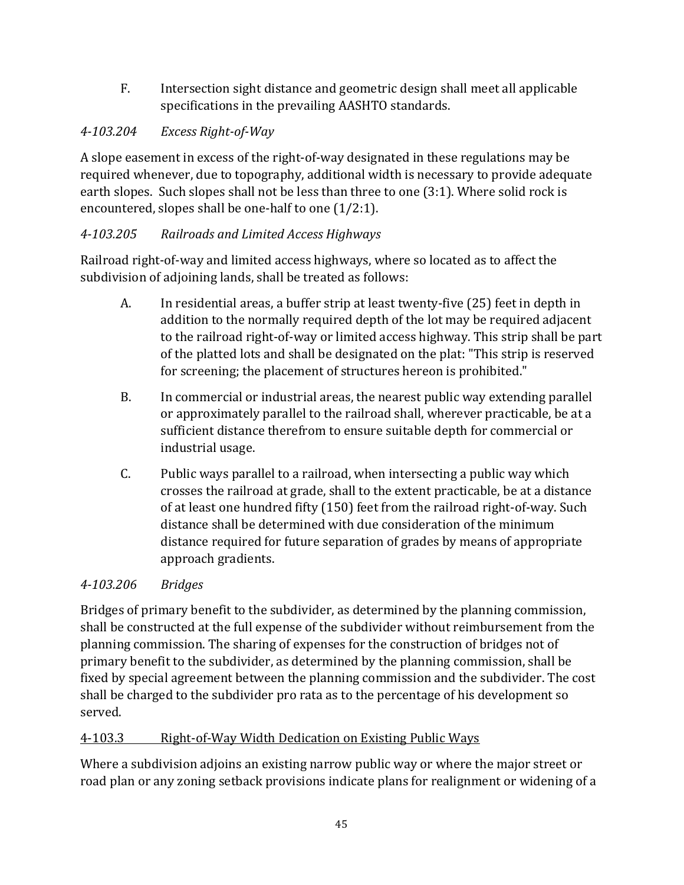F. Intersection sight distance and geometric design shall meet all applicable specifications in the prevailing AASHTO standards.

*4-103.204 Excess Right-of-Way*

A slope easement in excess of the right-of-way designated in these regulations may be required whenever, due to topography, additional width is necessary to provide adequate earth slopes. Such slopes shall not be less than three to one (3:1). Where solid rock is encountered, slopes shall be one-half to one (1/2:1).

*4-103.205 Railroads and Limited Access Highways*

Railroad right-of-way and limited access highways, where so located as to affect the subdivision of adjoining lands, shall be treated as follows:

A. In residential areas, a buffer strip at least twenty-five (25) feet in depth in addition to the normally required depth of the lot may be required adjacent to the railroad right-of-way or limited access highway. This strip shall be part of the platted lots and shall be designated on the plat: "This strip is reserved for screening; the placement of structures hereon is prohibited."

B. In commercial or industrial areas, the nearest public way extending parallel or approximately parallel to the railroad shall, wherever practicable, be at a sufficient distance therefrom to ensure suitable depth for commercial or industrial usage.

C. Public ways parallel to a railroad, when intersecting a public way which crosses the railroad at grade, shall to the extent practicable, be at a distance of at least one hundred fifty (150) feet from the railroad right-of-way. Such distance shall be determined with due consideration of the minimum distance required for future separation of grades by means of appropriate approach gradients.

*4-103.206 Bridges*

Bridges of primary benefit to the subdivider, as determined by the planning commission, shall be constructed at the full expense of the subdivider without reimbursement from the planning commission. The sharing of expenses for the construction of bridges not of primary benefit to the subdivider, as determined by the planning commission, shall be fixed by special agreement between the planning commission and the subdivider. The cost shall be charged to the subdivider pro rata as to the percentage of his development so served.

<u>4-103.3 Right-of-Way Width Dedication on Existing Public Ways</u>

Where a subdivision adjoins an existing narrow public way or where the major street or road plan or any zoning setback provisions indicate plans for realignment or widening of a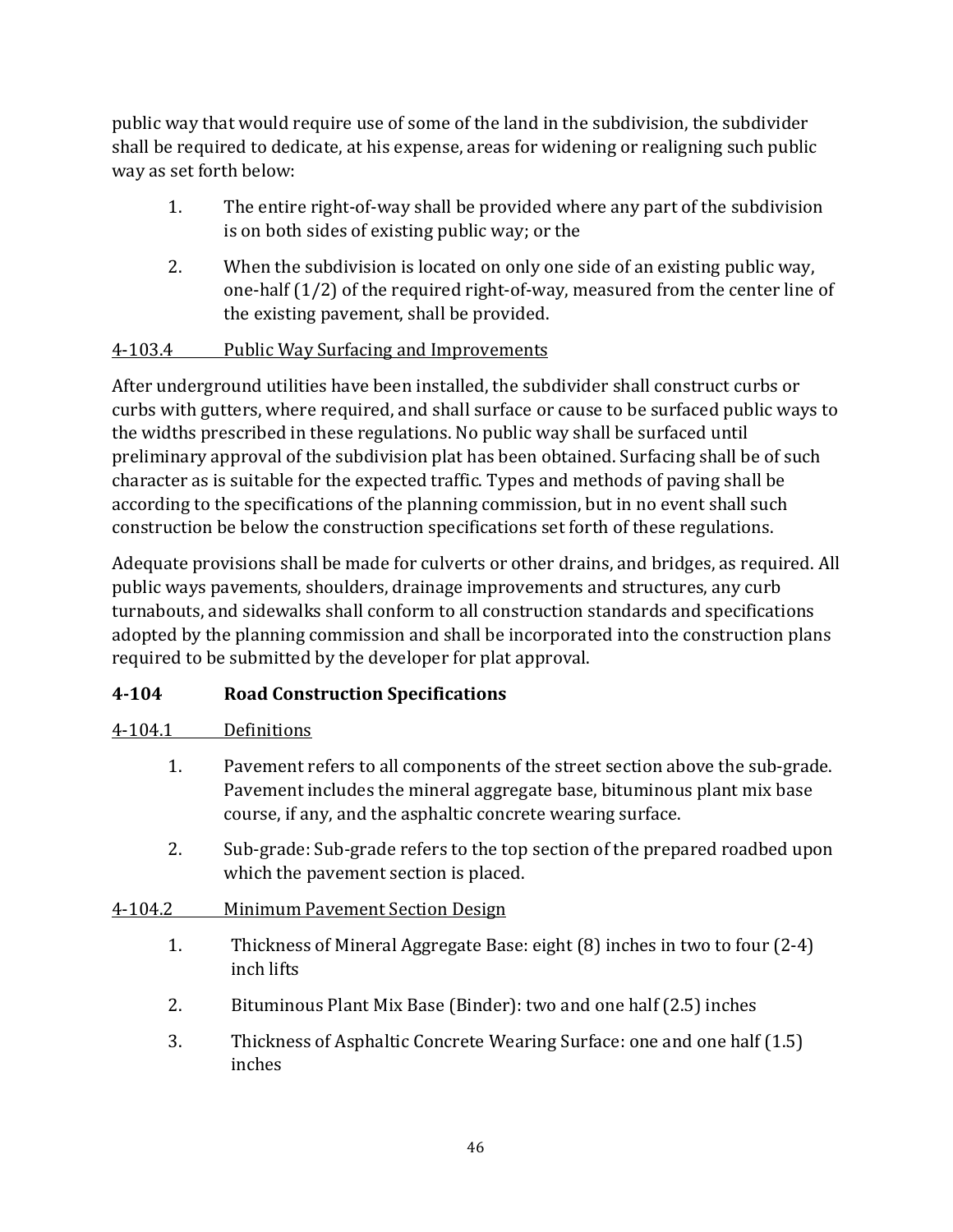public way that would require use of some of the land in the subdivision, the subdivider shall be required to dedicate, at his expense, areas for widening or realigning such public way as set forth below:

1. The entire right-of-way shall be provided where any part of the subdivision is on both sides of existing public way; or the
2. When the subdivision is located on only one side of an existing public way, one-half (1/2) of the required right-of-way, measured from the center line of the existing pavement, shall be provided.

<u>4-103.4 Public Way Surfacing and Improvements</u>

After underground utilities have been installed, the subdivider shall construct curbs or curbs with gutters, where required, and shall surface or cause to be surfaced public ways to the widths prescribed in these regulations. No public way shall be surfaced until preliminary approval of the subdivision plat has been obtained. Surfacing shall be of such character as is suitable for the expected traffic. Types and methods of paving shall be according to the specifications of the planning commission, but in no event shall such construction be below the construction specifications set forth of these regulations.

Adequate provisions shall be made for culverts or other drains, and bridges, as required. All public ways pavements, shoulders, drainage improvements and structures, any curb turnabouts, and sidewalks shall conform to all construction standards and specifications adopted by the planning commission and shall be incorporated into the construction plans required to be submitted by the developer for plat approval.

## 4-104 Road Construction Specifications

<u>4-104.1 Definitions</u>

1. Pavement refers to all components of the street section above the sub-grade. Pavement includes the mineral aggregate base, bituminous plant mix base course, if any, and the asphaltic concrete wearing surface.
2. Sub-grade: Sub-grade refers to the top section of the prepared roadbed upon which the pavement section is placed.

<u>4-104.2 Minimum Pavement Section Design</u>

1. Thickness of Mineral Aggregate Base: eight (8) inches in two to four (2-4) inch lifts
2. Bituminous Plant Mix Base (Binder): two and one half (2.5) inches
3. Thickness of Asphaltic Concrete Wearing Surface: one and one half (1.5) inches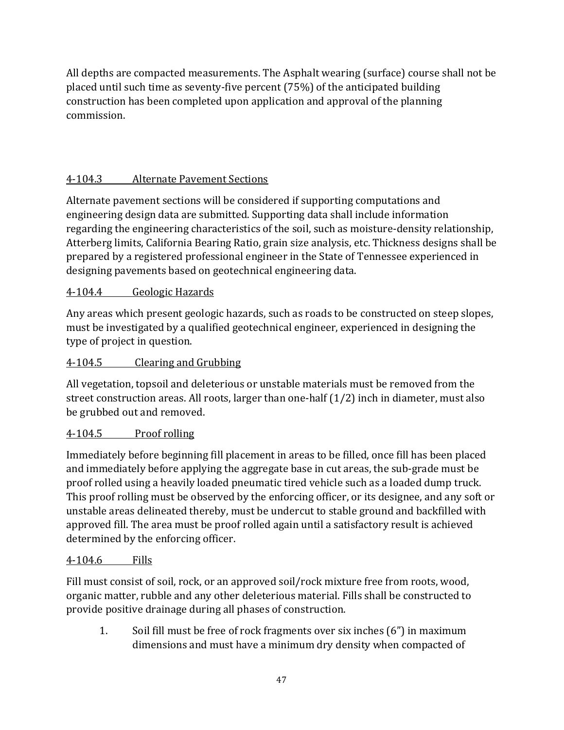All depths are compacted measurements. The Asphalt wearing (surface) course shall not be placed until such time as seventy-five percent (75%) of the anticipated building construction has been completed upon application and approval of the planning commission.

### 4-104.3 Alternate Pavement Sections

Alternate pavement sections will be considered if supporting computations and engineering design data are submitted. Supporting data shall include information regarding the engineering characteristics of the soil, such as moisture-density relationship, Atterberg limits, California Bearing Ratio, grain size analysis, etc. Thickness designs shall be prepared by a registered professional engineer in the State of Tennessee experienced in designing pavements based on geotechnical engineering data.

### 4-104.4 Geologic Hazards

Any areas which present geologic hazards, such as roads to be constructed on steep slopes, must be investigated by a qualified geotechnical engineer, experienced in designing the type of project in question.

### 4-104.5 Clearing and Grubbing

All vegetation, topsoil and deleterious or unstable materials must be removed from the street construction areas. All roots, larger than one-half (1/2) inch in diameter, must also be grubbed out and removed.

### 4-104.5 Proof rolling

Immediately before beginning fill placement in areas to be filled, once fill has been placed and immediately before applying the aggregate base in cut areas, the sub-grade must be proof rolled using a heavily loaded pneumatic tired vehicle such as a loaded dump truck. This proof rolling must be observed by the enforcing officer, or its designee, and any soft or unstable areas delineated thereby, must be undercut to stable ground and backfilled with approved fill. The area must be proof rolled again until a satisfactory result is achieved determined by the enforcing officer.

### 4-104.6 Fills

Fill must consist of soil, rock, or an approved soil/rock mixture free from roots, wood, organic matter, rubble and any other deleterious material. Fills shall be constructed to provide positive drainage during all phases of construction.

1. Soil fill must be free of rock fragments over six inches (6") in maximum dimensions and must have a minimum dry density when compacted of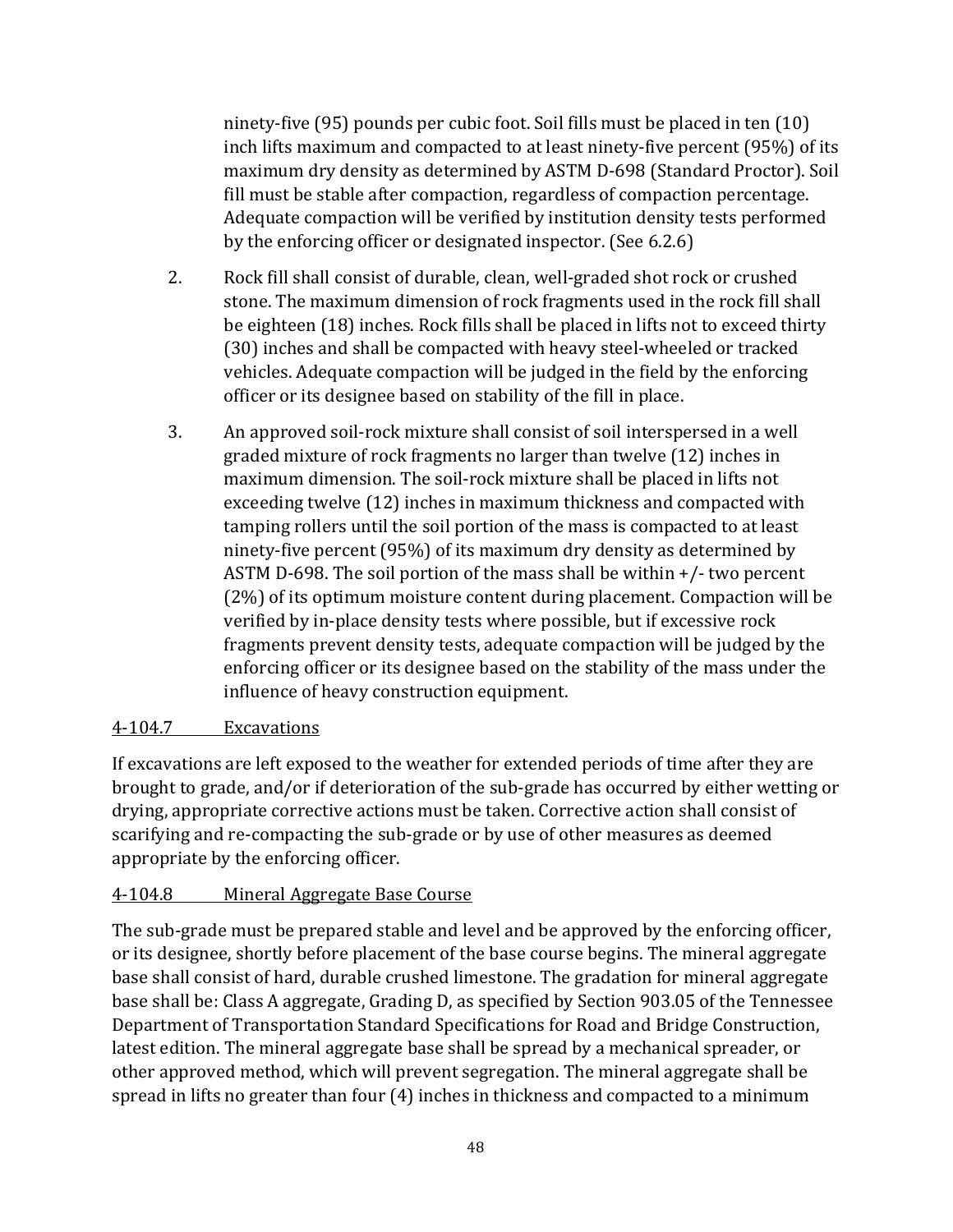ninety-five (95) pounds per cubic foot. Soil fills must be placed in ten (10) inch lifts maximum and compacted to at least ninety-five percent (95%) of its maximum dry density as determined by ASTM D-698 (Standard Proctor). Soil fill must be stable after compaction, regardless of compaction percentage. Adequate compaction will be verified by institution density tests performed by the enforcing officer or designated inspector. (See 6.2.6)

2. Rock fill shall consist of durable, clean, well-graded shot rock or crushed stone. The maximum dimension of rock fragments used in the rock fill shall be eighteen (18) inches. Rock fills shall be placed in lifts not to exceed thirty (30) inches and shall be compacted with heavy steel-wheeled or tracked vehicles. Adequate compaction will be judged in the field by the enforcing officer or its designee based on stability of the fill in place.

3. An approved soil-rock mixture shall consist of soil interspersed in a well graded mixture of rock fragments no larger than twelve (12) inches in maximum dimension. The soil-rock mixture shall be placed in lifts not exceeding twelve (12) inches in maximum thickness and compacted with tamping rollers until the soil portion of the mass is compacted to at least ninety-five percent (95%) of its maximum dry density as determined by ASTM D-698. The soil portion of the mass shall be within +/- two percent (2%) of its optimum moisture content during placement. Compaction will be verified by in-place density tests where possible, but if excessive rock fragments prevent density tests, adequate compaction will be judged by the enforcing officer or its designee based on the stability of the mass under the influence of heavy construction equipment.

### 4-104.7 Excavations

If excavations are left exposed to the weather for extended periods of time after they are brought to grade, and/or if deterioration of the sub-grade has occurred by either wetting or drying, appropriate corrective actions must be taken. Corrective action shall consist of scarifying and re-compacting the sub-grade or by use of other measures as deemed appropriate by the enforcing officer.

### 4-104.8 Mineral Aggregate Base Course

The sub-grade must be prepared stable and level and be approved by the enforcing officer, or its designee, shortly before placement of the base course begins. The mineral aggregate base shall consist of hard, durable crushed limestone. The gradation for mineral aggregate base shall be: Class A aggregate, Grading D, as specified by Section 903.05 of the Tennessee Department of Transportation Standard Specifications for Road and Bridge Construction, latest edition. The mineral aggregate base shall be spread by a mechanical spreader, or other approved method, which will prevent segregation. The mineral aggregate shall be spread in lifts no greater than four (4) inches in thickness and compacted to a minimum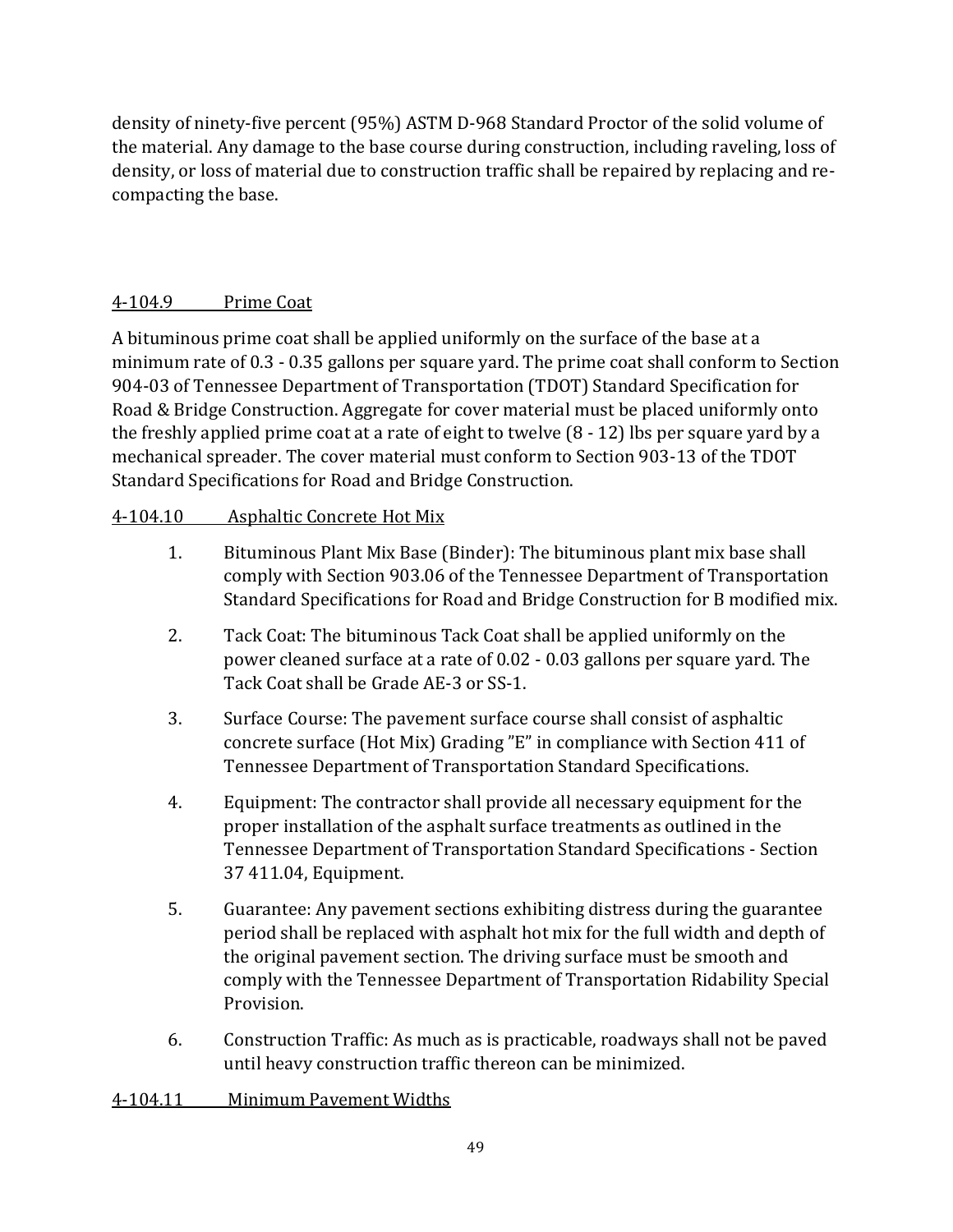density of ninety-five percent (95%) ASTM D-968 Standard Proctor of the solid volume of the material. Any damage to the base course during construction, including raveling, loss of density, or loss of material due to construction traffic shall be repaired by replacing and re-compacting the base.

<u>4-104.9 Prime Coat</u>

A bituminous prime coat shall be applied uniformly on the surface of the base at a minimum rate of 0.3 - 0.35 gallons per square yard. The prime coat shall conform to Section 904-03 of Tennessee Department of Transportation (TDOT) Standard Specification for Road & Bridge Construction. Aggregate for cover material must be placed uniformly onto the freshly applied prime coat at a rate of eight to twelve (8 - 12) lbs per square yard by a mechanical spreader. The cover material must conform to Section 903-13 of the TDOT Standard Specifications for Road and Bridge Construction.

<u>4-104.10 Asphaltic Concrete Hot Mix</u>

1. Bituminous Plant Mix Base (Binder): The bituminous plant mix base shall comply with Section 903.06 of the Tennessee Department of Transportation Standard Specifications for Road and Bridge Construction for B modified mix.

2. Tack Coat: The bituminous Tack Coat shall be applied uniformly on the power cleaned surface at a rate of 0.02 - 0.03 gallons per square yard. The Tack Coat shall be Grade AE-3 or SS-1.

3. Surface Course: The pavement surface course shall consist of asphaltic concrete surface (Hot Mix) Grading "E" in compliance with Section 411 of Tennessee Department of Transportation Standard Specifications.

4. Equipment: The contractor shall provide all necessary equipment for the proper installation of the asphalt surface treatments as outlined in the Tennessee Department of Transportation Standard Specifications - Section 37 411.04, Equipment.

5. Guarantee: Any pavement sections exhibiting distress during the guarantee period shall be replaced with asphalt hot mix for the full width and depth of the original pavement section. The driving surface must be smooth and comply with the Tennessee Department of Transportation Ridability Special Provision.

6. Construction Traffic: As much as is practicable, roadways shall not be paved until heavy construction traffic thereon can be minimized.

<u>4-104.11 Minimum Pavement Widths</u>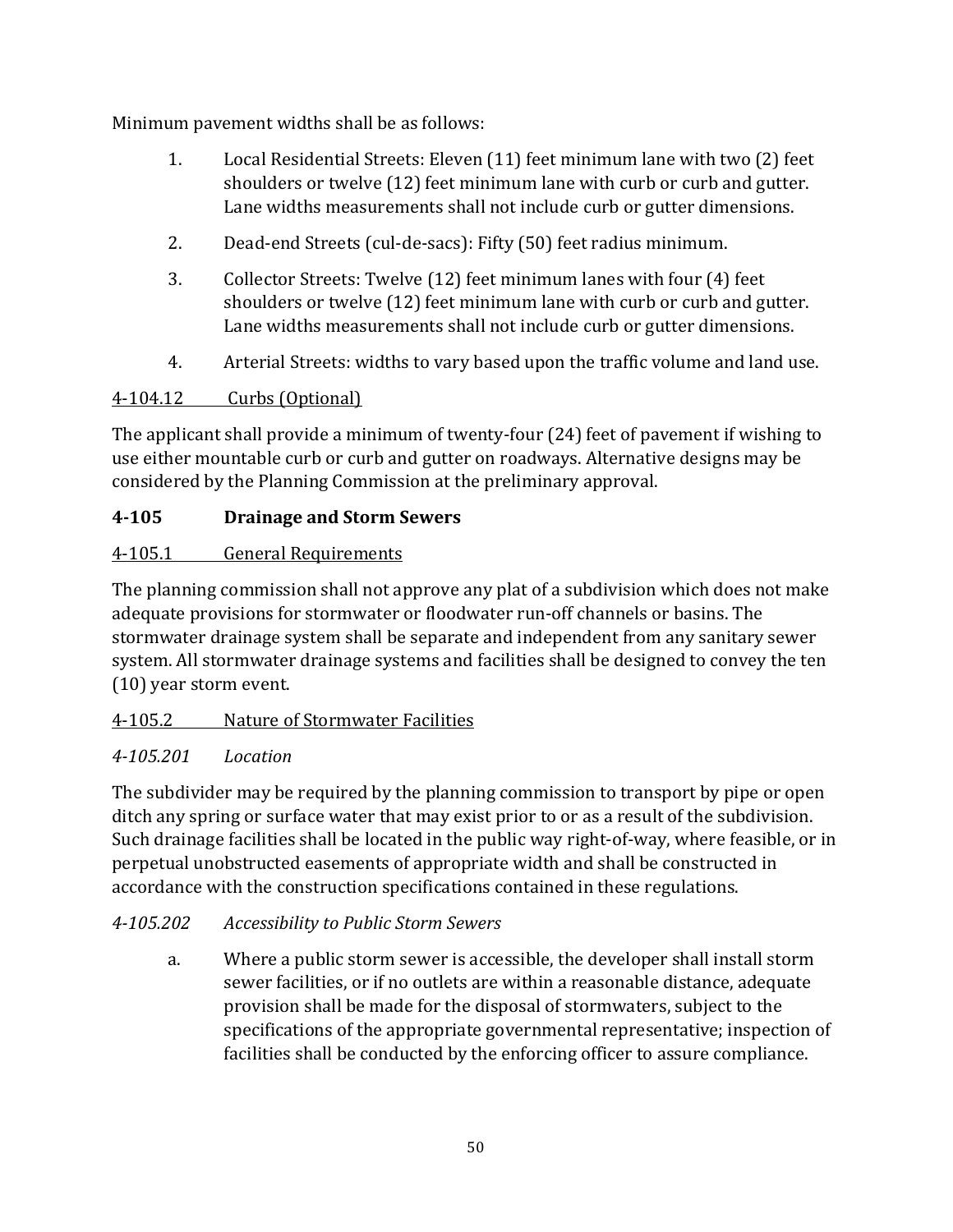Minimum pavement widths shall be as follows:

1. Local Residential Streets: Eleven (11) feet minimum lane with two (2) feet shoulders or twelve (12) feet minimum lane with curb or curb and gutter. Lane widths measurements shall not include curb or gutter dimensions.

2. Dead-end Streets (cul-de-sacs): Fifty (50) feet radius minimum.

3. Collector Streets: Twelve (12) feet minimum lanes with four (4) feet shoulders or twelve (12) feet minimum lane with curb or curb and gutter. Lane widths measurements shall not include curb or gutter dimensions.

4. Arterial Streets: widths to vary based upon the traffic volume and land use.

<u>4-104.12 Curbs (Optional)</u>

The applicant shall provide a minimum of twenty-four (24) feet of pavement if wishing to use either mountable curb or curb and gutter on roadways. Alternative designs may be considered by the Planning Commission at the preliminary approval.

## 4-105 Drainage and Storm Sewers

<u>4-105.1 General Requirements</u>

The planning commission shall not approve any plat of a subdivision which does not make adequate provisions for stormwater or floodwater run-off channels or basins. The stormwater drainage system shall be separate and independent from any sanitary sewer system. All stormwater drainage systems and facilities shall be designed to convey the ten (10) year storm event.

<u>4-105.2 Nature of Stormwater Facilities</u>

*4-105.201 Location*

The subdivider may be required by the planning commission to transport by pipe or open ditch any spring or surface water that may exist prior to or as a result of the subdivision. Such drainage facilities shall be located in the public way right-of-way, where feasible, or in perpetual unobstructed easements of appropriate width and shall be constructed in accordance with the construction specifications contained in these regulations.

*4-105.202 Accessibility to Public Storm Sewers*

a. Where a public storm sewer is accessible, the developer shall install storm sewer facilities, or if no outlets are within a reasonable distance, adequate provision shall be made for the disposal of stormwaters, subject to the specifications of the appropriate governmental representative; inspection of facilities shall be conducted by the enforcing officer to assure compliance.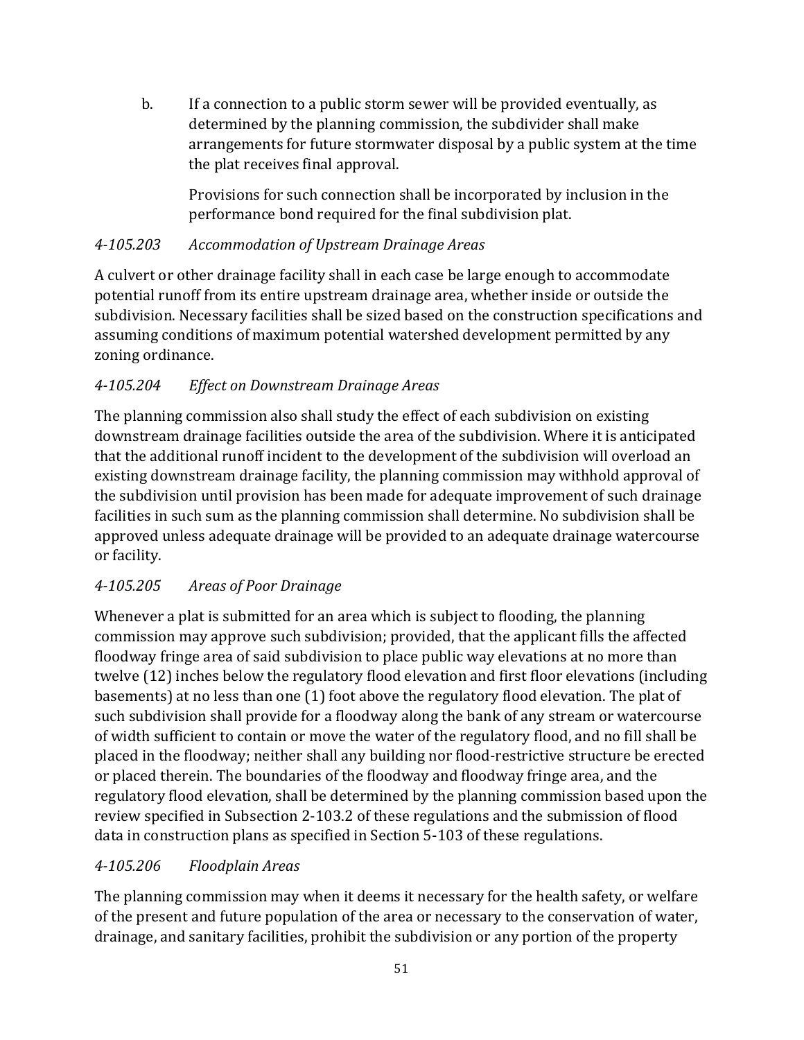b. If a connection to a public storm sewer will be provided eventually, as determined by the planning commission, the subdivider shall make arrangements for future stormwater disposal by a public system at the time the plat receives final approval.

   Provisions for such connection shall be incorporated by inclusion in the performance bond required for the final subdivision plat.

*4-105.203 Accommodation of Upstream Drainage Areas*

A culvert or other drainage facility shall in each case be large enough to accommodate potential runoff from its entire upstream drainage area, whether inside or outside the subdivision. Necessary facilities shall be sized based on the construction specifications and assuming conditions of maximum potential watershed development permitted by any zoning ordinance.

*4-105.204 Effect on Downstream Drainage Areas*

The planning commission also shall study the effect of each subdivision on existing downstream drainage facilities outside the area of the subdivision. Where it is anticipated that the additional runoff incident to the development of the subdivision will overload an existing downstream drainage facility, the planning commission may withhold approval of the subdivision until provision has been made for adequate improvement of such drainage facilities in such sum as the planning commission shall determine. No subdivision shall be approved unless adequate drainage will be provided to an adequate drainage watercourse or facility.

*4-105.205 Areas of Poor Drainage*

Whenever a plat is submitted for an area which is subject to flooding, the planning commission may approve such subdivision; provided, that the applicant fills the affected floodway fringe area of said subdivision to place public way elevations at no more than twelve (12) inches below the regulatory flood elevation and first floor elevations (including basements) at no less than one (1) foot above the regulatory flood elevation. The plat of such subdivision shall provide for a floodway along the bank of any stream or watercourse of width sufficient to contain or move the water of the regulatory flood, and no fill shall be placed in the floodway; neither shall any building nor flood-restrictive structure be erected or placed therein. The boundaries of the floodway and floodway fringe area, and the regulatory flood elevation, shall be determined by the planning commission based upon the review specified in Subsection 2-103.2 of these regulations and the submission of flood data in construction plans as specified in Section 5-103 of these regulations.

*4-105.206 Floodplain Areas*

The planning commission may when it deems it necessary for the health safety, or welfare of the present and future population of the area or necessary to the conservation of water, drainage, and sanitary facilities, prohibit the subdivision or any portion of the property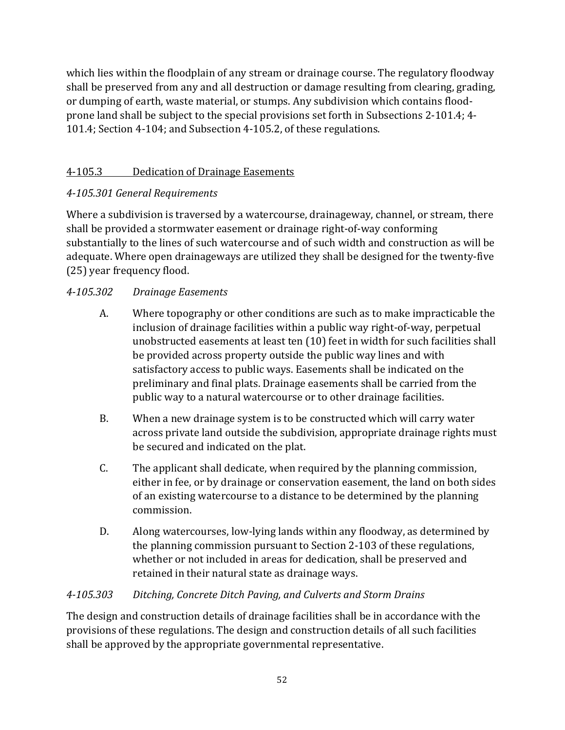which lies within the floodplain of any stream or drainage course. The regulatory floodway shall be preserved from any and all destruction or damage resulting from clearing, grading, or dumping of earth, waste material, or stumps. Any subdivision which contains flood-prone land shall be subject to the special provisions set forth in Subsections 2-101.4; 4-101.4; Section 4-104; and Subsection 4-105.2, of these regulations.

### 4-105.3 Dedication of Drainage Easements

*4-105.301 General Requirements*

Where a subdivision is traversed by a watercourse, drainageway, channel, or stream, there shall be provided a stormwater easement or drainage right-of-way conforming substantially to the lines of such watercourse and of such width and construction as will be adequate. Where open drainageways are utilized they shall be designed for the twenty-five (25) year frequency flood.

*4-105.302 Drainage Easements*

A. Where topography or other conditions are such as to make impracticable the inclusion of drainage facilities within a public way right-of-way, perpetual unobstructed easements at least ten (10) feet in width for such facilities shall be provided across property outside the public way lines and with satisfactory access to public ways. Easements shall be indicated on the preliminary and final plats. Drainage easements shall be carried from the public way to a natural watercourse or to other drainage facilities.

B. When a new drainage system is to be constructed which will carry water across private land outside the subdivision, appropriate drainage rights must be secured and indicated on the plat.

C. The applicant shall dedicate, when required by the planning commission, either in fee, or by drainage or conservation easement, the land on both sides of an existing watercourse to a distance to be determined by the planning commission.

D. Along watercourses, low-lying lands within any floodway, as determined by the planning commission pursuant to Section 2-103 of these regulations, whether or not included in areas for dedication, shall be preserved and retained in their natural state as drainage ways.

*4-105.303 Ditching, Concrete Ditch Paving, and Culverts and Storm Drains*

The design and construction details of drainage facilities shall be in accordance with the provisions of these regulations. The design and construction details of all such facilities shall be approved by the appropriate governmental representative.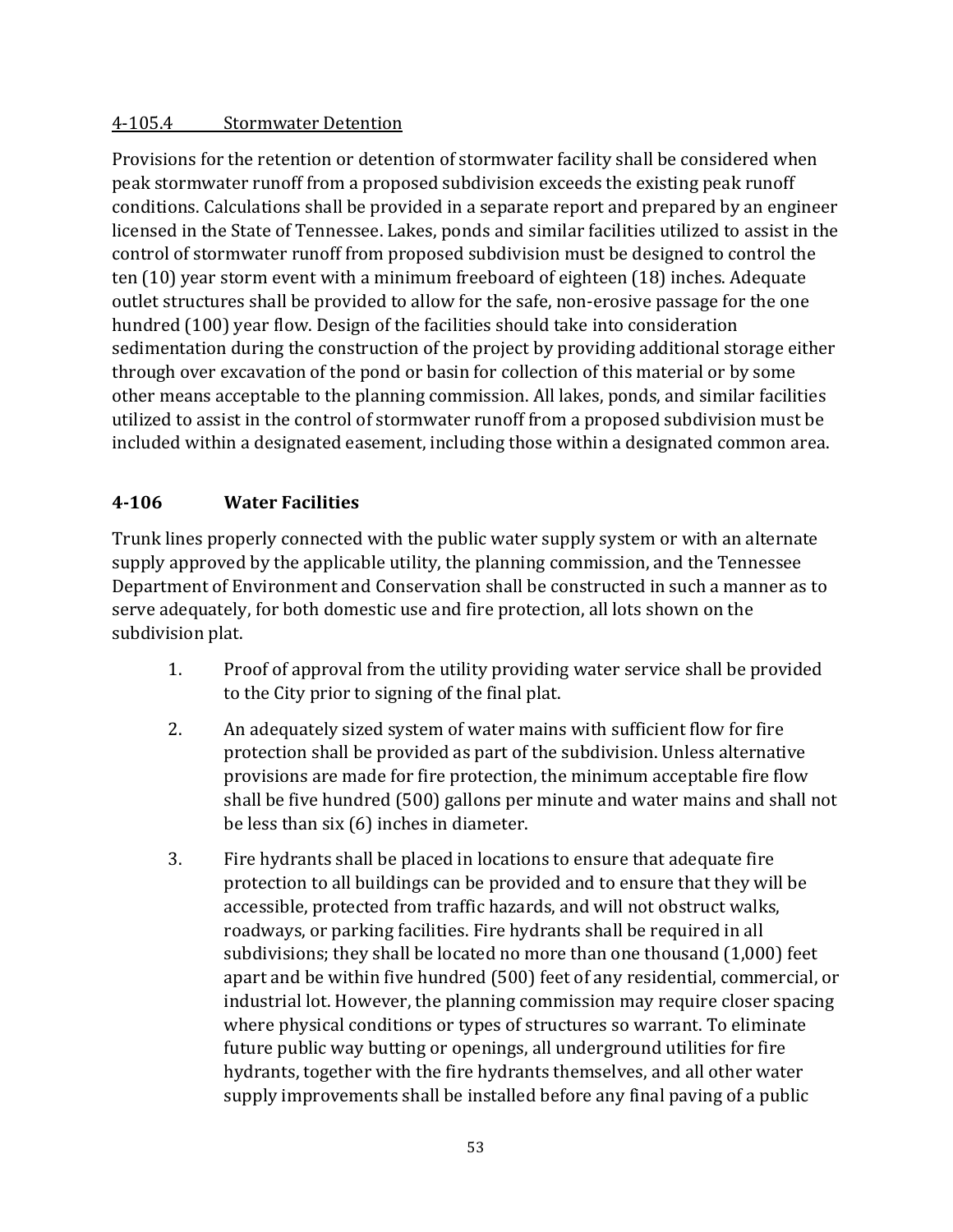4-105.4 Stormwater Detention

Provisions for the retention or detention of stormwater facility shall be considered when peak stormwater runoff from a proposed subdivision exceeds the existing peak runoff conditions. Calculations shall be provided in a separate report and prepared by an engineer licensed in the State of Tennessee. Lakes, ponds and similar facilities utilized to assist in the control of stormwater runoff from proposed subdivision must be designed to control the ten (10) year storm event with a minimum freeboard of eighteen (18) inches. Adequate outlet structures shall be provided to allow for the safe, non-erosive passage for the one hundred (100) year flow. Design of the facilities should take into consideration sedimentation during the construction of the project by providing additional storage either through over excavation of the pond or basin for collection of this material or by some other means acceptable to the planning commission. All lakes, ponds, and similar facilities utilized to assist in the control of stormwater runoff from a proposed subdivision must be included within a designated easement, including those within a designated common area.

## 4-106 Water Facilities

Trunk lines properly connected with the public water supply system or with an alternate supply approved by the applicable utility, the planning commission, and the Tennessee Department of Environment and Conservation shall be constructed in such a manner as to serve adequately, for both domestic use and fire protection, all lots shown on the subdivision plat.

1. Proof of approval from the utility providing water service shall be provided to the City prior to signing of the final plat.

2. An adequately sized system of water mains with sufficient flow for fire protection shall be provided as part of the subdivision. Unless alternative provisions are made for fire protection, the minimum acceptable fire flow shall be five hundred (500) gallons per minute and water mains and shall not be less than six (6) inches in diameter.

3. Fire hydrants shall be placed in locations to ensure that adequate fire protection to all buildings can be provided and to ensure that they will be accessible, protected from traffic hazards, and will not obstruct walks, roadways, or parking facilities. Fire hydrants shall be required in all subdivisions; they shall be located no more than one thousand (1,000) feet apart and be within five hundred (500) feet of any residential, commercial, or industrial lot. However, the planning commission may require closer spacing where physical conditions or types of structures so warrant. To eliminate future public way butting or openings, all underground utilities for fire hydrants, together with the fire hydrants themselves, and all other water supply improvements shall be installed before any final paving of a public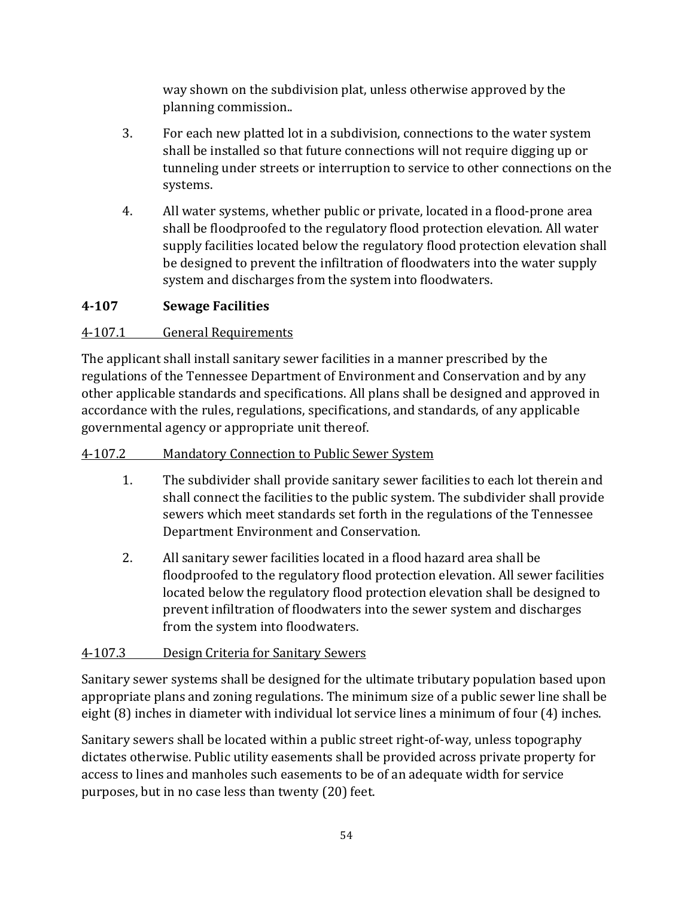way shown on the subdivision plat, unless otherwise approved by the planning commission..

3. For each new platted lot in a subdivision, connections to the water system shall be installed so that future connections will not require digging up or tunneling under streets or interruption to service to other connections on the systems.

4. All water systems, whether public or private, located in a flood-prone area shall be floodproofed to the regulatory flood protection elevation. All water supply facilities located below the regulatory flood protection elevation shall be designed to prevent the infiltration of floodwaters into the water supply system and discharges from the system into floodwaters.

## 4-107 Sewage Facilities

### 4-107.1 General Requirements

The applicant shall install sanitary sewer facilities in a manner prescribed by the regulations of the Tennessee Department of Environment and Conservation and by any other applicable standards and specifications. All plans shall be designed and approved in accordance with the rules, regulations, specifications, and standards, of any applicable governmental agency or appropriate unit thereof.

### 4-107.2 Mandatory Connection to Public Sewer System

1. The subdivider shall provide sanitary sewer facilities to each lot therein and shall connect the facilities to the public system. The subdivider shall provide sewers which meet standards set forth in the regulations of the Tennessee Department Environment and Conservation.

2. All sanitary sewer facilities located in a flood hazard area shall be floodproofed to the regulatory flood protection elevation. All sewer facilities located below the regulatory flood protection elevation shall be designed to prevent infiltration of floodwaters into the sewer system and discharges from the system into floodwaters.

### 4-107.3 Design Criteria for Sanitary Sewers

Sanitary sewer systems shall be designed for the ultimate tributary population based upon appropriate plans and zoning regulations. The minimum size of a public sewer line shall be eight (8) inches in diameter with individual lot service lines a minimum of four (4) inches.

Sanitary sewers shall be located within a public street right-of-way, unless topography dictates otherwise. Public utility easements shall be provided across private property for access to lines and manholes such easements to be of an adequate width for service purposes, but in no case less than twenty (20) feet.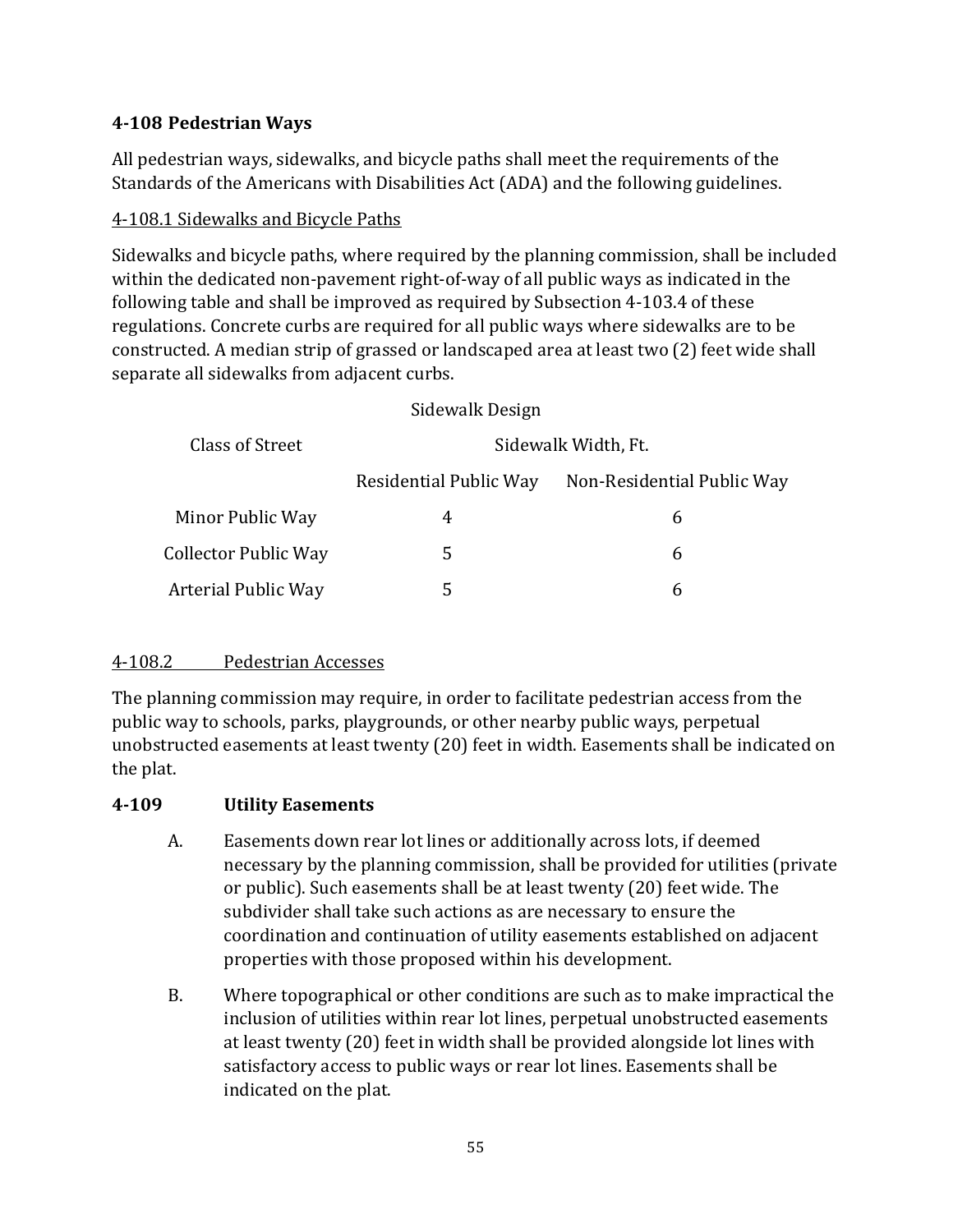### 4-108 Pedestrian Ways

All pedestrian ways, sidewalks, and bicycle paths shall meet the requirements of the Standards of the Americans with Disabilities Act (ADA) and the following guidelines.

4-108.1 Sidewalks and Bicycle Paths

Sidewalks and bicycle paths, where required by the planning commission, shall be included within the dedicated non-pavement right-of-way of all public ways as indicated in the following table and shall be improved as required by Subsection 4-103.4 of these regulations. Concrete curbs are required for all public ways where sidewalks are to be constructed. A median strip of grassed or landscaped area at least two (2) feet wide shall separate all sidewalks from adjacent curbs.

Sidewalk Design

| Class of Street | Sidewalk Width, Ft. | |
|---|---|---|
| | Residential Public Way | Non-Residential Public Way |
| Minor Public Way | 4 | 6 |
| Collector Public Way | 5 | 6 |
| Arterial Public Way | 5 | 6 |

4-108.2 Pedestrian Accesses

The planning commission may require, in order to facilitate pedestrian access from the public way to schools, parks, playgrounds, or other nearby public ways, perpetual unobstructed easements at least twenty (20) feet in width. Easements shall be indicated on the plat.

### 4-109 Utility Easements

A. Easements down rear lot lines or additionally across lots, if deemed necessary by the planning commission, shall be provided for utilities (private or public). Such easements shall be at least twenty (20) feet wide. The subdivider shall take such actions as are necessary to ensure the coordination and continuation of utility easements established on adjacent properties with those proposed within his development.

B. Where topographical or other conditions are such as to make impractical the inclusion of utilities within rear lot lines, perpetual unobstructed easements at least twenty (20) feet in width shall be provided alongside lot lines with satisfactory access to public ways or rear lot lines. Easements shall be indicated on the plat.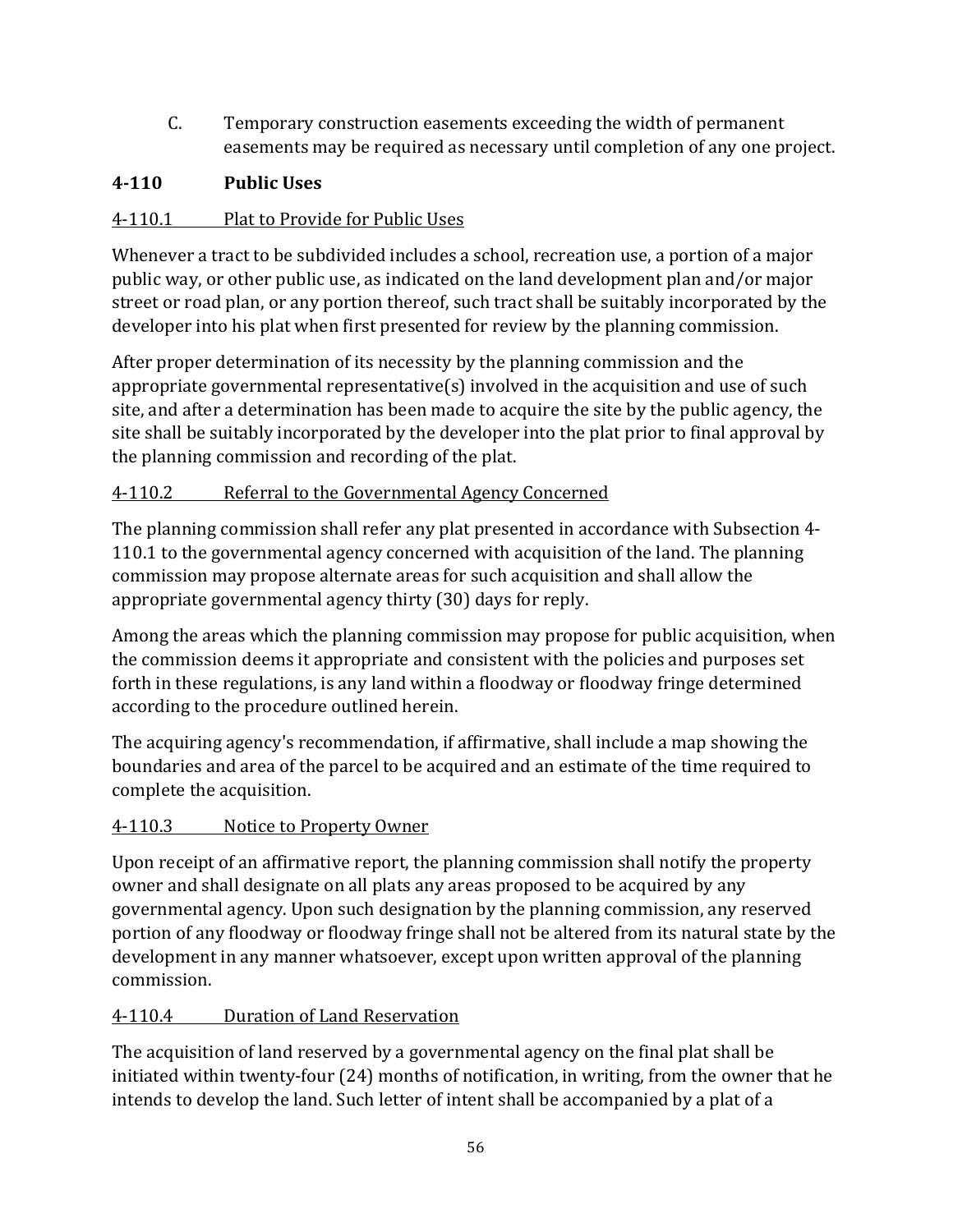C. Temporary construction easements exceeding the width of permanent easements may be required as necessary until completion of any one project.

## 4-110 Public Uses

### 4-110.1 Plat to Provide for Public Uses

Whenever a tract to be subdivided includes a school, recreation use, a portion of a major public way, or other public use, as indicated on the land development plan and/or major street or road plan, or any portion thereof, such tract shall be suitably incorporated by the developer into his plat when first presented for review by the planning commission.

After proper determination of its necessity by the planning commission and the appropriate governmental representative(s) involved in the acquisition and use of such site, and after a determination has been made to acquire the site by the public agency, the site shall be suitably incorporated by the developer into the plat prior to final approval by the planning commission and recording of the plat.

### 4-110.2 Referral to the Governmental Agency Concerned

The planning commission shall refer any plat presented in accordance with Subsection 4-110.1 to the governmental agency concerned with acquisition of the land. The planning commission may propose alternate areas for such acquisition and shall allow the appropriate governmental agency thirty (30) days for reply.

Among the areas which the planning commission may propose for public acquisition, when the commission deems it appropriate and consistent with the policies and purposes set forth in these regulations, is any land within a floodway or floodway fringe determined according to the procedure outlined herein.

The acquiring agency's recommendation, if affirmative, shall include a map showing the boundaries and area of the parcel to be acquired and an estimate of the time required to complete the acquisition.

### 4-110.3 Notice to Property Owner

Upon receipt of an affirmative report, the planning commission shall notify the property owner and shall designate on all plats any areas proposed to be acquired by any governmental agency. Upon such designation by the planning commission, any reserved portion of any floodway or floodway fringe shall not be altered from its natural state by the development in any manner whatsoever, except upon written approval of the planning commission.

### 4-110.4 Duration of Land Reservation

The acquisition of land reserved by a governmental agency on the final plat shall be initiated within twenty-four (24) months of notification, in writing, from the owner that he intends to develop the land. Such letter of intent shall be accompanied by a plat of a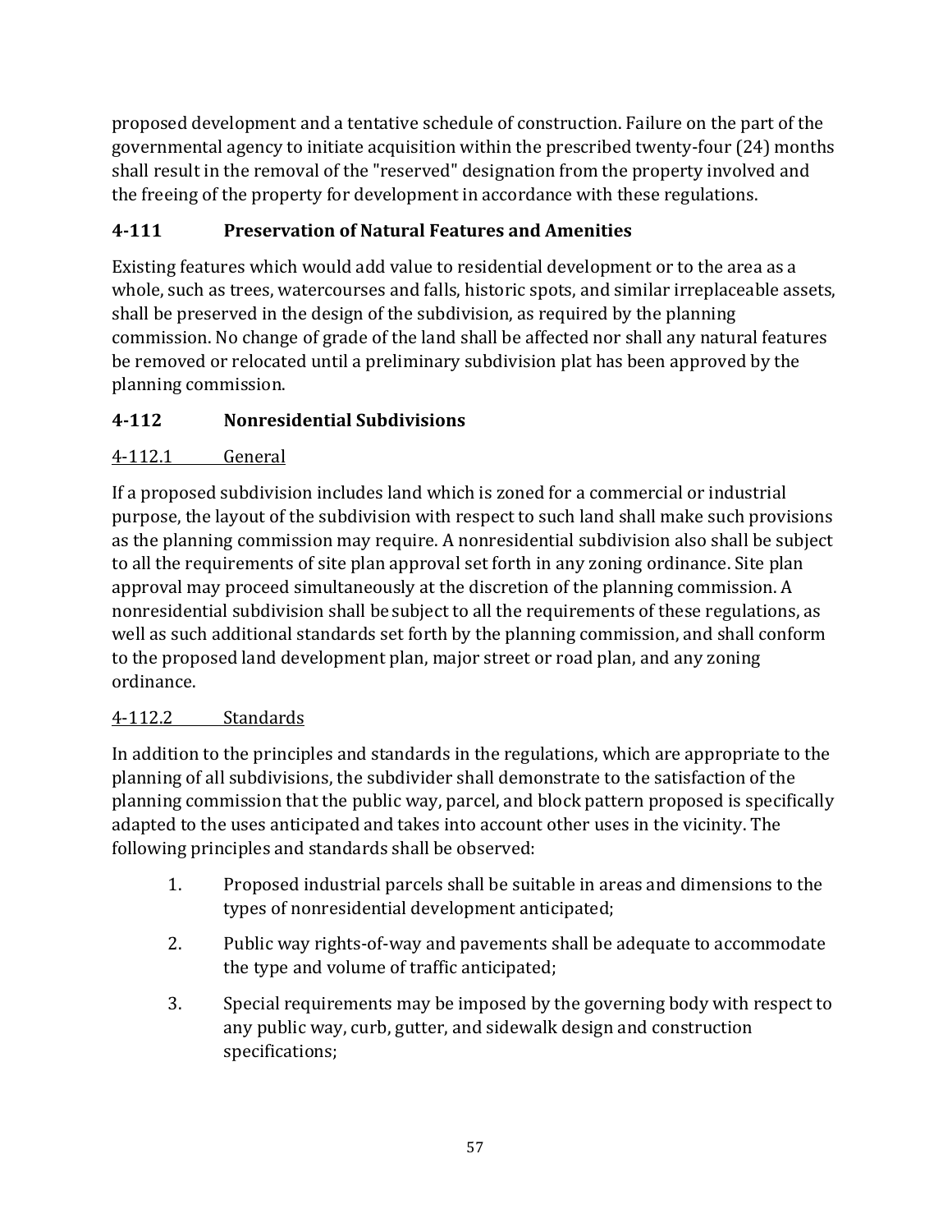proposed development and a tentative schedule of construction. Failure on the part of the governmental agency to initiate acquisition within the prescribed twenty-four (24) months shall result in the removal of the "reserved" designation from the property involved and the freeing of the property for development in accordance with these regulations.

### 4-111 Preservation of Natural Features and Amenities

Existing features which would add value to residential development or to the area as a whole, such as trees, watercourses and falls, historic spots, and similar irreplaceable assets, shall be preserved in the design of the subdivision, as required by the planning commission. No change of grade of the land shall be affected nor shall any natural features be removed or relocated until a preliminary subdivision plat has been approved by the planning commission.

### 4-112 Nonresidential Subdivisions

<u>4-112.1 General</u>

If a proposed subdivision includes land which is zoned for a commercial or industrial purpose, the layout of the subdivision with respect to such land shall make such provisions as the planning commission may require. A nonresidential subdivision also shall be subject to all the requirements of site plan approval set forth in any zoning ordinance. Site plan approval may proceed simultaneously at the discretion of the planning commission. A nonresidential subdivision shall be subject to all the requirements of these regulations, as well as such additional standards set forth by the planning commission, and shall conform to the proposed land development plan, major street or road plan, and any zoning ordinance.

<u>4-112.2 Standards</u>

In addition to the principles and standards in the regulations, which are appropriate to the planning of all subdivisions, the subdivider shall demonstrate to the satisfaction of the planning commission that the public way, parcel, and block pattern proposed is specifically adapted to the uses anticipated and takes into account other uses in the vicinity. The following principles and standards shall be observed:

1. Proposed industrial parcels shall be suitable in areas and dimensions to the types of nonresidential development anticipated;
2. Public way rights-of-way and pavements shall be adequate to accommodate the type and volume of traffic anticipated;
3. Special requirements may be imposed by the governing body with respect to any public way, curb, gutter, and sidewalk design and construction specifications;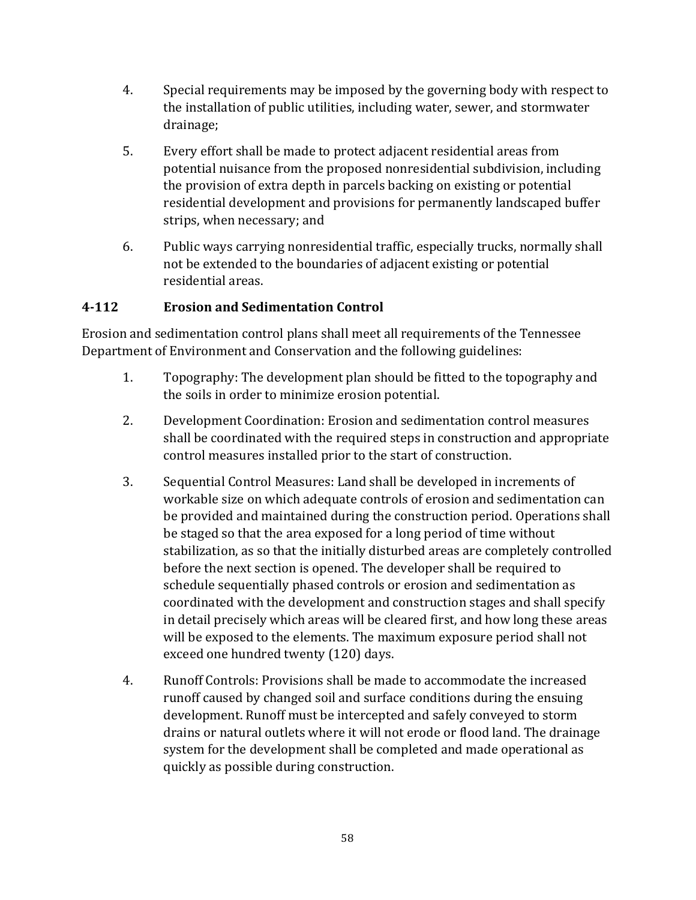4. Special requirements may be imposed by the governing body with respect to the installation of public utilities, including water, sewer, and stormwater drainage;

5. Every effort shall be made to protect adjacent residential areas from potential nuisance from the proposed nonresidential subdivision, including the provision of extra depth in parcels backing on existing or potential residential development and provisions for permanently landscaped buffer strips, when necessary; and

6. Public ways carrying nonresidential traffic, especially trucks, normally shall not be extended to the boundaries of adjacent existing or potential residential areas.

### 4-112 Erosion and Sedimentation Control

Erosion and sedimentation control plans shall meet all requirements of the Tennessee Department of Environment and Conservation and the following guidelines:

1. Topography: The development plan should be fitted to the topography and the soils in order to minimize erosion potential.

2. Development Coordination: Erosion and sedimentation control measures shall be coordinated with the required steps in construction and appropriate control measures installed prior to the start of construction.

3. Sequential Control Measures: Land shall be developed in increments of workable size on which adequate controls of erosion and sedimentation can be provided and maintained during the construction period. Operations shall be staged so that the area exposed for a long period of time without stabilization, as so that the initially disturbed areas are completely controlled before the next section is opened. The developer shall be required to schedule sequentially phased controls or erosion and sedimentation as coordinated with the development and construction stages and shall specify in detail precisely which areas will be cleared first, and how long these areas will be exposed to the elements. The maximum exposure period shall not exceed one hundred twenty (120) days.

4. Runoff Controls: Provisions shall be made to accommodate the increased runoff caused by changed soil and surface conditions during the ensuing development. Runoff must be intercepted and safely conveyed to storm drains or natural outlets where it will not erode or flood land. The drainage system for the development shall be completed and made operational as quickly as possible during construction.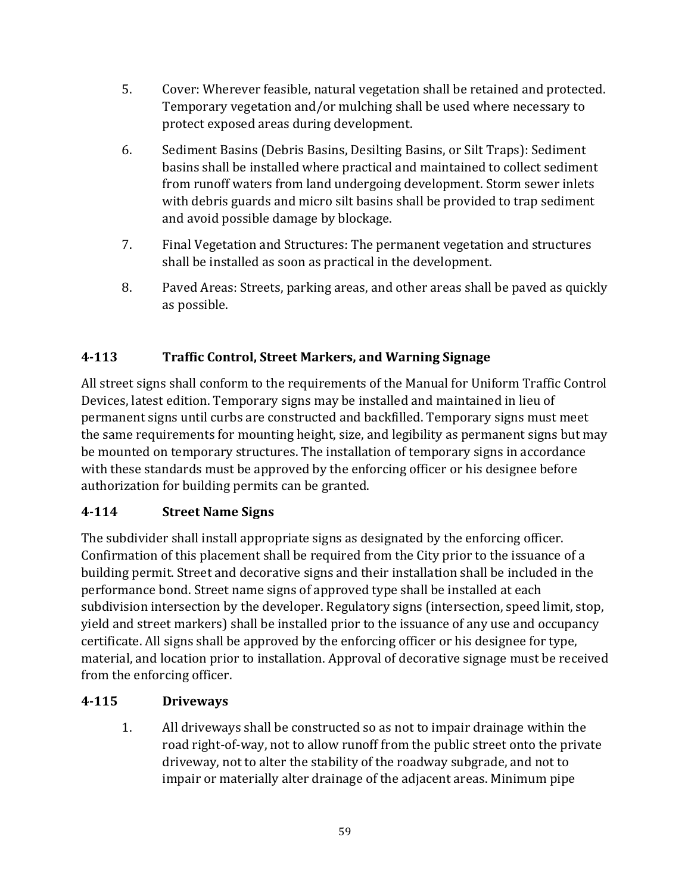5. Cover: Wherever feasible, natural vegetation shall be retained and protected. Temporary vegetation and/or mulching shall be used where necessary to protect exposed areas during development.

6. Sediment Basins (Debris Basins, Desilting Basins, or Silt Traps): Sediment basins shall be installed where practical and maintained to collect sediment from runoff waters from land undergoing development. Storm sewer inlets with debris guards and micro silt basins shall be provided to trap sediment and avoid possible damage by blockage.

7. Final Vegetation and Structures: The permanent vegetation and structures shall be installed as soon as practical in the development.

8. Paved Areas: Streets, parking areas, and other areas shall be paved as quickly as possible.

### 4-113 Traffic Control, Street Markers, and Warning Signage

All street signs shall conform to the requirements of the Manual for Uniform Traffic Control Devices, latest edition. Temporary signs may be installed and maintained in lieu of permanent signs until curbs are constructed and backfilled. Temporary signs must meet the same requirements for mounting height, size, and legibility as permanent signs but may be mounted on temporary structures. The installation of temporary signs in accordance with these standards must be approved by the enforcing officer or his designee before authorization for building permits can be granted.

### 4-114 Street Name Signs

The subdivider shall install appropriate signs as designated by the enforcing officer. Confirmation of this placement shall be required from the City prior to the issuance of a building permit. Street and decorative signs and their installation shall be included in the performance bond. Street name signs of approved type shall be installed at each subdivision intersection by the developer. Regulatory signs (intersection, speed limit, stop, yield and street markers) shall be installed prior to the issuance of any use and occupancy certificate. All signs shall be approved by the enforcing officer or his designee for type, material, and location prior to installation. Approval of decorative signage must be received from the enforcing officer.

### 4-115 Driveways

1. All driveways shall be constructed so as not to impair drainage within the road right-of-way, not to allow runoff from the public street onto the private driveway, not to alter the stability of the roadway subgrade, and not to impair or materially alter drainage of the adjacent areas. Minimum pipe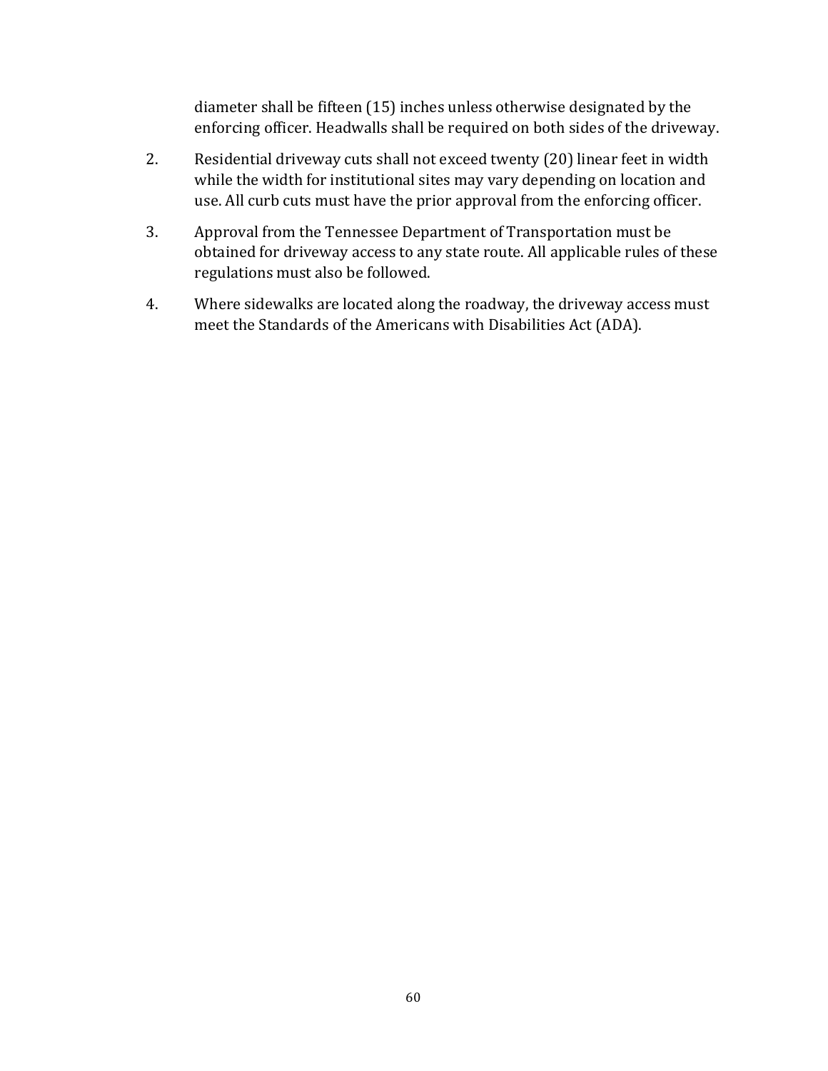diameter shall be fifteen (15) inches unless otherwise designated by the enforcing officer. Headwalls shall be required on both sides of the driveway.

2. Residential driveway cuts shall not exceed twenty (20) linear feet in width while the width for institutional sites may vary depending on location and use. All curb cuts must have the prior approval from the enforcing officer.

3. Approval from the Tennessee Department of Transportation must be obtained for driveway access to any state route. All applicable rules of these regulations must also be followed.

4. Where sidewalks are located along the roadway, the driveway access must meet the Standards of the Americans with Disabilities Act (ADA).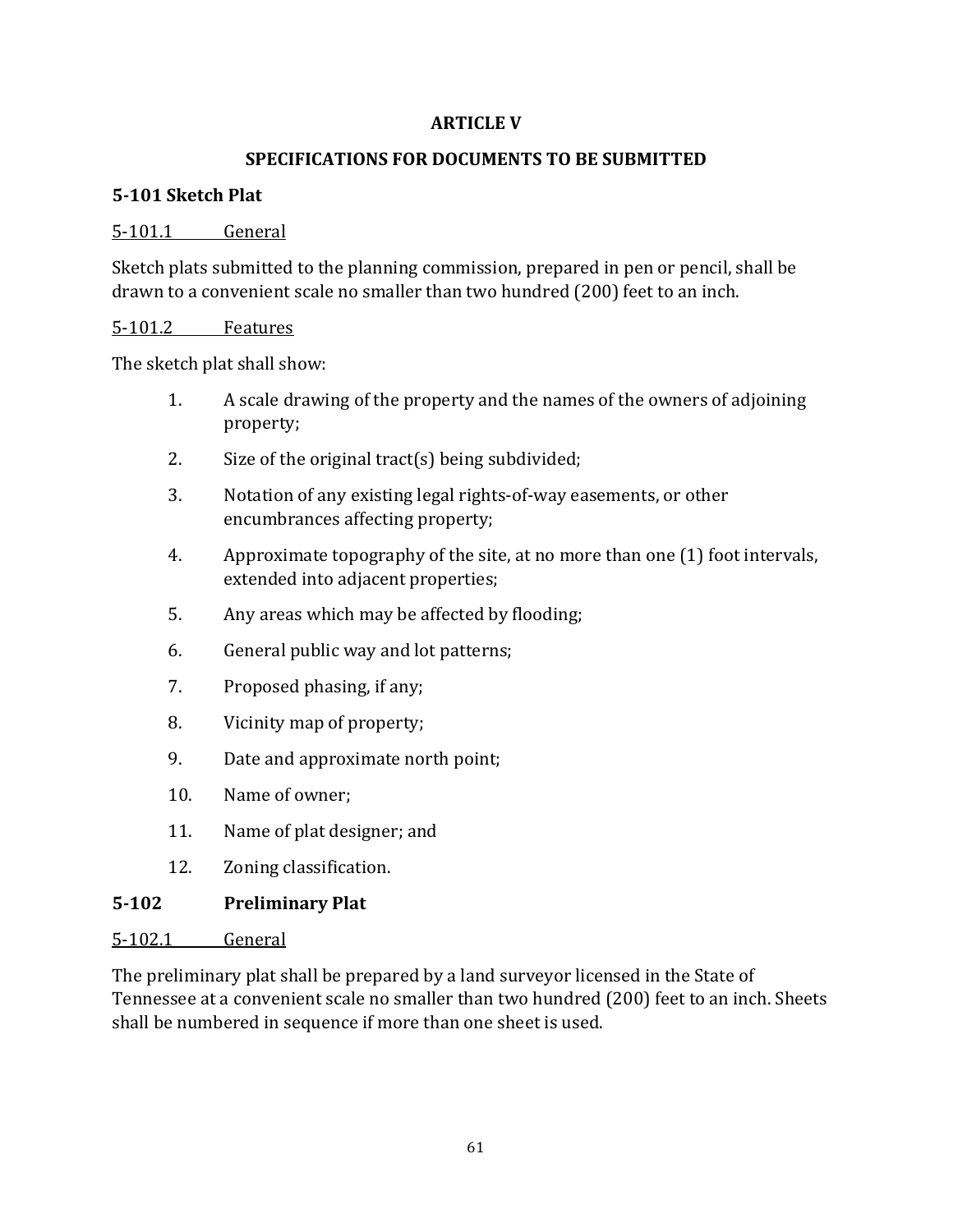# ARTICLE V

# SPECIFICATIONS FOR DOCUMENTS TO BE SUBMITTED

## 5-101 Sketch Plat

5-101.1 General

Sketch plats submitted to the planning commission, prepared in pen or pencil, shall be drawn to a convenient scale no smaller than two hundred (200) feet to an inch.

5-101.2 Features

The sketch plat shall show:

1. A scale drawing of the property and the names of the owners of adjoining property;
2. Size of the original tract(s) being subdivided;
3. Notation of any existing legal rights-of-way easements, or other encumbrances affecting property;
4. Approximate topography of the site, at no more than one (1) foot intervals, extended into adjacent properties;
5. Any areas which may be affected by flooding;
6. General public way and lot patterns;
7. Proposed phasing, if any;
8. Vicinity map of property;
9. Date and approximate north point;
10. Name of owner;
11. Name of plat designer; and
12. Zoning classification.

## 5-102 Preliminary Plat

5-102.1 General

The preliminary plat shall be prepared by a land surveyor licensed in the State of Tennessee at a convenient scale no smaller than two hundred (200) feet to an inch. Sheets shall be numbered in sequence if more than one sheet is used.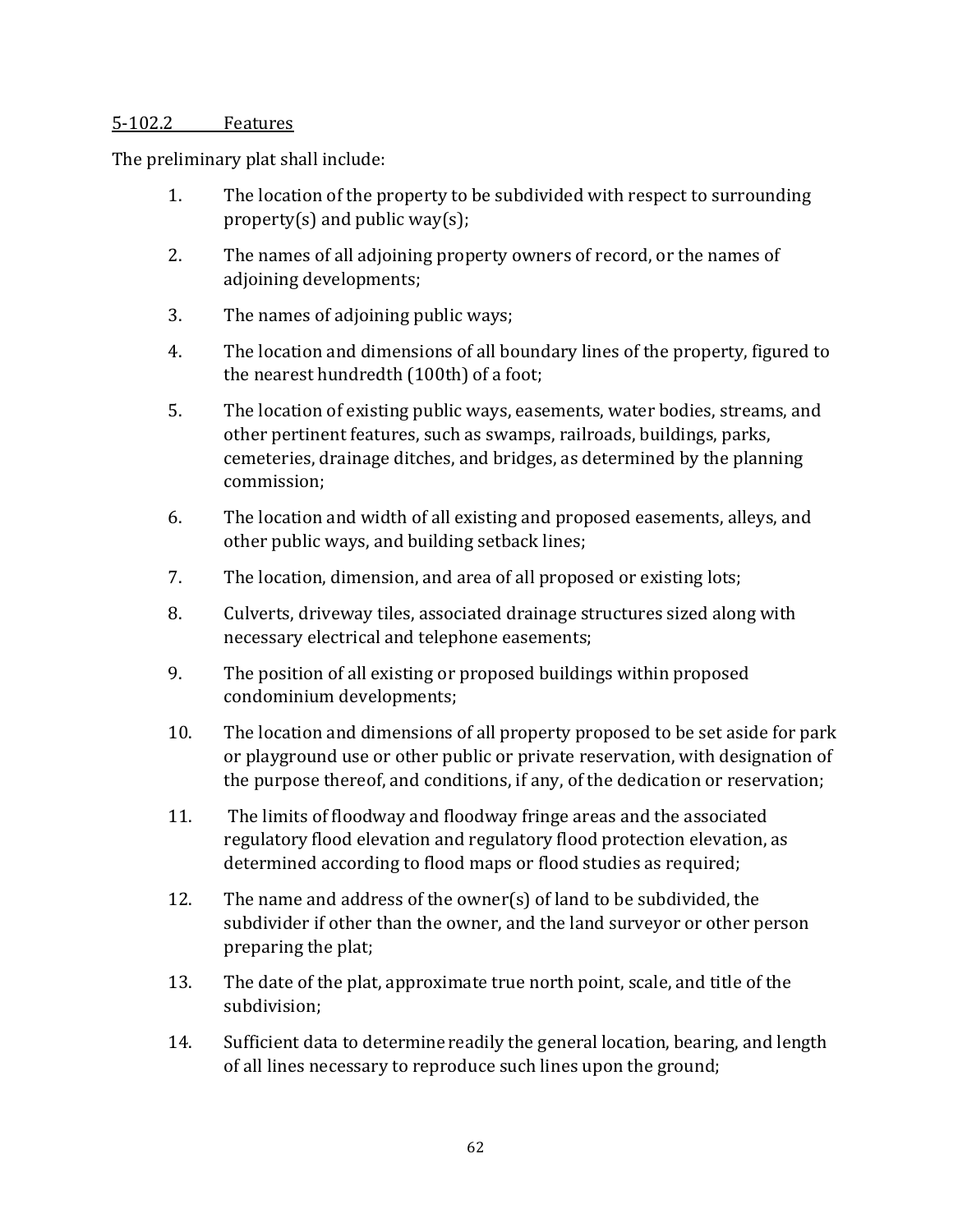5-102.2 Features

The preliminary plat shall include:

1. The location of the property to be subdivided with respect to surrounding property(s) and public way(s);

2. The names of all adjoining property owners of record, or the names of adjoining developments;

3. The names of adjoining public ways;

4. The location and dimensions of all boundary lines of the property, figured to the nearest hundredth (100th) of a foot;

5. The location of existing public ways, easements, water bodies, streams, and other pertinent features, such as swamps, railroads, buildings, parks, cemeteries, drainage ditches, and bridges, as determined by the planning commission;

6. The location and width of all existing and proposed easements, alleys, and other public ways, and building setback lines;

7. The location, dimension, and area of all proposed or existing lots;

8. Culverts, driveway tiles, associated drainage structures sized along with necessary electrical and telephone easements;

9. The position of all existing or proposed buildings within proposed condominium developments;

10. The location and dimensions of all property proposed to be set aside for park or playground use or other public or private reservation, with designation of the purpose thereof, and conditions, if any, of the dedication or reservation;

11. The limits of floodway and floodway fringe areas and the associated regulatory flood elevation and regulatory flood protection elevation, as determined according to flood maps or flood studies as required;

12. The name and address of the owner(s) of land to be subdivided, the subdivider if other than the owner, and the land surveyor or other person preparing the plat;

13. The date of the plat, approximate true north point, scale, and title of the subdivision;

14. Sufficient data to determine readily the general location, bearing, and length of all lines necessary to reproduce such lines upon the ground;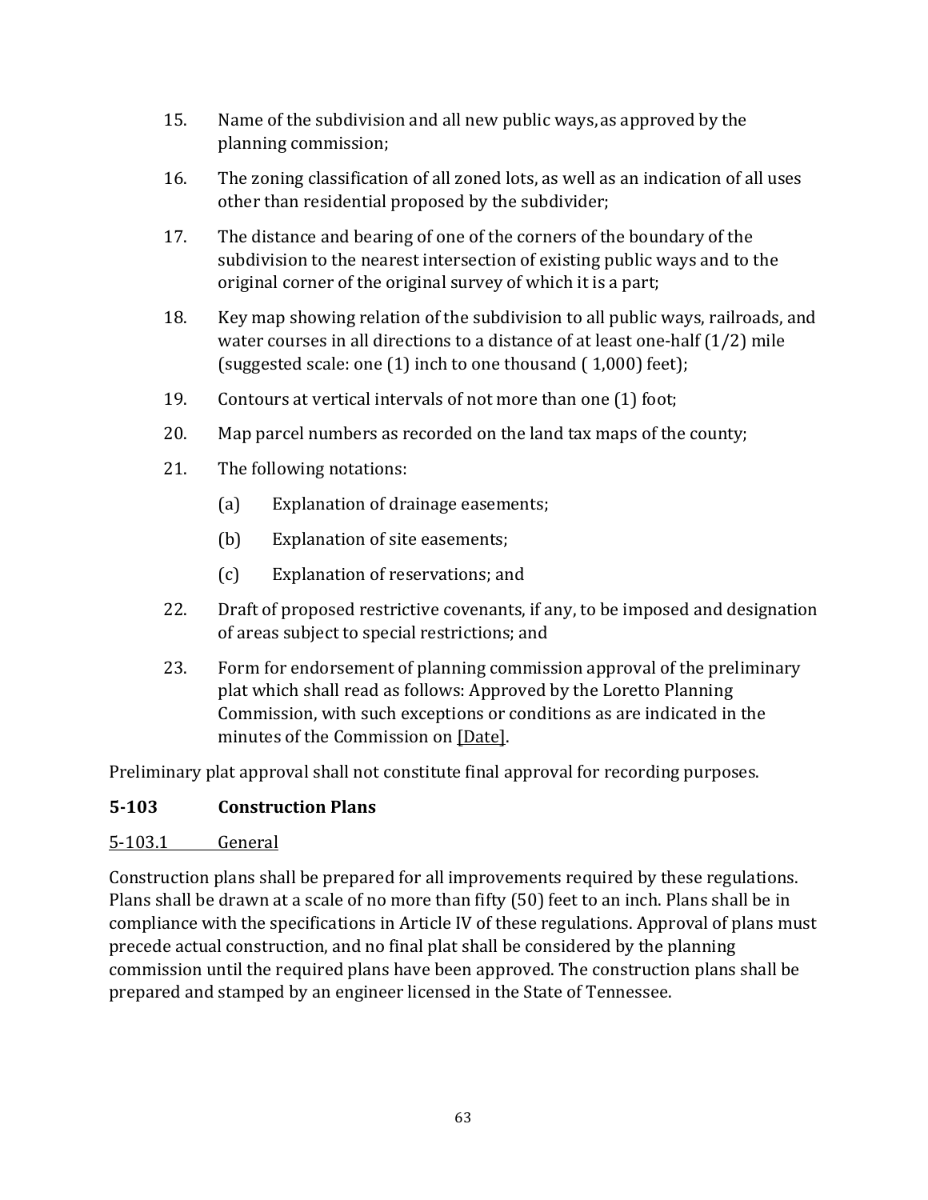15. Name of the subdivision and all new public ways, as approved by the planning commission;

16. The zoning classification of all zoned lots, as well as an indication of all uses other than residential proposed by the subdivider;

17. The distance and bearing of one of the corners of the boundary of the subdivision to the nearest intersection of existing public ways and to the original corner of the original survey of which it is a part;

18. Key map showing relation of the subdivision to all public ways, railroads, and water courses in all directions to a distance of at least one-half (1/2) mile (suggested scale: one (1) inch to one thousand ( 1,000) feet);

19. Contours at vertical intervals of not more than one (1) foot;

20. Map parcel numbers as recorded on the land tax maps of the county;

21. The following notations:

    (a) Explanation of drainage easements;

    (b) Explanation of site easements;

    (c) Explanation of reservations; and

22. Draft of proposed restrictive covenants, if any, to be imposed and designation of areas subject to special restrictions; and

23. Form for endorsement of planning commission approval of the preliminary plat which shall read as follows: Approved by the Loretto Planning Commission, with such exceptions or conditions as are indicated in the minutes of the Commission on [Date].

Preliminary plat approval shall not constitute final approval for recording purposes.

## 5-103 Construction Plans

5-103.1 General

Construction plans shall be prepared for all improvements required by these regulations. Plans shall be drawn at a scale of no more than fifty (50) feet to an inch. Plans shall be in compliance with the specifications in Article IV of these regulations. Approval of plans must precede actual construction, and no final plat shall be considered by the planning commission until the required plans have been approved. The construction plans shall be prepared and stamped by an engineer licensed in the State of Tennessee.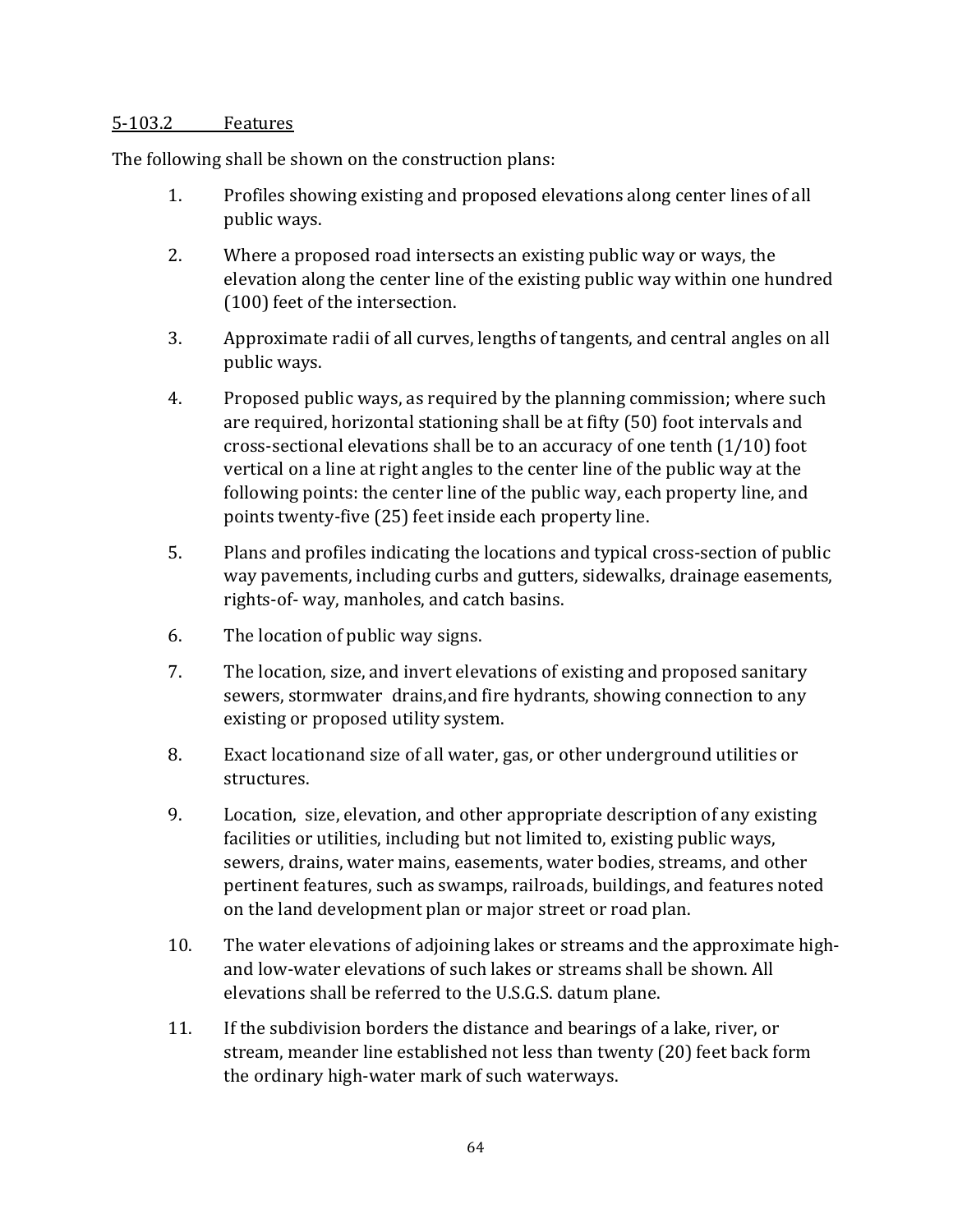5-103.2 Features

The following shall be shown on the construction plans:

1. Profiles showing existing and proposed elevations along center lines of all public ways.

2. Where a proposed road intersects an existing public way or ways, the elevation along the center line of the existing public way within one hundred (100) feet of the intersection.

3. Approximate radii of all curves, lengths of tangents, and central angles on all public ways.

4. Proposed public ways, as required by the planning commission; where such are required, horizontal stationing shall be at fifty (50) foot intervals and cross-sectional elevations shall be to an accuracy of one tenth (1/10) foot vertical on a line at right angles to the center line of the public way at the following points: the center line of the public way, each property line, and points twenty-five (25) feet inside each property line.

5. Plans and profiles indicating the locations and typical cross-section of public way pavements, including curbs and gutters, sidewalks, drainage easements, rights-of- way, manholes, and catch basins.

6. The location of public way signs.

7. The location, size, and invert elevations of existing and proposed sanitary sewers, stormwater drains,and fire hydrants, showing connection to any existing or proposed utility system.

8. Exact locationand size of all water, gas, or other underground utilities or structures.

9. Location, size, elevation, and other appropriate description of any existing facilities or utilities, including but not limited to, existing public ways, sewers, drains, water mains, easements, water bodies, streams, and other pertinent features, such as swamps, railroads, buildings, and features noted on the land development plan or major street or road plan.

10. The water elevations of adjoining lakes or streams and the approximate high- and low-water elevations of such lakes or streams shall be shown. All elevations shall be referred to the U.S.G.S. datum plane.

11. If the subdivision borders the distance and bearings of a lake, river, or stream, meander line established not less than twenty (20) feet back form the ordinary high-water mark of such waterways.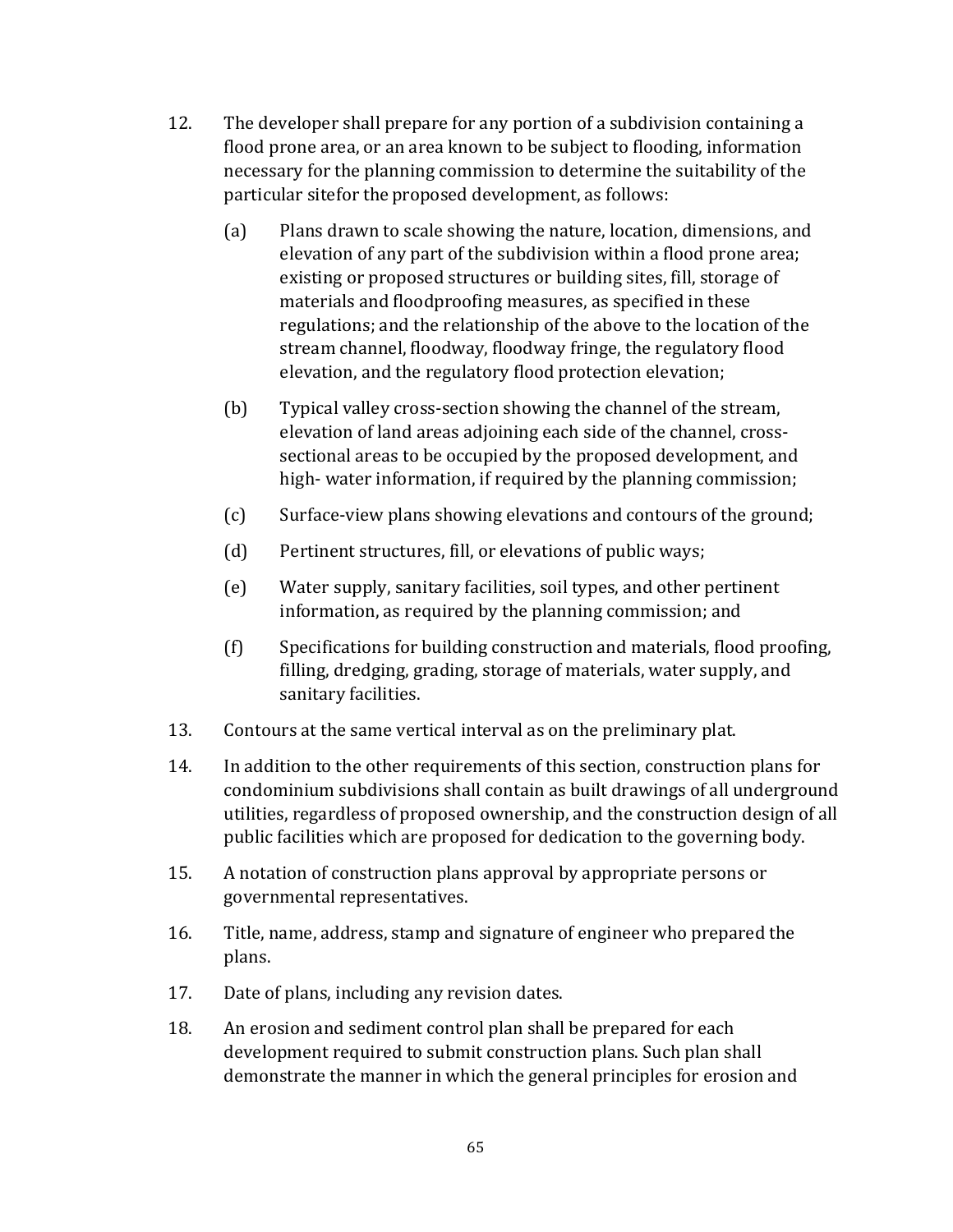12. The developer shall prepare for any portion of a subdivision containing a flood prone area, or an area known to be subject to flooding, information necessary for the planning commission to determine the suitability of the particular sitefor the proposed development, as follows:

    (a) Plans drawn to scale showing the nature, location, dimensions, and elevation of any part of the subdivision within a flood prone area; existing or proposed structures or building sites, fill, storage of materials and floodproofing measures, as specified in these regulations; and the relationship of the above to the location of the stream channel, floodway, floodway fringe, the regulatory flood elevation, and the regulatory flood protection elevation;

    (b) Typical valley cross-section showing the channel of the stream, elevation of land areas adjoining each side of the channel, cross-sectional areas to be occupied by the proposed development, and high- water information, if required by the planning commission;

    (c) Surface-view plans showing elevations and contours of the ground;

    (d) Pertinent structures, fill, or elevations of public ways;

    (e) Water supply, sanitary facilities, soil types, and other pertinent information, as required by the planning commission; and

    (f) Specifications for building construction and materials, flood proofing, filling, dredging, grading, storage of materials, water supply, and sanitary facilities.

13. Contours at the same vertical interval as on the preliminary plat.

14. In addition to the other requirements of this section, construction plans for condominium subdivisions shall contain as built drawings of all underground utilities, regardless of proposed ownership, and the construction design of all public facilities which are proposed for dedication to the governing body.

15. A notation of construction plans approval by appropriate persons or governmental representatives.

16. Title, name, address, stamp and signature of engineer who prepared the plans.

17. Date of plans, including any revision dates.

18. An erosion and sediment control plan shall be prepared for each development required to submit construction plans. Such plan shall demonstrate the manner in which the general principles for erosion and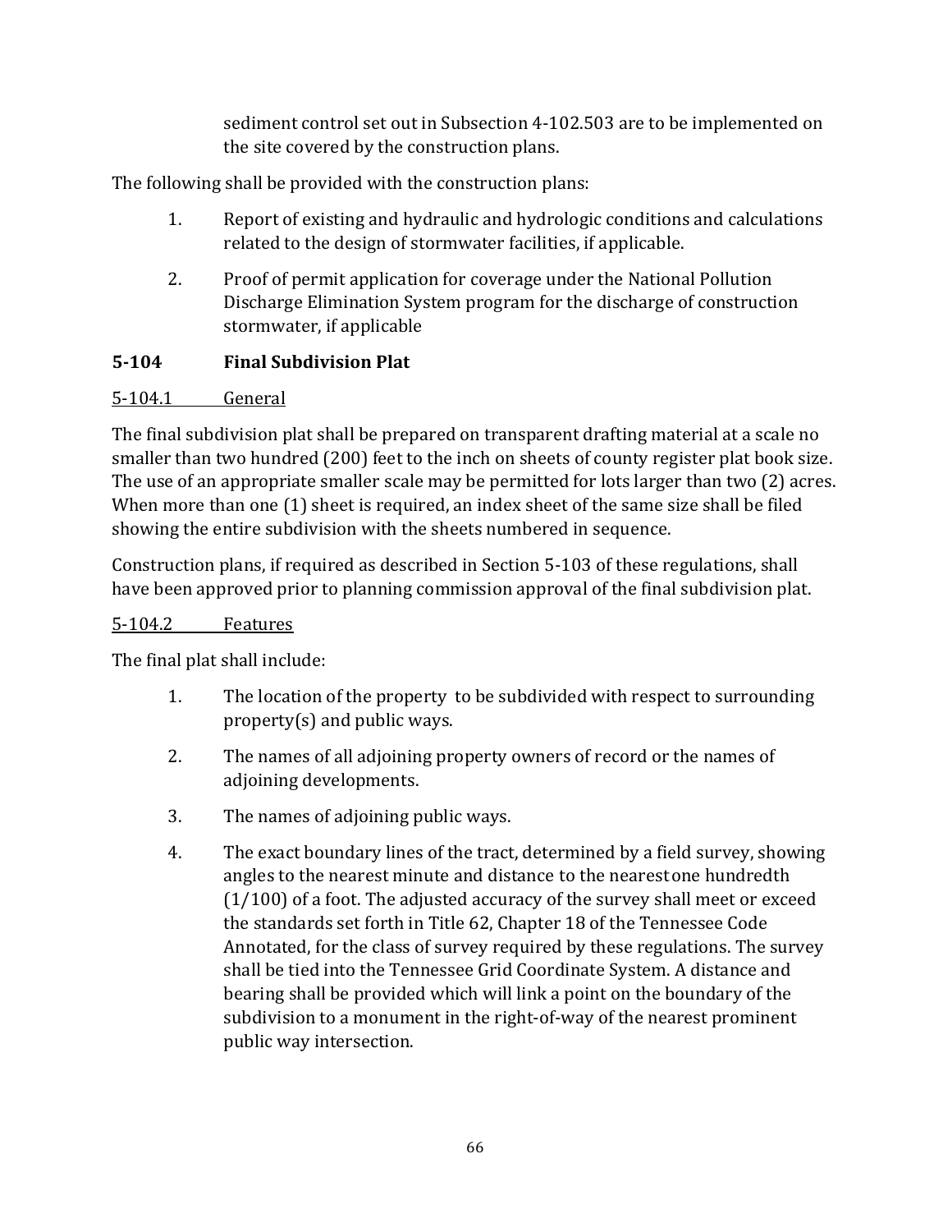sediment control set out in Subsection 4-102.503 are to be implemented on the site covered by the construction plans.

The following shall be provided with the construction plans:

1. Report of existing and hydraulic and hydrologic conditions and calculations related to the design of stormwater facilities, if applicable.
2. Proof of permit application for coverage under the National Pollution Discharge Elimination System program for the discharge of construction stormwater, if applicable

## 5-104 Final Subdivision Plat

### 5-104.1 General

The final subdivision plat shall be prepared on transparent drafting material at a scale no smaller than two hundred (200) feet to the inch on sheets of county register plat book size. The use of an appropriate smaller scale may be permitted for lots larger than two (2) acres. When more than one (1) sheet is required, an index sheet of the same size shall be filed showing the entire subdivision with the sheets numbered in sequence.

Construction plans, if required as described in Section 5-103 of these regulations, shall have been approved prior to planning commission approval of the final subdivision plat.

### 5-104.2 Features

The final plat shall include:

1. The location of the property to be subdivided with respect to surrounding property(s) and public ways.
2. The names of all adjoining property owners of record or the names of adjoining developments.
3. The names of adjoining public ways.
4. The exact boundary lines of the tract, determined by a field survey, showing angles to the nearest minute and distance to the nearest one hundredth (1/100) of a foot. The adjusted accuracy of the survey shall meet or exceed the standards set forth in Title 62, Chapter 18 of the Tennessee Code Annotated, for the class of survey required by these regulations. The survey shall be tied into the Tennessee Grid Coordinate System. A distance and bearing shall be provided which will link a point on the boundary of the subdivision to a monument in the right-of-way of the nearest prominent public way intersection.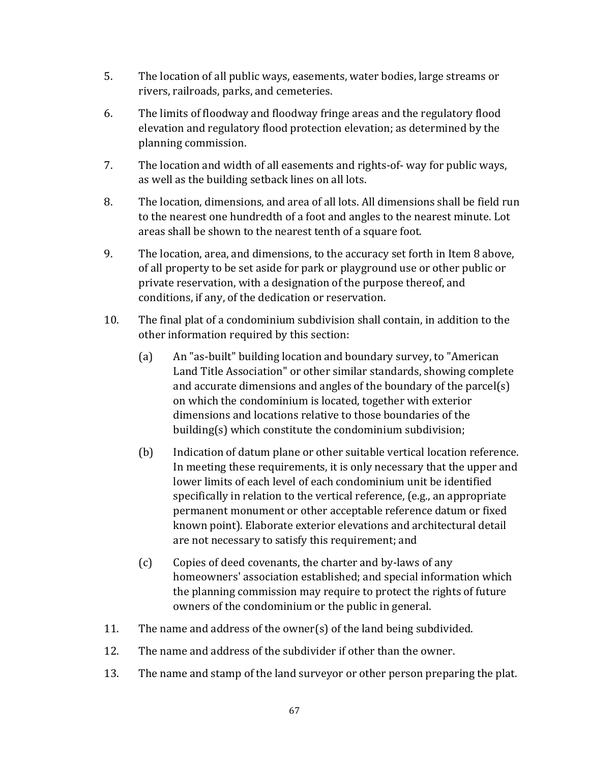5. The location of all public ways, easements, water bodies, large streams or rivers, railroads, parks, and cemeteries.

6. The limits of floodway and floodway fringe areas and the regulatory flood elevation and regulatory flood protection elevation; as determined by the planning commission.

7. The location and width of all easements and rights-of- way for public ways, as well as the building setback lines on all lots.

8. The location, dimensions, and area of all lots. All dimensions shall be field run to the nearest one hundredth of a foot and angles to the nearest minute. Lot areas shall be shown to the nearest tenth of a square foot.

9. The location, area, and dimensions, to the accuracy set forth in Item 8 above, of all property to be set aside for park or playground use or other public or private reservation, with a designation of the purpose thereof, and conditions, if any, of the dedication or reservation.

10. The final plat of a condominium subdivision shall contain, in addition to the other information required by this section:

    (a) An "as-built" building location and boundary survey, to "American Land Title Association" or other similar standards, showing complete and accurate dimensions and angles of the boundary of the parcel(s) on which the condominium is located, together with exterior dimensions and locations relative to those boundaries of the building(s) which constitute the condominium subdivision;

    (b) Indication of datum plane or other suitable vertical location reference. In meeting these requirements, it is only necessary that the upper and lower limits of each level of each condominium unit be identified specifically in relation to the vertical reference, (e.g., an appropriate permanent monument or other acceptable reference datum or fixed known point). Elaborate exterior elevations and architectural detail are not necessary to satisfy this requirement; and

    (c) Copies of deed covenants, the charter and by-laws of any homeowners' association established; and special information which the planning commission may require to protect the rights of future owners of the condominium or the public in general.

11. The name and address of the owner(s) of the land being subdivided.

12. The name and address of the subdivider if other than the owner.

13. The name and stamp of the land surveyor or other person preparing the plat.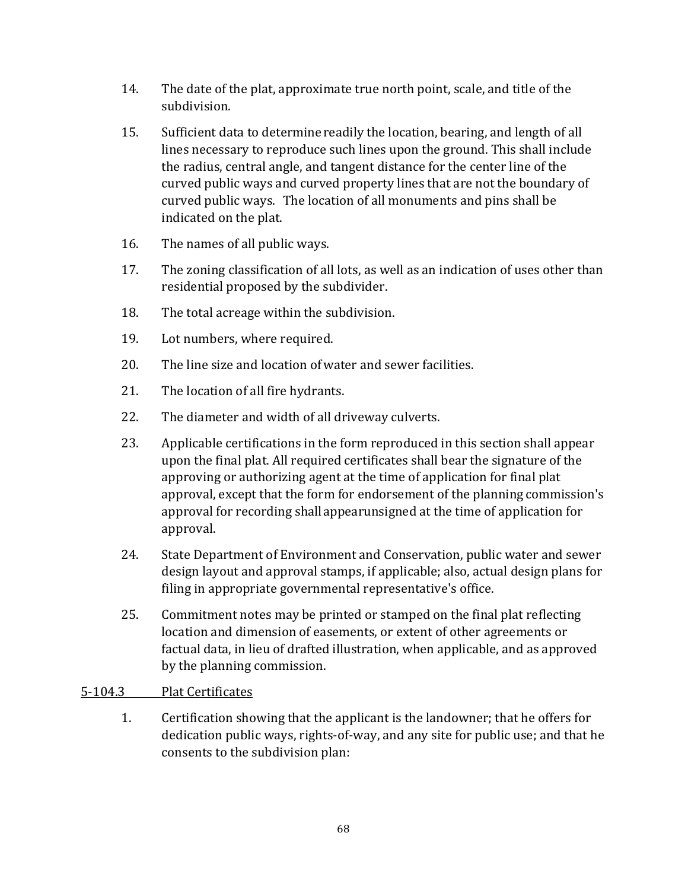14. The date of the plat, approximate true north point, scale, and title of the subdivision.

15. Sufficient data to determine readily the location, bearing, and length of all lines necessary to reproduce such lines upon the ground. This shall include the radius, central angle, and tangent distance for the center line of the curved public ways and curved property lines that are not the boundary of curved public ways. The location of all monuments and pins shall be indicated on the plat.

16. The names of all public ways.

17. The zoning classification of all lots, as well as an indication of uses other than residential proposed by the subdivider.

18. The total acreage within the subdivision.

19. Lot numbers, where required.

20. The line size and location of water and sewer facilities.

21. The location of all fire hydrants.

22. The diameter and width of all driveway culverts.

23. Applicable certifications in the form reproduced in this section shall appear upon the final plat. All required certificates shall bear the signature of the approving or authorizing agent at the time of application for final plat approval, except that the form for endorsement of the planning commission's approval for recording shall appearunsigned at the time of application for approval.

24. State Department of Environment and Conservation, public water and sewer design layout and approval stamps, if applicable; also, actual design plans for filing in appropriate governmental representative's office.

25. Commitment notes may be printed or stamped on the final plat reflecting location and dimension of easements, or extent of other agreements or factual data, in lieu of drafted illustration, when applicable, and as approved by the planning commission.

5-104.3 Plat Certificates

1. Certification showing that the applicant is the landowner; that he offers for dedication public ways, rights-of-way, and any site for public use; and that he consents to the subdivision plan: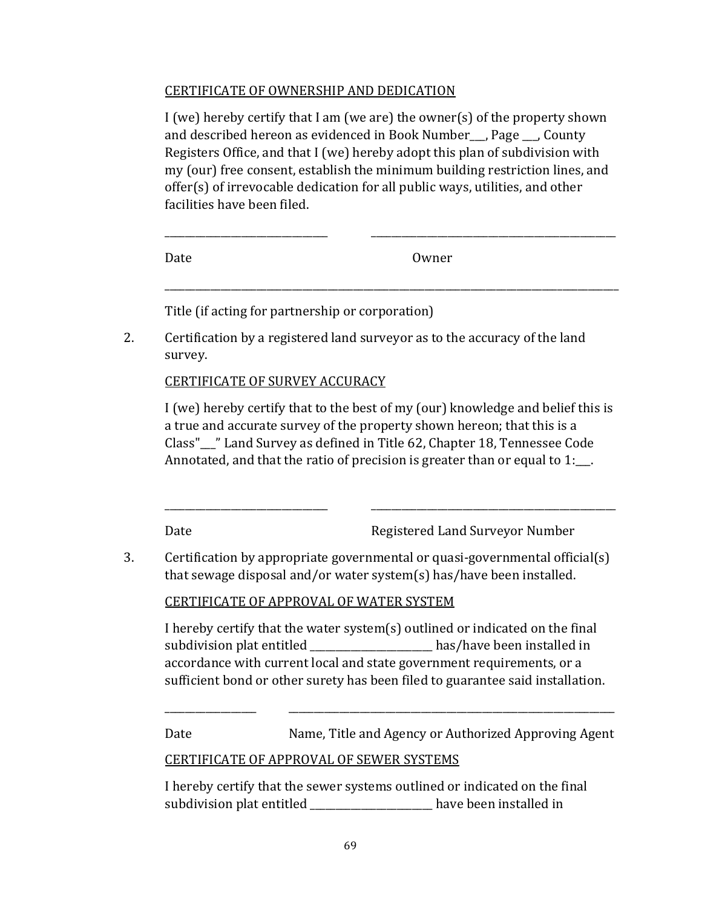CERTIFICATE OF OWNERSHIP AND DEDICATION

I (we) hereby certify that I am (we are) the owner(s) of the property shown and described hereon as evidenced in Book Number___, Page ___, County Registers Office, and that I (we) hereby adopt this plan of subdivision with my (our) free consent, establish the minimum building restriction lines, and offer(s) of irrevocable dedication for all public ways, utilities, and other facilities have been filed.

_______________________________ _______________________________________________

Date Owner

_____________________________________________________________________________________

Title (if acting for partnership or corporation)

2. Certification by a registered land surveyor as to the accuracy of the land survey.

CERTIFICATE OF SURVEY ACCURACY

I (we) hereby certify that to the best of my (our) knowledge and belief this is a true and accurate survey of the property shown hereon; that this is a Class"___" Land Survey as defined in Title 62, Chapter 18, Tennessee Code Annotated, and that the ratio of precision is greater than or equal to 1:___.

_______________________________ _______________________________________________

Date Registered Land Surveyor Number

3. Certification by appropriate governmental or quasi-governmental official(s) that sewage disposal and/or water system(s) has/have been installed.

CERTIFICATE OF APPROVAL OF WATER SYSTEM

I hereby certify that the water system(s) outlined or indicated on the final subdivision plat entitled ________________________ has/have been installed in accordance with current local and state government requirements, or a sufficient bond or other surety has been filed to guarantee said installation.

_________________ _______________________________________________________________

Date Name, Title and Agency or Authorized Approving Agent

CERTIFICATE OF APPROVAL OF SEWER SYSTEMS

I hereby certify that the sewer systems outlined or indicated on the final subdivision plat entitled ________________________ have been installed in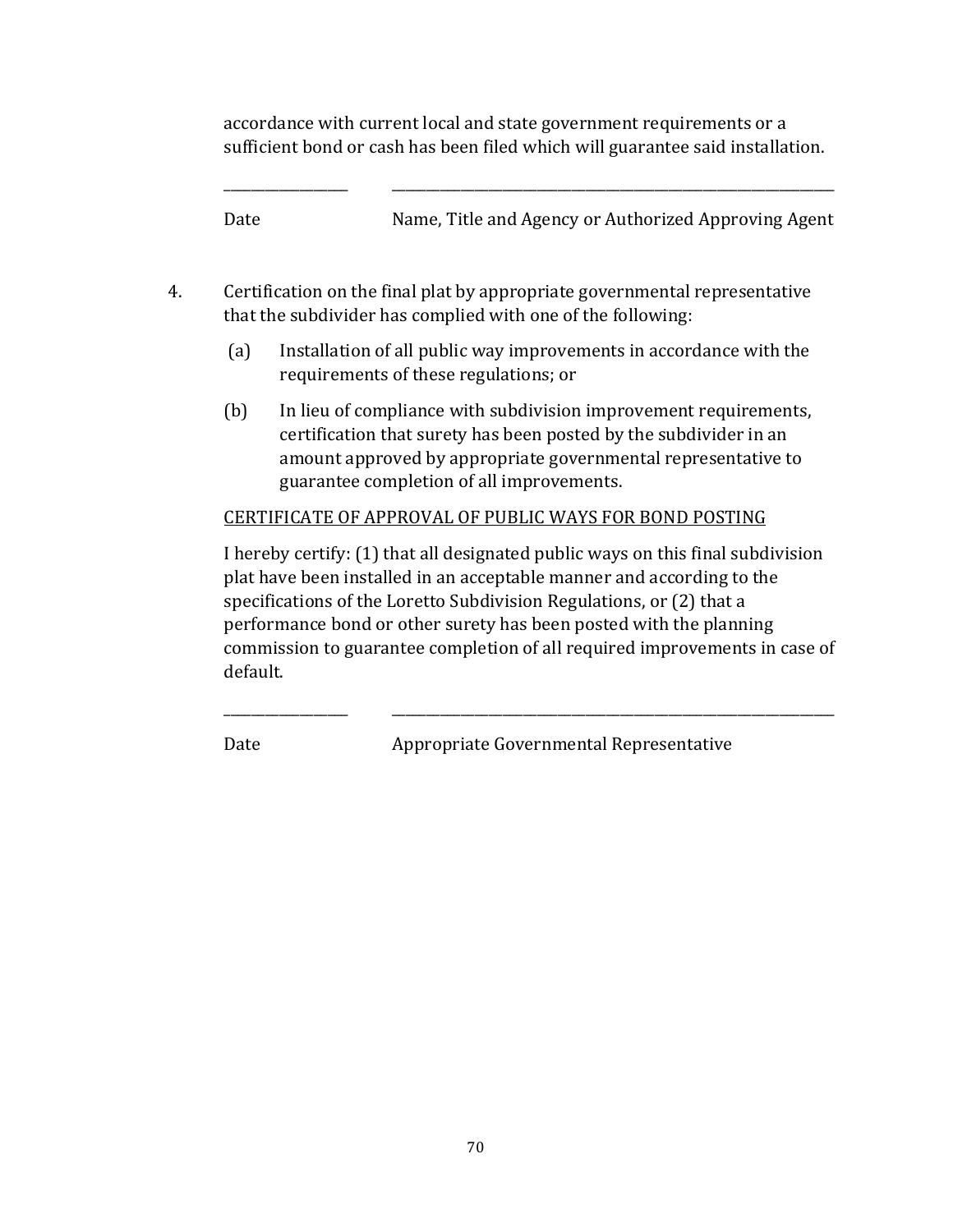accordance with current local and state government requirements or a sufficient bond or cash has been filed which will guarantee said installation.

_________________ \_\_\_\_\_\_\_\_\_\_\_\_\_\_\_\_\_\_\_\_\_\_\_\_\_\_\_\_\_\_\_\_\_\_\_\_\_\_\_\_\_\_\_\_\_\_\_\_\_\_\_\_\_\_\_\_\_\_\_\_\_\_\_\_\_\_

Date Name, Title and Agency or Authorized Approving Agent

4. Certification on the final plat by appropriate governmental representative that the subdivider has complied with one of the following:

   (a) Installation of all public way improvements in accordance with the requirements of these regulations; or

   (b) In lieu of compliance with subdivision improvement requirements, certification that surety has been posted by the subdivider in an amount approved by appropriate governmental representative to guarantee completion of all improvements.

   <u>CERTIFICATE OF APPROVAL OF PUBLIC WAYS FOR BOND POSTING</u>

   I hereby certify: (1) that all designated public ways on this final subdivision plat have been installed in an acceptable manner and according to the specifications of the Loretto Subdivision Regulations, or (2) that a performance bond or other surety has been posted with the planning commission to guarantee completion of all required improvements in case of default.

   _________________ \_\_\_\_\_\_\_\_\_\_\_\_\_\_\_\_\_\_\_\_\_\_\_\_\_\_\_\_\_\_\_\_\_\_\_\_\_\_\_\_\_\_\_\_\_\_\_\_\_\_\_\_\_\_\_\_\_\_\_\_\_\_\_\_\_\_

   Date Appropriate Governmental Representative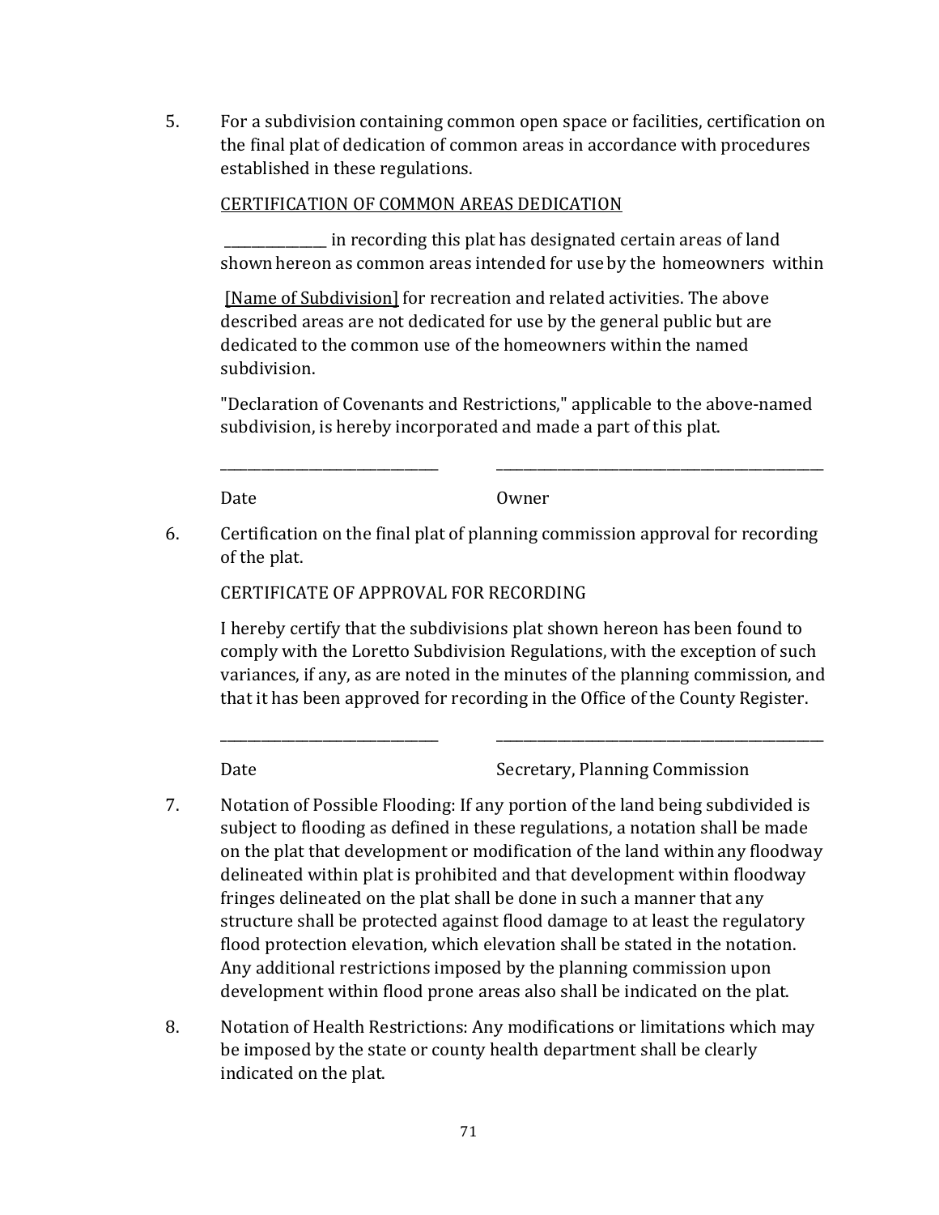5. For a subdivision containing common open space or facilities, certification on the final plat of dedication of common areas in accordance with procedures established in these regulations.

   <u>CERTIFICATION OF COMMON AREAS DEDICATION</u>

   ______________ in recording this plat has designated certain areas of land shown hereon as common areas intended for use by the homeowners within

   <u>[Name of Subdivision]</u> for recreation and related activities. The above described areas are not dedicated for use by the general public but are dedicated to the common use of the homeowners within the named subdivision.

   "Declaration of Covenants and Restrictions," applicable to the above-named subdivision, is hereby incorporated and made a part of this plat.

   ______________________________ ______________________________________________

   Date Owner

6. Certification on the final plat of planning commission approval for recording of the plat.

   CERTIFICATE OF APPROVAL FOR RECORDING

   I hereby certify that the subdivisions plat shown hereon has been found to comply with the Loretto Subdivision Regulations, with the exception of such variances, if any, as are noted in the minutes of the planning commission, and that it has been approved for recording in the Office of the County Register.

   ______________________________ ______________________________________________

   Date Secretary, Planning Commission

7. Notation of Possible Flooding: If any portion of the land being subdivided is subject to flooding as defined in these regulations, a notation shall be made on the plat that development or modification of the land within any floodway delineated within plat is prohibited and that development within floodway fringes delineated on the plat shall be done in such a manner that any structure shall be protected against flood damage to at least the regulatory flood protection elevation, which elevation shall be stated in the notation. Any additional restrictions imposed by the planning commission upon development within flood prone areas also shall be indicated on the plat.

8. Notation of Health Restrictions: Any modifications or limitations which may be imposed by the state or county health department shall be clearly indicated on the plat.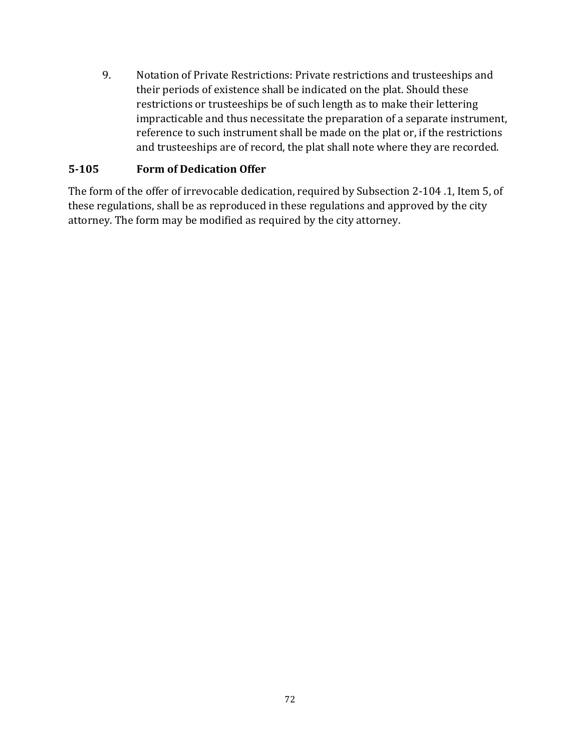9. Notation of Private Restrictions: Private restrictions and trusteeships and their periods of existence shall be indicated on the plat. Should these restrictions or trusteeships be of such length as to make their lettering impracticable and thus necessitate the preparation of a separate instrument, reference to such instrument shall be made on the plat or, if the restrictions and trusteeships are of record, the plat shall note where they are recorded.

### 5-105 Form of Dedication Offer

The form of the offer of irrevocable dedication, required by Subsection 2-104 .1, Item 5, of these regulations, shall be as reproduced in these regulations and approved by the city attorney. The form may be modified as required by the city attorney.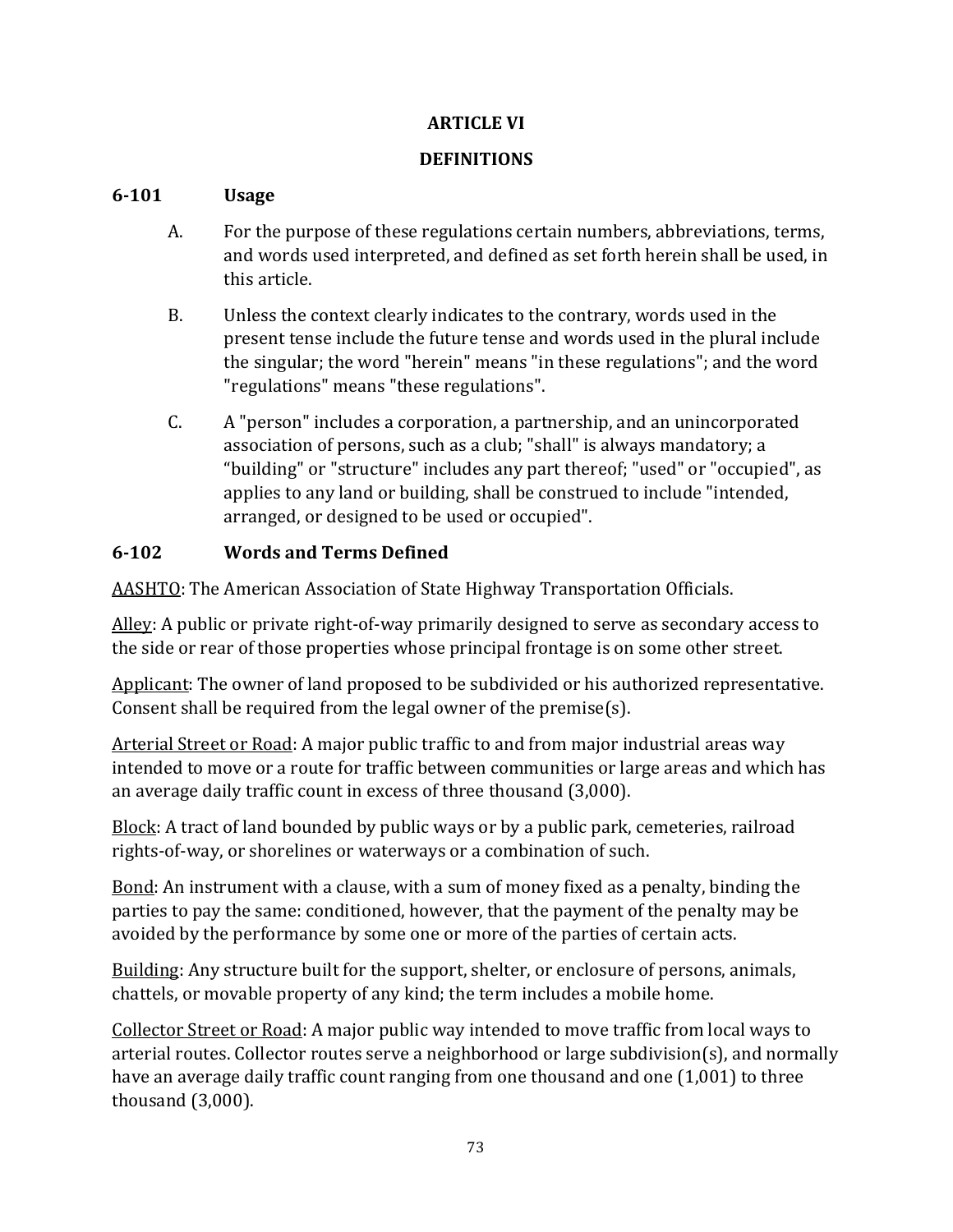# ARTICLE VI

# DEFINITIONS

## 6-101 Usage

A. For the purpose of these regulations certain numbers, abbreviations, terms, and words used interpreted, and defined as set forth herein shall be used, in this article.

B. Unless the context clearly indicates to the contrary, words used in the present tense include the future tense and words used in the plural include the singular; the word "herein" means "in these regulations"; and the word "regulations" means "these regulations".

C. A "person" includes a corporation, a partnership, and an unincorporated association of persons, such as a club; "shall" is always mandatory; a "building" or "structure" includes any part thereof; "used" or "occupied", as applies to any land or building, shall be construed to include "intended, arranged, or designed to be used or occupied".

## 6-102 Words and Terms Defined

<u>AASHTO</u>: The American Association of State Highway Transportation Officials.

<u>Alley</u>: A public or private right-of-way primarily designed to serve as secondary access to the side or rear of those properties whose principal frontage is on some other street.

<u>Applicant</u>: The owner of land proposed to be subdivided or his authorized representative. Consent shall be required from the legal owner of the premise(s).

<u>Arterial Street or Road</u>: A major public traffic to and from major industrial areas way intended to move or a route for traffic between communities or large areas and which has an average daily traffic count in excess of three thousand (3,000).

<u>Block</u>: A tract of land bounded by public ways or by a public park, cemeteries, railroad rights-of-way, or shorelines or waterways or a combination of such.

<u>Bond</u>: An instrument with a clause, with a sum of money fixed as a penalty, binding the parties to pay the same: conditioned, however, that the payment of the penalty may be avoided by the performance by some one or more of the parties of certain acts.

<u>Building</u>: Any structure built for the support, shelter, or enclosure of persons, animals, chattels, or movable property of any kind; the term includes a mobile home.

<u>Collector Street or Road</u>: A major public way intended to move traffic from local ways to arterial routes. Collector routes serve a neighborhood or large subdivision(s), and normally have an average daily traffic count ranging from one thousand and one (1,001) to three thousand (3,000).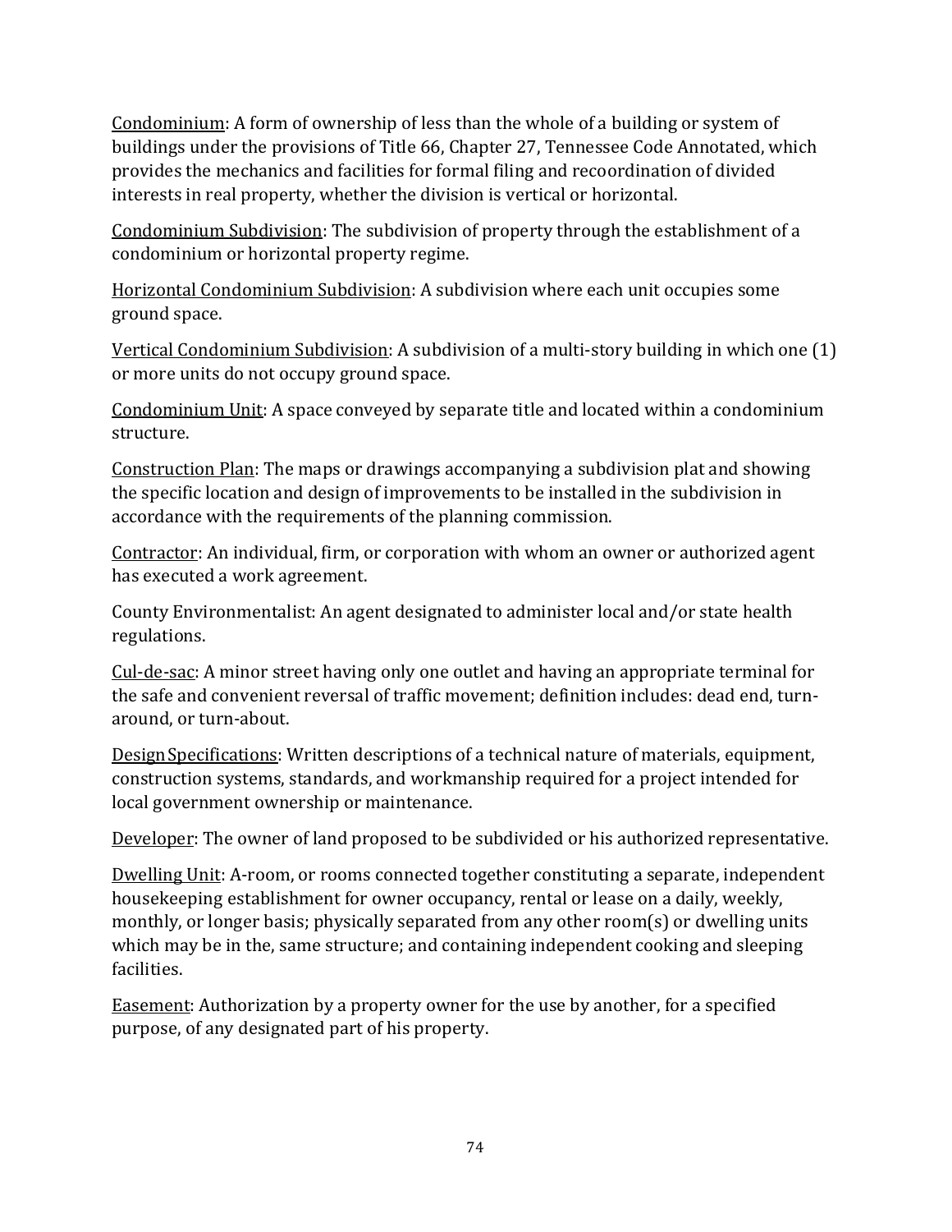<u>Condominium</u>: A form of ownership of less than the whole of a building or system of buildings under the provisions of Title 66, Chapter 27, Tennessee Code Annotated, which provides the mechanics and facilities for formal filing and recoordination of divided interests in real property, whether the division is vertical or horizontal.

<u>Condominium Subdivision</u>: The subdivision of property through the establishment of a condominium or horizontal property regime.

<u>Horizontal Condominium Subdivision</u>: A subdivision where each unit occupies some ground space.

<u>Vertical Condominium Subdivision</u>: A subdivision of a multi-story building in which one (1) or more units do not occupy ground space.

<u>Condominium Unit</u>: A space conveyed by separate title and located within a condominium structure.

<u>Construction Plan</u>: The maps or drawings accompanying a subdivision plat and showing the specific location and design of improvements to be installed in the subdivision in accordance with the requirements of the planning commission.

<u>Contractor</u>: An individual, firm, or corporation with whom an owner or authorized agent has executed a work agreement.

County Environmentalist: An agent designated to administer local and/or state health regulations.

<u>Cul-de-sac</u>: A minor street having only one outlet and having an appropriate terminal for the safe and convenient reversal of traffic movement; definition includes: dead end, turn-around, or turn-about.

<u>Design Specifications</u>: Written descriptions of a technical nature of materials, equipment, construction systems, standards, and workmanship required for a project intended for local government ownership or maintenance.

<u>Developer</u>: The owner of land proposed to be subdivided or his authorized representative.

<u>Dwelling Unit</u>: A-room, or rooms connected together constituting a separate, independent housekeeping establishment for owner occupancy, rental or lease on a daily, weekly, monthly, or longer basis; physically separated from any other room(s) or dwelling units which may be in the, same structure; and containing independent cooking and sleeping facilities.

<u>Easement</u>: Authorization by a property owner for the use by another, for a specified purpose, of any designated part of his property.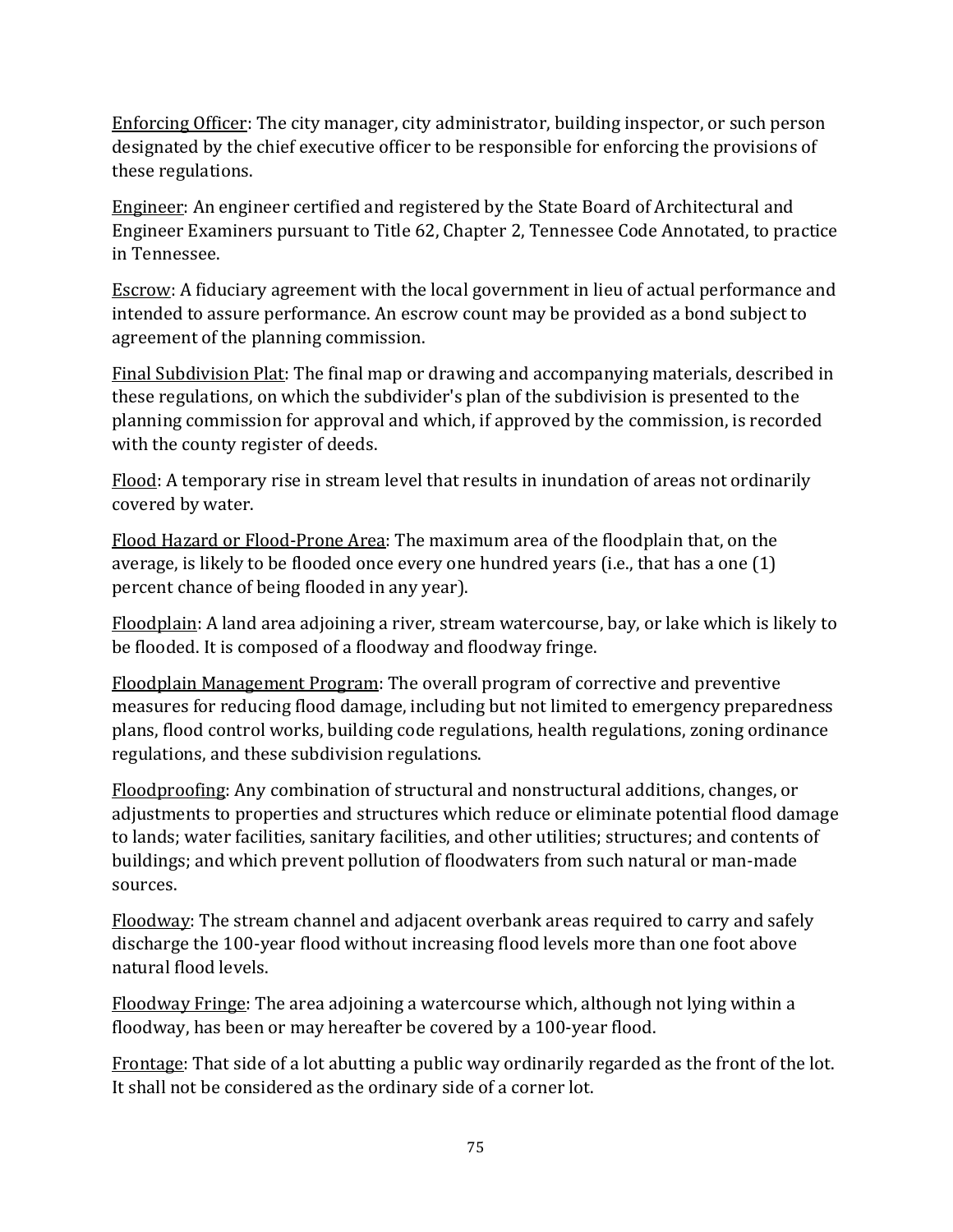<u>Enforcing Officer</u>: The city manager, city administrator, building inspector, or such person designated by the chief executive officer to be responsible for enforcing the provisions of these regulations.

<u>Engineer</u>: An engineer certified and registered by the State Board of Architectural and Engineer Examiners pursuant to Title 62, Chapter 2, Tennessee Code Annotated, to practice in Tennessee.

<u>Escrow</u>: A fiduciary agreement with the local government in lieu of actual performance and intended to assure performance. An escrow count may be provided as a bond subject to agreement of the planning commission.

<u>Final Subdivision Plat</u>: The final map or drawing and accompanying materials, described in these regulations, on which the subdivider's plan of the subdivision is presented to the planning commission for approval and which, if approved by the commission, is recorded with the county register of deeds.

<u>Flood</u>: A temporary rise in stream level that results in inundation of areas not ordinarily covered by water.

<u>Flood Hazard or Flood-Prone Area</u>: The maximum area of the floodplain that, on the average, is likely to be flooded once every one hundred years (i.e., that has a one (1) percent chance of being flooded in any year).

<u>Floodplain</u>: A land area adjoining a river, stream watercourse, bay, or lake which is likely to be flooded. It is composed of a floodway and floodway fringe.

<u>Floodplain Management Program</u>: The overall program of corrective and preventive measures for reducing flood damage, including but not limited to emergency preparedness plans, flood control works, building code regulations, health regulations, zoning ordinance regulations, and these subdivision regulations.

<u>Floodproofing</u>: Any combination of structural and nonstructural additions, changes, or adjustments to properties and structures which reduce or eliminate potential flood damage to lands; water facilities, sanitary facilities, and other utilities; structures; and contents of buildings; and which prevent pollution of floodwaters from such natural or man-made sources.

<u>Floodway</u>: The stream channel and adjacent overbank areas required to carry and safely discharge the 100-year flood without increasing flood levels more than one foot above natural flood levels.

<u>Floodway Fringe</u>: The area adjoining a watercourse which, although not lying within a floodway, has been or may hereafter be covered by a 100-year flood.

<u>Frontage</u>: That side of a lot abutting a public way ordinarily regarded as the front of the lot. It shall not be considered as the ordinary side of a corner lot.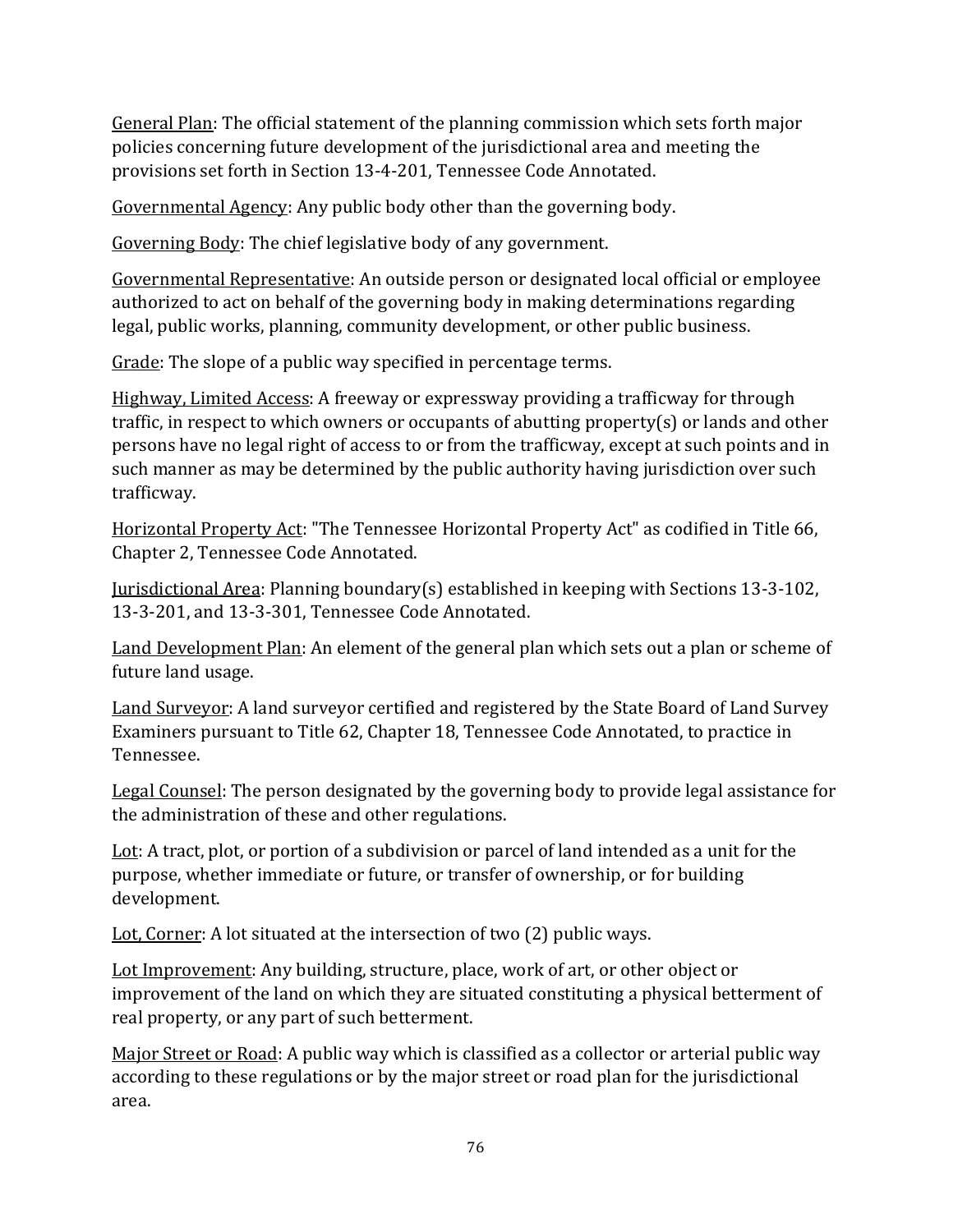<u>General Plan</u>: The official statement of the planning commission which sets forth major policies concerning future development of the jurisdictional area and meeting the provisions set forth in Section 13-4-201, Tennessee Code Annotated.

<u>Governmental Agency</u>: Any public body other than the governing body.

<u>Governing Body</u>: The chief legislative body of any government.

<u>Governmental Representative</u>: An outside person or designated local official or employee authorized to act on behalf of the governing body in making determinations regarding legal, public works, planning, community development, or other public business.

<u>Grade</u>: The slope of a public way specified in percentage terms.

<u>Highway, Limited Access</u>: A freeway or expressway providing a trafficway for through traffic, in respect to which owners or occupants of abutting property(s) or lands and other persons have no legal right of access to or from the trafficway, except at such points and in such manner as may be determined by the public authority having jurisdiction over such trafficway.

<u>Horizontal Property Act</u>: "The Tennessee Horizontal Property Act" as codified in Title 66, Chapter 2, Tennessee Code Annotated.

<u>Jurisdictional Area</u>: Planning boundary(s) established in keeping with Sections 13-3-102, 13-3-201, and 13-3-301, Tennessee Code Annotated.

<u>Land Development Plan</u>: An element of the general plan which sets out a plan or scheme of future land usage.

<u>Land Surveyor</u>: A land surveyor certified and registered by the State Board of Land Survey Examiners pursuant to Title 62, Chapter 18, Tennessee Code Annotated, to practice in Tennessee.

<u>Legal Counsel</u>: The person designated by the governing body to provide legal assistance for the administration of these and other regulations.

<u>Lot</u>: A tract, plot, or portion of a subdivision or parcel of land intended as a unit for the purpose, whether immediate or future, or transfer of ownership, or for building development.

<u>Lot, Corner</u>: A lot situated at the intersection of two (2) public ways.

<u>Lot Improvement</u>: Any building, structure, place, work of art, or other object or improvement of the land on which they are situated constituting a physical betterment of real property, or any part of such betterment.

<u>Major Street or Road</u>: A public way which is classified as a collector or arterial public way according to these regulations or by the major street or road plan for the jurisdictional area.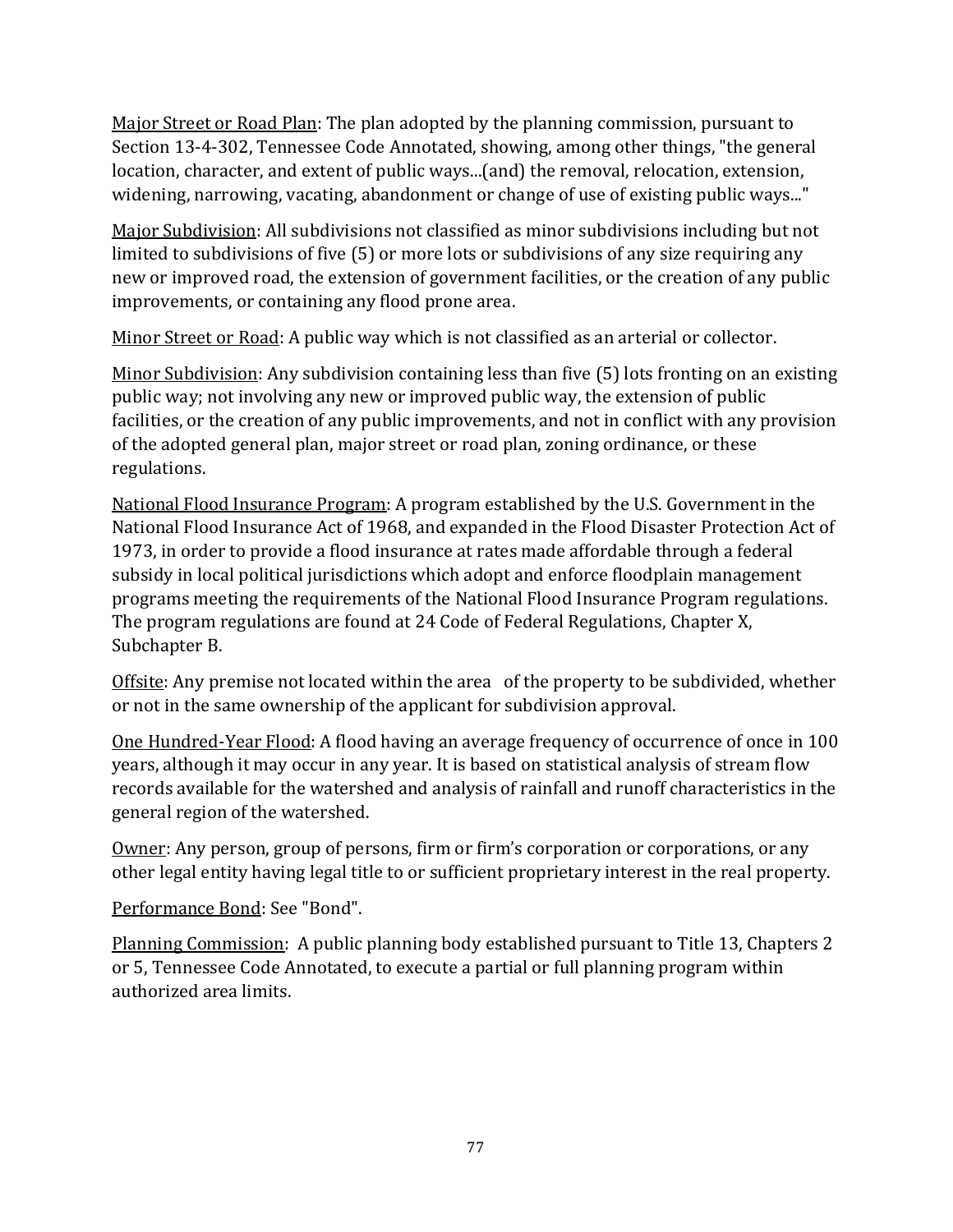Major Street or Road Plan: The plan adopted by the planning commission, pursuant to Section 13-4-302, Tennessee Code Annotated, showing, among other things, "the general location, character, and extent of public ways...(and) the removal, relocation, extension, widening, narrowing, vacating, abandonment or change of use of existing public ways..."

Major Subdivision: All subdivisions not classified as minor subdivisions including but not limited to subdivisions of five (5) or more lots or subdivisions of any size requiring any new or improved road, the extension of government facilities, or the creation of any public improvements, or containing any flood prone area.

Minor Street or Road: A public way which is not classified as an arterial or collector.

Minor Subdivision: Any subdivision containing less than five (5) lots fronting on an existing public way; not involving any new or improved public way, the extension of public facilities, or the creation of any public improvements, and not in conflict with any provision of the adopted general plan, major street or road plan, zoning ordinance, or these regulations.

National Flood Insurance Program: A program established by the U.S. Government in the National Flood Insurance Act of 1968, and expanded in the Flood Disaster Protection Act of 1973, in order to provide a flood insurance at rates made affordable through a federal subsidy in local political jurisdictions which adopt and enforce floodplain management programs meeting the requirements of the National Flood Insurance Program regulations. The program regulations are found at 24 Code of Federal Regulations, Chapter X, Subchapter B.

Offsite: Any premise not located within the area of the property to be subdivided, whether or not in the same ownership of the applicant for subdivision approval.

One Hundred-Year Flood: A flood having an average frequency of occurrence of once in 100 years, although it may occur in any year. It is based on statistical analysis of stream flow records available for the watershed and analysis of rainfall and runoff characteristics in the general region of the watershed.

Owner: Any person, group of persons, firm or firm's corporation or corporations, or any other legal entity having legal title to or sufficient proprietary interest in the real property.

Performance Bond: See "Bond".

Planning Commission: A public planning body established pursuant to Title 13, Chapters 2 or 5, Tennessee Code Annotated, to execute a partial or full planning program within authorized area limits.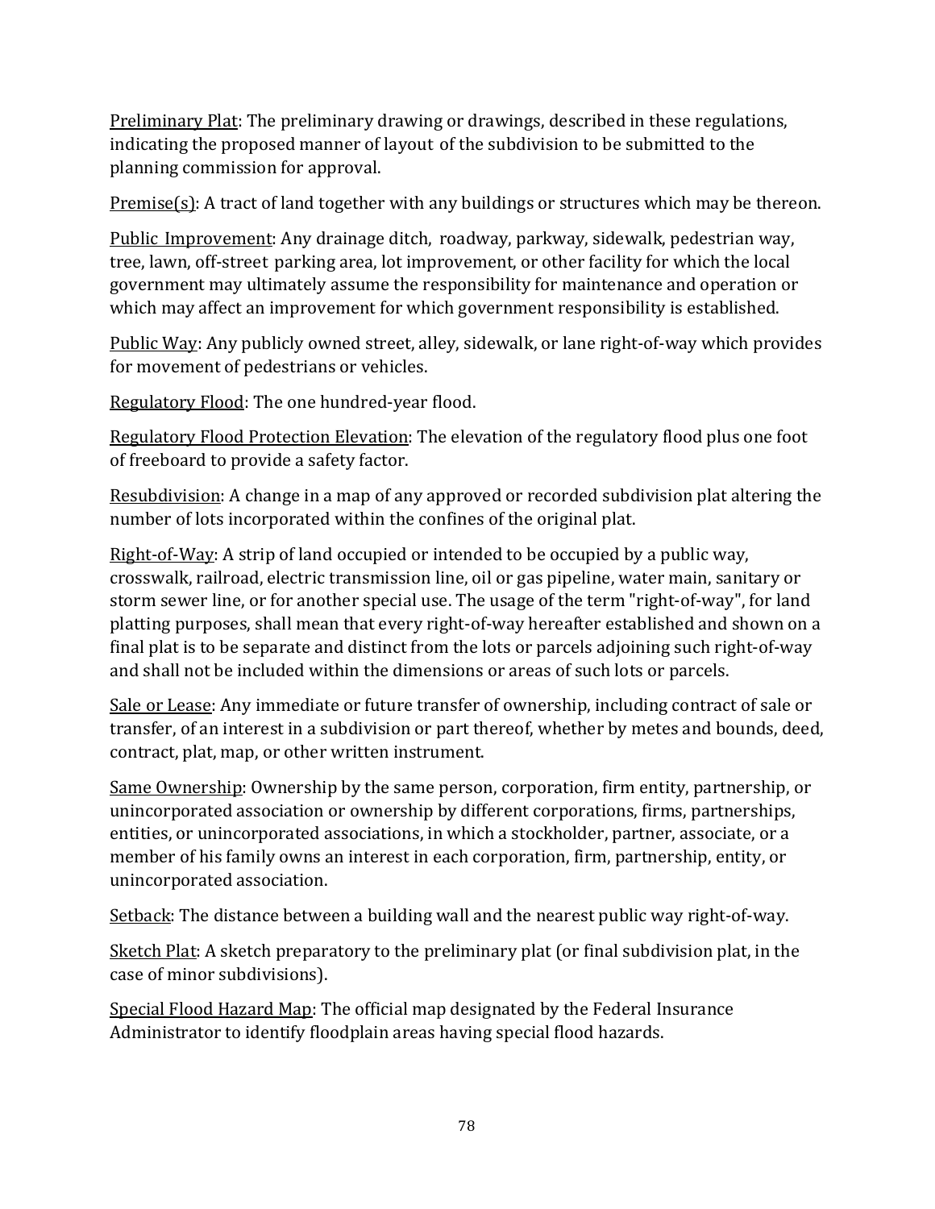<u>Preliminary Plat</u>: The preliminary drawing or drawings, described in these regulations, indicating the proposed manner of layout of the subdivision to be submitted to the planning commission for approval.

<u>Premise(s)</u>: A tract of land together with any buildings or structures which may be thereon.

<u>Public Improvement</u>: Any drainage ditch, roadway, parkway, sidewalk, pedestrian way, tree, lawn, off-street parking area, lot improvement, or other facility for which the local government may ultimately assume the responsibility for maintenance and operation or which may affect an improvement for which government responsibility is established.

<u>Public Way</u>: Any publicly owned street, alley, sidewalk, or lane right-of-way which provides for movement of pedestrians or vehicles.

<u>Regulatory Flood</u>: The one hundred-year flood.

<u>Regulatory Flood Protection Elevation</u>: The elevation of the regulatory flood plus one foot of freeboard to provide a safety factor.

<u>Resubdivision</u>: A change in a map of any approved or recorded subdivision plat altering the number of lots incorporated within the confines of the original plat.

<u>Right-of-Way</u>: A strip of land occupied or intended to be occupied by a public way, crosswalk, railroad, electric transmission line, oil or gas pipeline, water main, sanitary or storm sewer line, or for another special use. The usage of the term "right-of-way", for land platting purposes, shall mean that every right-of-way hereafter established and shown on a final plat is to be separate and distinct from the lots or parcels adjoining such right-of-way and shall not be included within the dimensions or areas of such lots or parcels.

<u>Sale or Lease</u>: Any immediate or future transfer of ownership, including contract of sale or transfer, of an interest in a subdivision or part thereof, whether by metes and bounds, deed, contract, plat, map, or other written instrument.

<u>Same Ownership</u>: Ownership by the same person, corporation, firm entity, partnership, or unincorporated association or ownership by different corporations, firms, partnerships, entities, or unincorporated associations, in which a stockholder, partner, associate, or a member of his family owns an interest in each corporation, firm, partnership, entity, or unincorporated association.

<u>Setback</u>: The distance between a building wall and the nearest public way right-of-way.

<u>Sketch Plat</u>: A sketch preparatory to the preliminary plat (or final subdivision plat, in the case of minor subdivisions).

<u>Special Flood Hazard Map</u>: The official map designated by the Federal Insurance Administrator to identify floodplain areas having special flood hazards.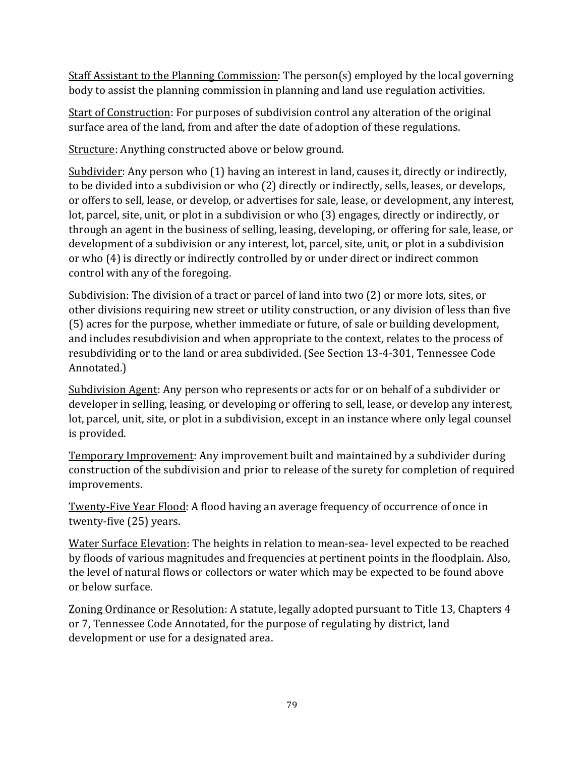Staff Assistant to the Planning Commission: The person(s) employed by the local governing body to assist the planning commission in planning and land use regulation activities.

Start of Construction: For purposes of subdivision control any alteration of the original surface area of the land, from and after the date of adoption of these regulations.

Structure: Anything constructed above or below ground.

Subdivider: Any person who (1) having an interest in land, causes it, directly or indirectly, to be divided into a subdivision or who (2) directly or indirectly, sells, leases, or develops, or offers to sell, lease, or develop, or advertises for sale, lease, or development, any interest, lot, parcel, site, unit, or plot in a subdivision or who (3) engages, directly or indirectly, or through an agent in the business of selling, leasing, developing, or offering for sale, lease, or development of a subdivision or any interest, lot, parcel, site, unit, or plot in a subdivision or who (4) is directly or indirectly controlled by or under direct or indirect common control with any of the foregoing.

Subdivision: The division of a tract or parcel of land into two (2) or more lots, sites, or other divisions requiring new street or utility construction, or any division of less than five (5) acres for the purpose, whether immediate or future, of sale or building development, and includes resubdivision and when appropriate to the context, relates to the process of resubdividing or to the land or area subdivided. (See Section 13-4-301, Tennessee Code Annotated.)

Subdivision Agent: Any person who represents or acts for or on behalf of a subdivider or developer in selling, leasing, or developing or offering to sell, lease, or develop any interest, lot, parcel, unit, site, or plot in a subdivision, except in an instance where only legal counsel is provided.

Temporary Improvement: Any improvement built and maintained by a subdivider during construction of the subdivision and prior to release of the surety for completion of required improvements.

Twenty-Five Year Flood: A flood having an average frequency of occurrence of once in twenty-five (25) years.

Water Surface Elevation: The heights in relation to mean-sea- level expected to be reached by floods of various magnitudes and frequencies at pertinent points in the floodplain. Also, the level of natural flows or collectors or water which may be expected to be found above or below surface.

Zoning Ordinance or Resolution: A statute, legally adopted pursuant to Title 13, Chapters 4 or 7, Tennessee Code Annotated, for the purpose of regulating by district, land development or use for a designated area.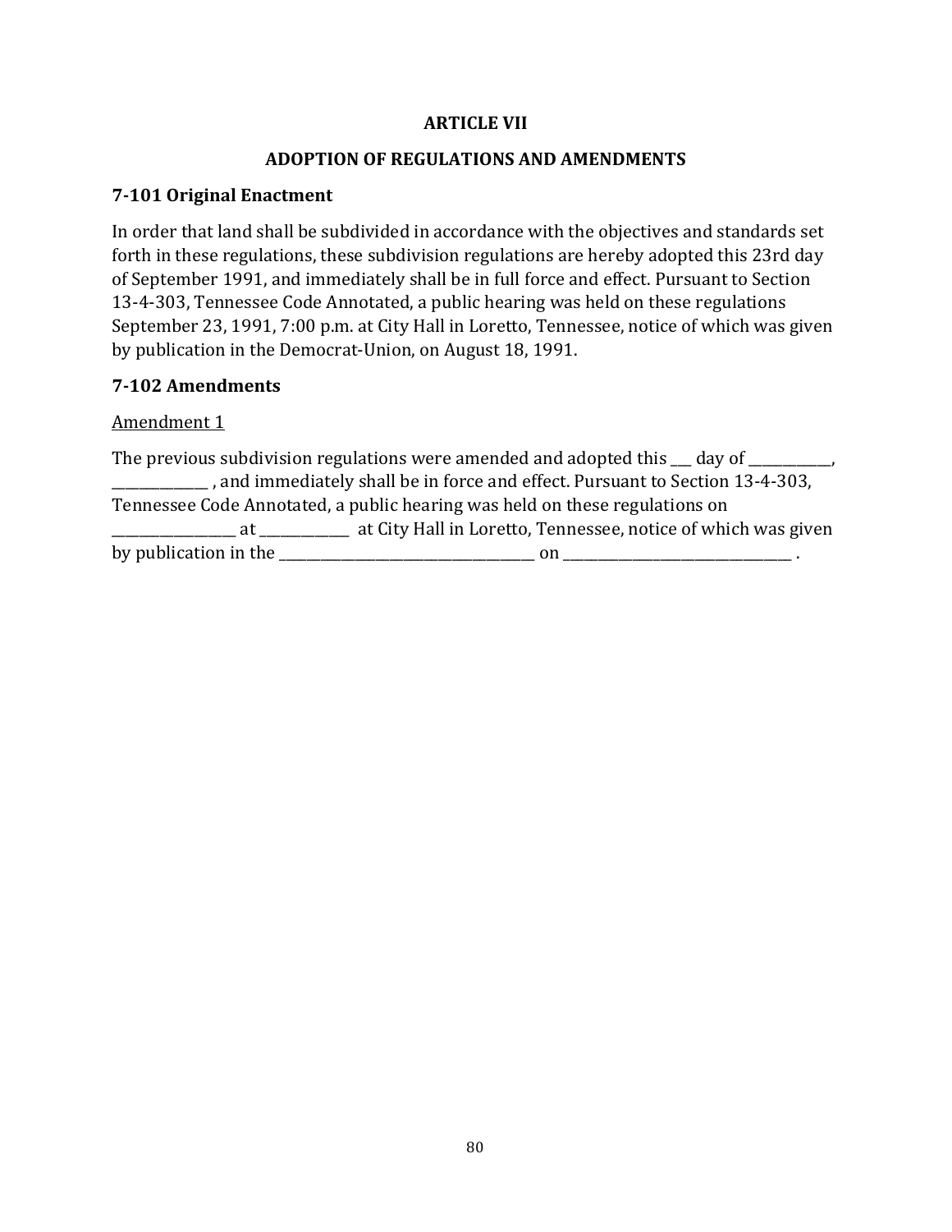# ARTICLE VII

## ADOPTION OF REGULATIONS AND AMENDMENTS

### 7-101 Original Enactment

In order that land shall be subdivided in accordance with the objectives and standards set forth in these regulations, these subdivision regulations are hereby adopted this 23rd day of September 1991, and immediately shall be in full force and effect. Pursuant to Section 13-4-303, Tennessee Code Annotated, a public hearing was held on these regulations September 23, 1991, 7:00 p.m. at City Hall in Loretto, Tennessee, notice of which was given by publication in the Democrat-Union, on August 18, 1991.

### 7-102 Amendments

<u>Amendment 1</u>

The previous subdivision regulations were amended and adopted this ___ day of ____________, ______________ , and immediately shall be in force and effect. Pursuant to Section 13-4-303, Tennessee Code Annotated, a public hearing was held on these regulations on __________________ at _____________ at City Hall in Loretto, Tennessee, notice of which was given by publication in the ______________________________________ on __________________________________ .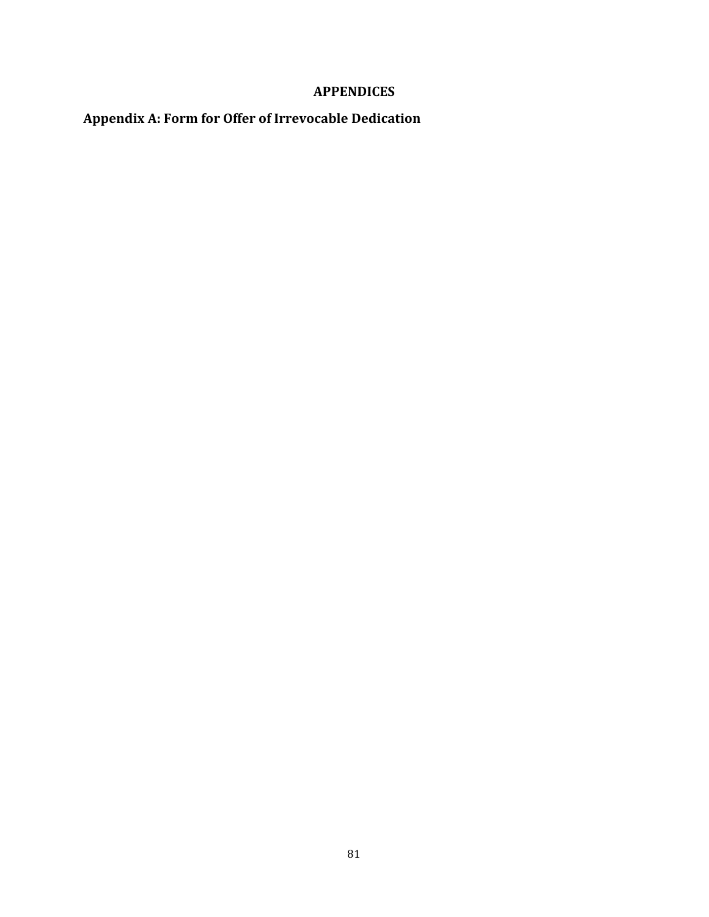# APPENDICES

## Appendix A: Form for Offer of Irrevocable Dedication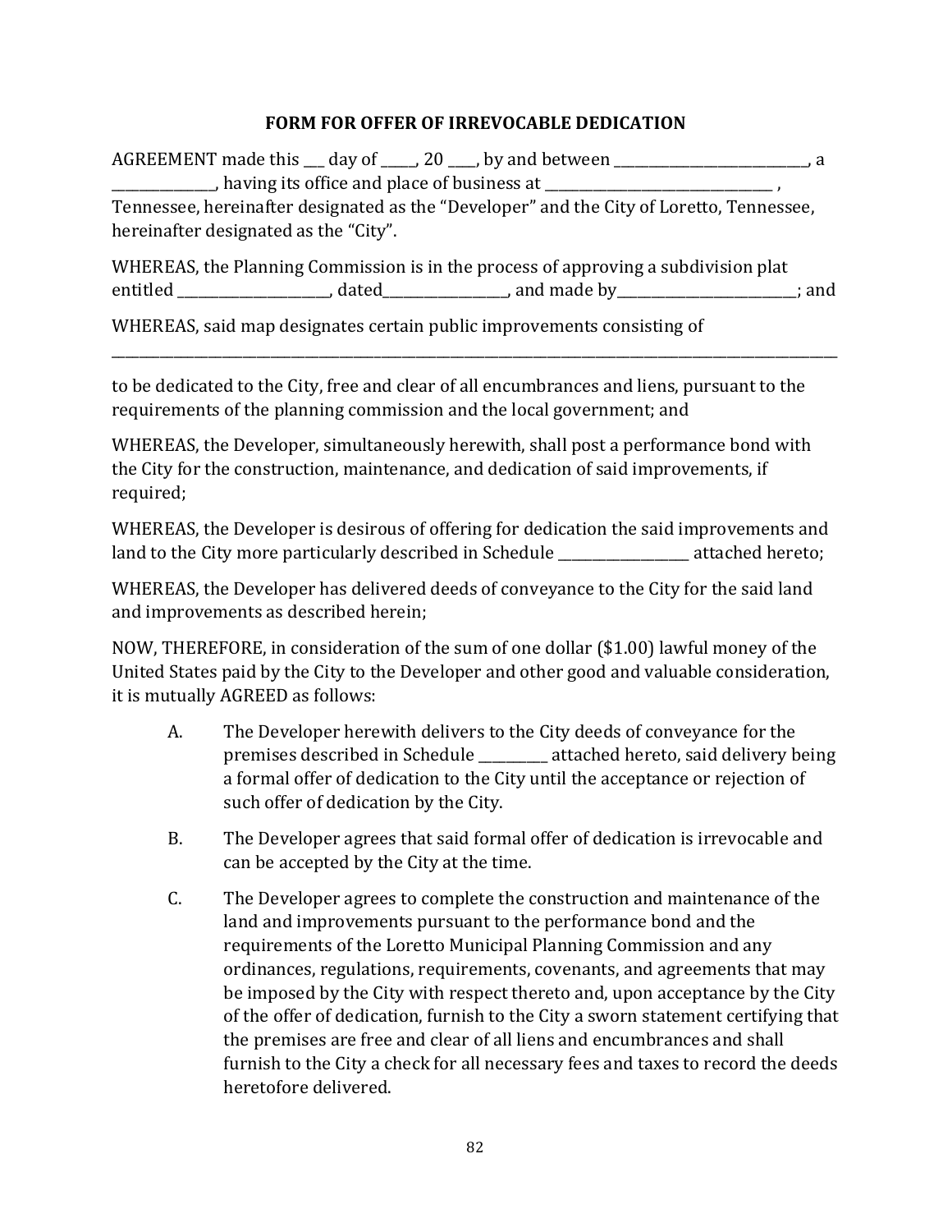## FORM FOR OFFER OF IRREVOCABLE DEDICATION

AGREEMENT made this ___ day of _____, 20 ____, by and between ____________________________, a _______________, having its office and place of business at __________________________________ , Tennessee, hereinafter designated as the "Developer" and the City of Loretto, Tennessee, hereinafter designated as the "City".

WHEREAS, the Planning Commission is in the process of approving a subdivision plat entitled ______________________, dated__________________, and made by__________________________; and

WHEREAS, said map designates certain public improvements consisting of

______________________________________________________________________________________________________

to be dedicated to the City, free and clear of all encumbrances and liens, pursuant to the requirements of the planning commission and the local government; and

WHEREAS, the Developer, simultaneously herewith, shall post a performance bond with the City for the construction, maintenance, and dedication of said improvements, if required;

WHEREAS, the Developer is desirous of offering for dedication the said improvements and land to the City more particularly described in Schedule ___________________ attached hereto;

WHEREAS, the Developer has delivered deeds of conveyance to the City for the said land and improvements as described herein;

NOW, THEREFORE, in consideration of the sum of one dollar ($1.00) lawful money of the United States paid by the City to the Developer and other good and valuable consideration, it is mutually AGREED as follows:

A. The Developer herewith delivers to the City deeds of conveyance for the premises described in Schedule __________ attached hereto, said delivery being a formal offer of dedication to the City until the acceptance or rejection of such offer of dedication by the City.

B. The Developer agrees that said formal offer of dedication is irrevocable and can be accepted by the City at the time.

C. The Developer agrees to complete the construction and maintenance of the land and improvements pursuant to the performance bond and the requirements of the Loretto Municipal Planning Commission and any ordinances, regulations, requirements, covenants, and agreements that may be imposed by the City with respect thereto and, upon acceptance by the City of the offer of dedication, furnish to the City a sworn statement certifying that the premises are free and clear of all liens and encumbrances and shall furnish to the City a check for all necessary fees and taxes to record the deeds heretofore delivered.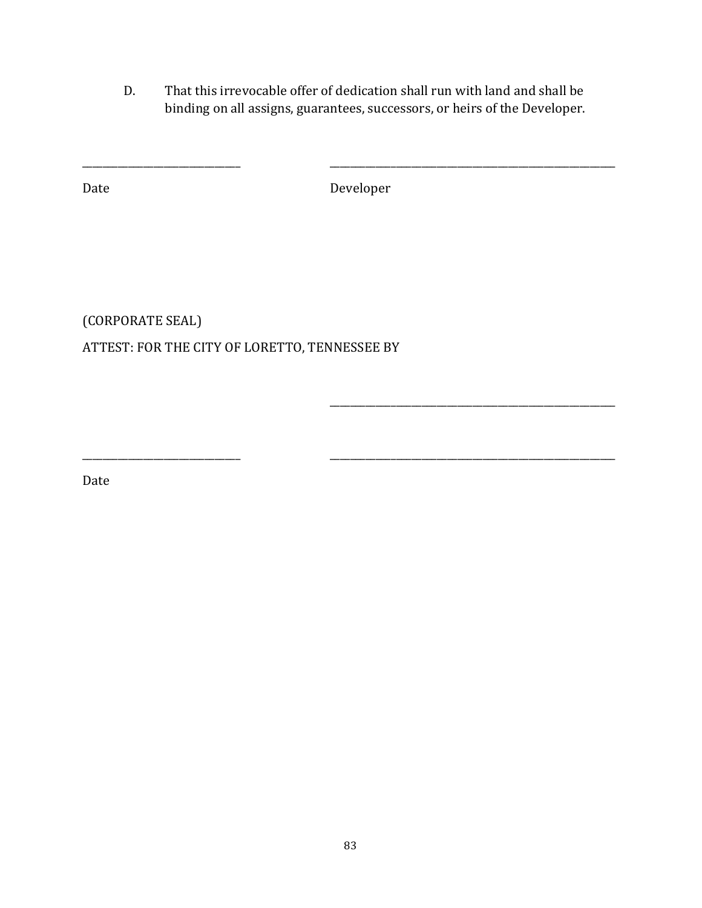D. That this irrevocable offer of dedication shall run with land and shall be binding on all assigns, guarantees, successors, or heirs of the Developer.

______________________________ ______________________________________________________

Date Developer

(CORPORATE SEAL)

ATTEST: FOR THE CITY OF LORETTO, TENNESSEE BY

______________________________________________________

______________________________ ______________________________________________________

Date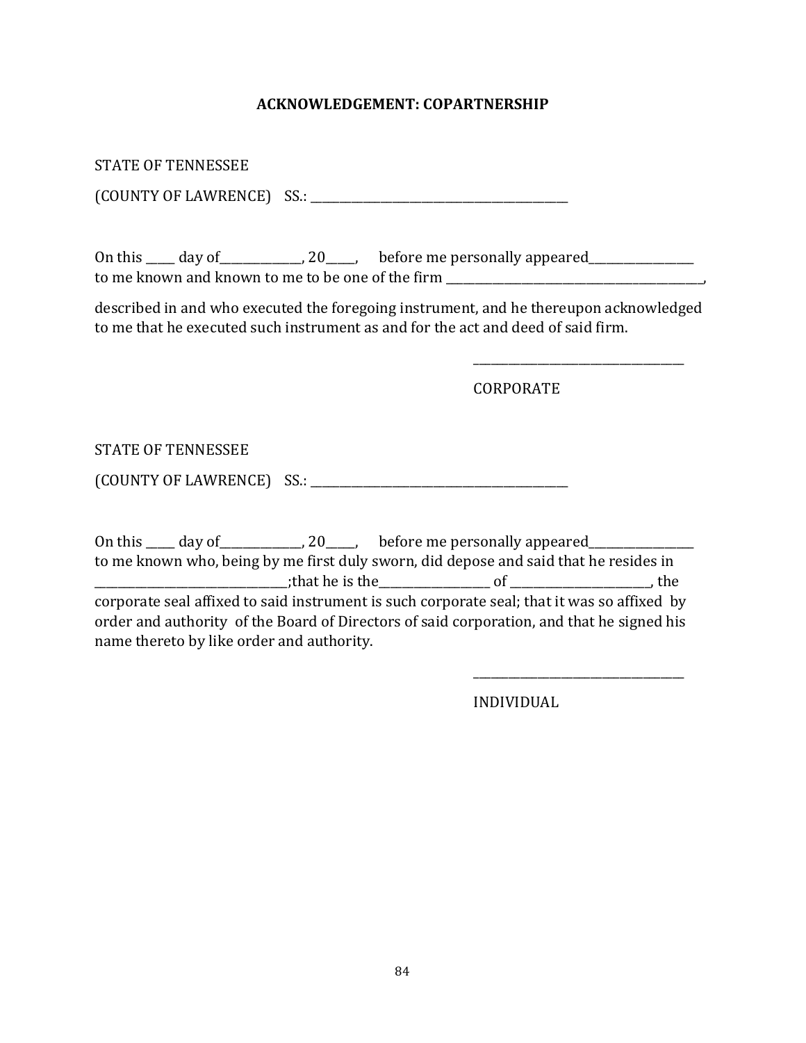**ACKNOWLEDGEMENT: COPARTNERSHIP**

STATE OF TENNESSEE

(COUNTY OF LAWRENCE) SS.: ____________________________________________

On this _____ day of_____________, 20_____, before me personally appeared_________________ to me known and known to me to be one of the firm ____________________________________________,

described in and who executed the foregoing instrument, and he thereupon acknowledged to me that he executed such instrument as and for the act and deed of said firm.

____________________________________

CORPORATE

STATE OF TENNESSEE

(COUNTY OF LAWRENCE) SS.: ____________________________________________

On this _____ day of_____________, 20_____, before me personally appeared_________________ to me known who, being by me first duly sworn, did depose and said that he resides in _______________________________;that he is the__________________ of _______________________, the corporate seal affixed to said instrument is such corporate seal; that it was so affixed by order and authority of the Board of Directors of said corporation, and that he signed his name thereto by like order and authority.

____________________________________

INDIVIDUAL